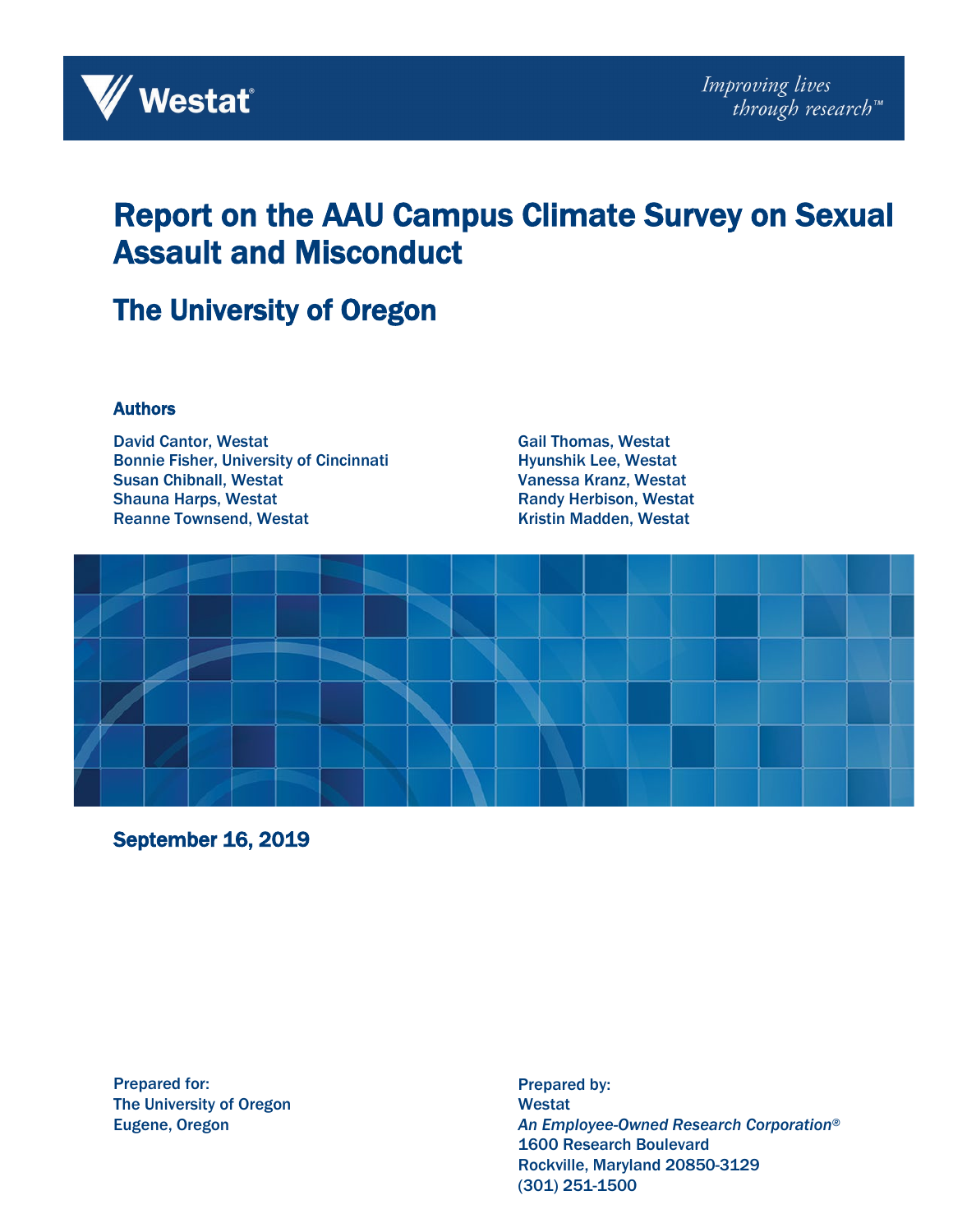Westat

*Improving lives through research™*

# Report on the AAU Campus Climate Survey on Sexual Assault and Misconduct

## The University of Oregon

### Authors

David Cantor, Westat
Bonnie Fisher, University of Cincinnati
Susan Chibnall, Westat
Shauna Harps, Westat
Reanne Townsend, Westat
Gail Thomas, Westat
Hyunshik Lee, Westat
Vanessa Kranz, Westat
Randy Herbison, Westat
Kristin Madden, Westat

**September 16, 2019**

Prepared for:
The University of Oregon
Eugene, Oregon

Prepared by:
Westat
*An Employee-Owned Research Corporation®*
1600 Research Boulevard
Rockville, Maryland 20850-3129
(301) 251-1500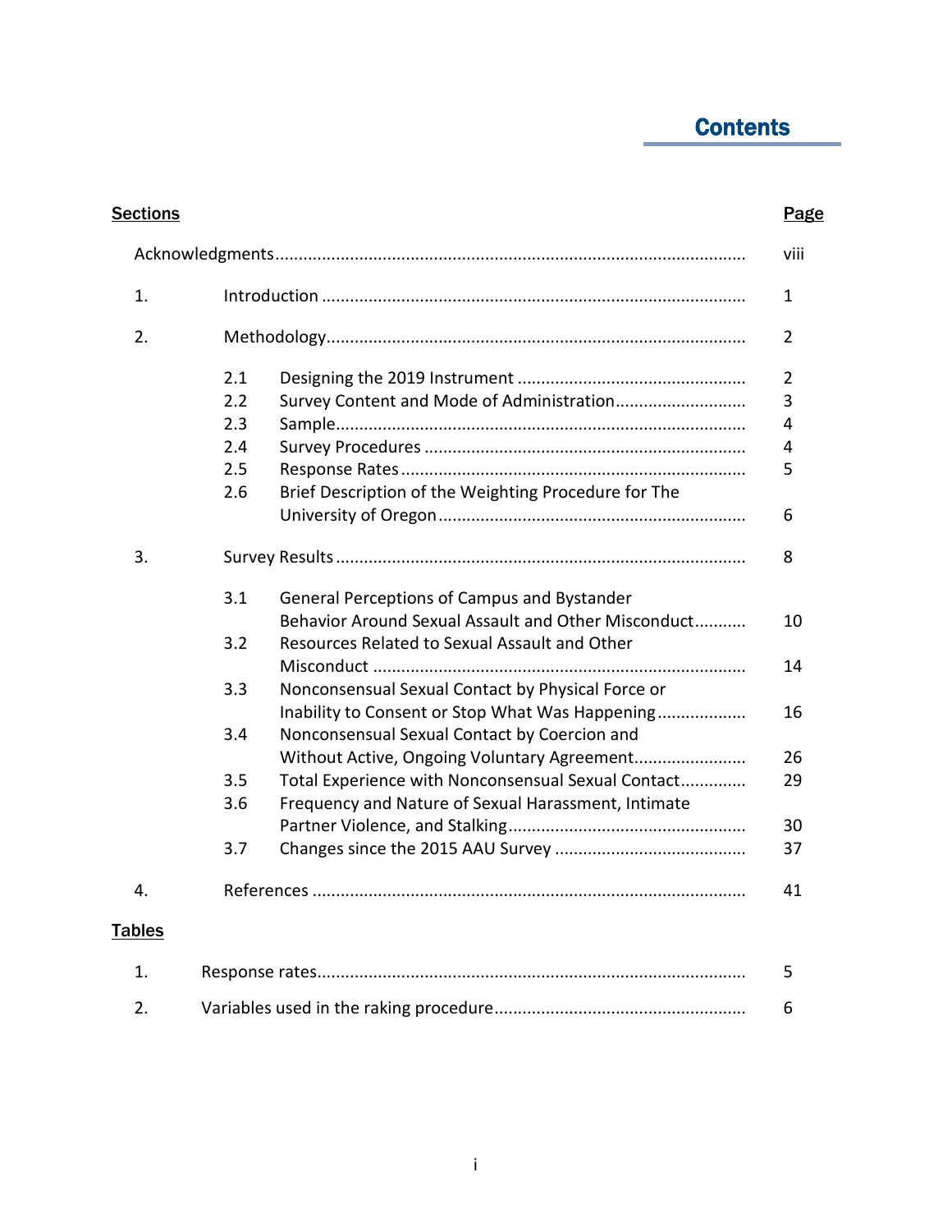# Contents

| Sections | | | Page |
|---|---|---|---|
| Acknowledgments | | | viii |
| 1. | Introduction | | 1 |
| 2. | Methodology | | 2 |
| | 2.1 | Designing the 2019 Instrument | 2 |
| | 2.2 | Survey Content and Mode of Administration | 3 |
| | 2.3 | Sample | 4 |
| | 2.4 | Survey Procedures | 4 |
| | 2.5 | Response Rates | 5 |
| | 2.6 | Brief Description of the Weighting Procedure for The University of Oregon | 6 |
| 3. | Survey Results | | 8 |
| | 3.1 | General Perceptions of Campus and Bystander Behavior Around Sexual Assault and Other Misconduct | 10 |
| | 3.2 | Resources Related to Sexual Assault and Other Misconduct | 14 |
| | 3.3 | Nonconsensual Sexual Contact by Physical Force or Inability to Consent or Stop What Was Happening | 16 |
| | 3.4 | Nonconsensual Sexual Contact by Coercion and Without Active, Ongoing Voluntary Agreement | 26 |
| | 3.5 | Total Experience with Nonconsensual Sexual Contact | 29 |
| | 3.6 | Frequency and Nature of Sexual Harassment, Intimate Partner Violence, and Stalking | 30 |
| | 3.7 | Changes since the 2015 AAU Survey | 37 |
| 4. | References | | 41 |

| Tables | | Page |
|---|---|---|
| 1. | Response rates | 5 |
| 2. | Variables used in the raking procedure | 6 |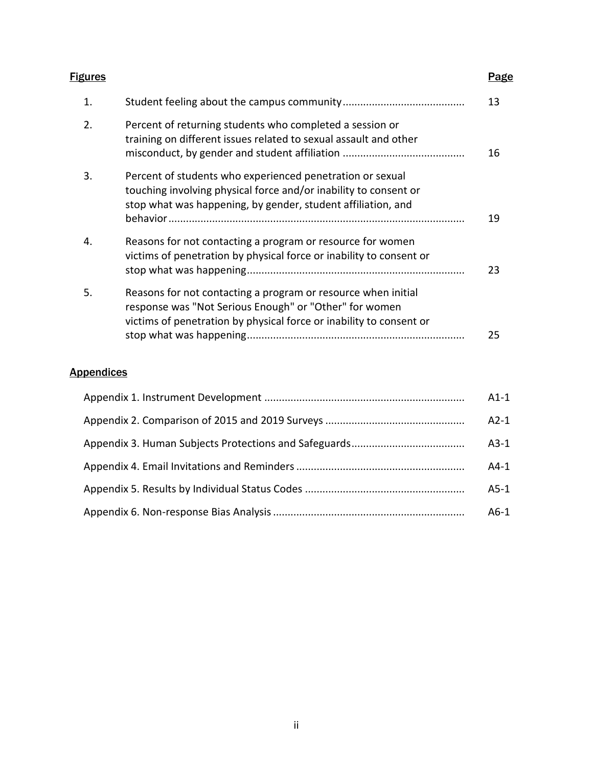| Figures | | Page |
|---|---|---|
| 1. | Student feeling about the campus community | 13 |
| 2. | Percent of returning students who completed a session or training on different issues related to sexual assault and other misconduct, by gender and student affiliation | 16 |
| 3. | Percent of students who experienced penetration or sexual touching involving physical force and/or inability to consent or stop what was happening, by gender, student affiliation, and behavior | 19 |
| 4. | Reasons for not contacting a program or resource for women victims of penetration by physical force or inability to consent or stop what was happening | 23 |
| 5. | Reasons for not contacting a program or resource when initial response was "Not Serious Enough" or "Other" for women victims of penetration by physical force or inability to consent or stop what was happening | 25 |

**Appendices**

| Appendix | Page |
|---|---|
| Appendix 1. Instrument Development | A1-1 |
| Appendix 2. Comparison of 2015 and 2019 Surveys | A2-1 |
| Appendix 3. Human Subjects Protections and Safeguards | A3-1 |
| Appendix 4. Email Invitations and Reminders | A4-1 |
| Appendix 5. Results by Individual Status Codes | A5-1 |
| Appendix 6. Non-response Bias Analysis | A6-1 |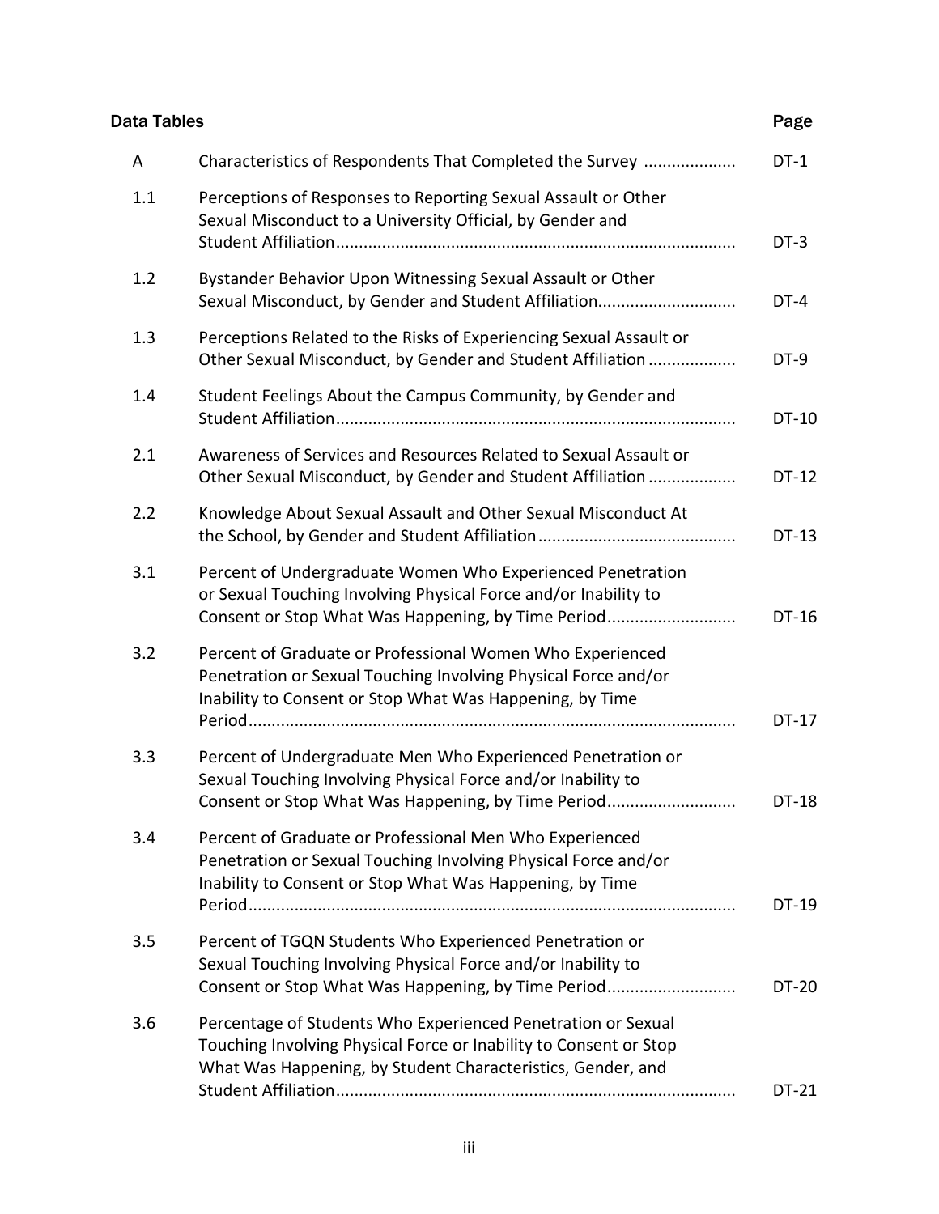| Data Tables | | Page |
|---|---|---|
| A | Characteristics of Respondents That Completed the Survey | DT-1 |
| 1.1 | Perceptions of Responses to Reporting Sexual Assault or Other Sexual Misconduct to a University Official, by Gender and Student Affiliation | DT-3 |
| 1.2 | Bystander Behavior Upon Witnessing Sexual Assault or Other Sexual Misconduct, by Gender and Student Affiliation | DT-4 |
| 1.3 | Perceptions Related to the Risks of Experiencing Sexual Assault or Other Sexual Misconduct, by Gender and Student Affiliation | DT-9 |
| 1.4 | Student Feelings About the Campus Community, by Gender and Student Affiliation | DT-10 |
| 2.1 | Awareness of Services and Resources Related to Sexual Assault or Other Sexual Misconduct, by Gender and Student Affiliation | DT-12 |
| 2.2 | Knowledge About Sexual Assault and Other Sexual Misconduct At the School, by Gender and Student Affiliation | DT-13 |
| 3.1 | Percent of Undergraduate Women Who Experienced Penetration or Sexual Touching Involving Physical Force and/or Inability to Consent or Stop What Was Happening, by Time Period | DT-16 |
| 3.2 | Percent of Graduate or Professional Women Who Experienced Penetration or Sexual Touching Involving Physical Force and/or Inability to Consent or Stop What Was Happening, by Time Period | DT-17 |
| 3.3 | Percent of Undergraduate Men Who Experienced Penetration or Sexual Touching Involving Physical Force and/or Inability to Consent or Stop What Was Happening, by Time Period | DT-18 |
| 3.4 | Percent of Graduate or Professional Men Who Experienced Penetration or Sexual Touching Involving Physical Force and/or Inability to Consent or Stop What Was Happening, by Time Period | DT-19 |
| 3.5 | Percent of TGQN Students Who Experienced Penetration or Sexual Touching Involving Physical Force and/or Inability to Consent or Stop What Was Happening, by Time Period | DT-20 |
| 3.6 | Percentage of Students Who Experienced Penetration or Sexual Touching Involving Physical Force or Inability to Consent or Stop What Was Happening, by Student Characteristics, Gender, and Student Affiliation | DT-21 |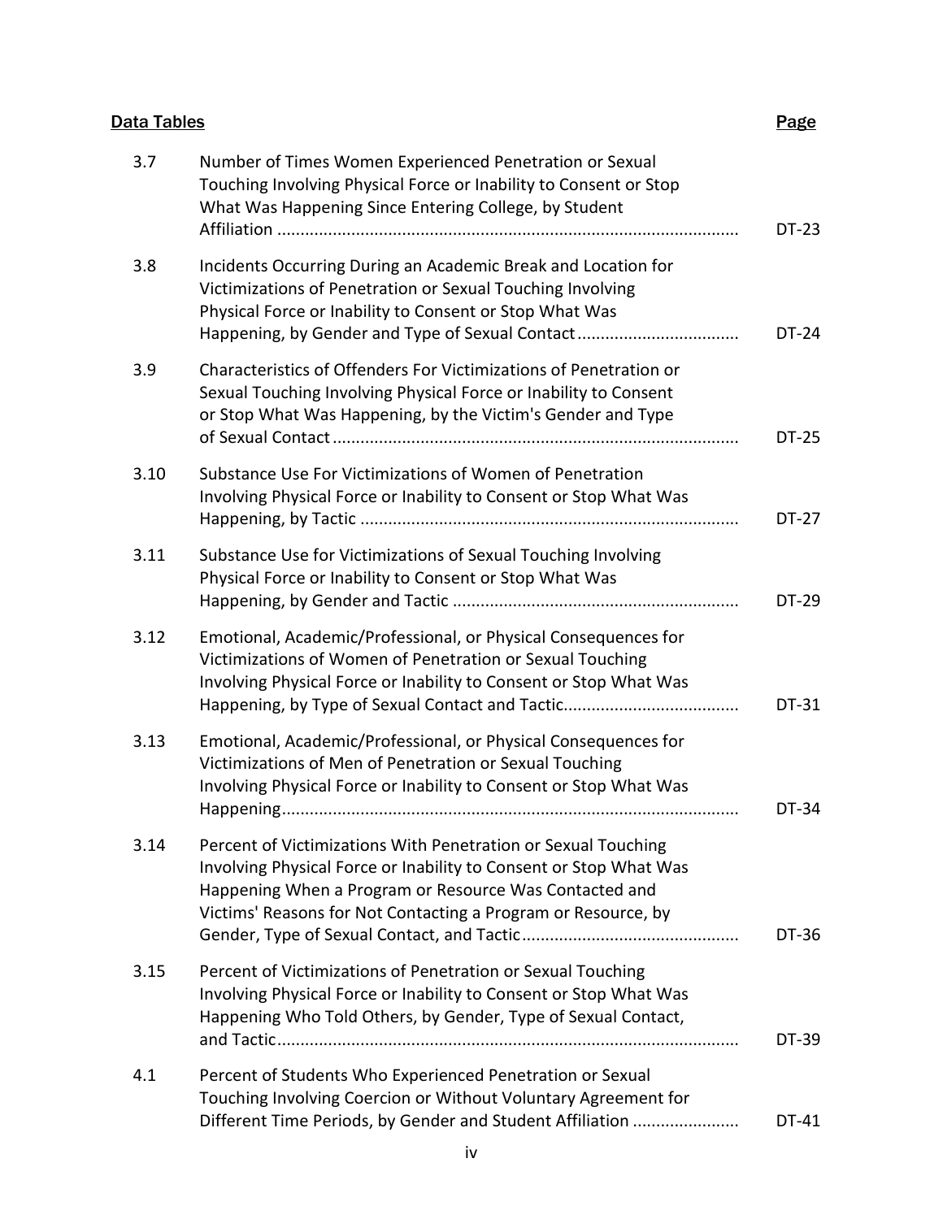| Data Tables | | Page |
|---|---|---|
| 3.7 | Number of Times Women Experienced Penetration or Sexual Touching Involving Physical Force or Inability to Consent or Stop What Was Happening Since Entering College, by Student Affiliation | DT-23 |
| 3.8 | Incidents Occurring During an Academic Break and Location for Victimizations of Penetration or Sexual Touching Involving Physical Force or Inability to Consent or Stop What Was Happening, by Gender and Type of Sexual Contact | DT-24 |
| 3.9 | Characteristics of Offenders For Victimizations of Penetration or Sexual Touching Involving Physical Force or Inability to Consent or Stop What Was Happening, by the Victim's Gender and Type of Sexual Contact | DT-25 |
| 3.10 | Substance Use For Victimizations of Women of Penetration Involving Physical Force or Inability to Consent or Stop What Was Happening, by Tactic | DT-27 |
| 3.11 | Substance Use for Victimizations of Sexual Touching Involving Physical Force or Inability to Consent or Stop What Was Happening, by Gender and Tactic | DT-29 |
| 3.12 | Emotional, Academic/Professional, or Physical Consequences for Victimizations of Women of Penetration or Sexual Touching Involving Physical Force or Inability to Consent or Stop What Was Happening, by Type of Sexual Contact and Tactic | DT-31 |
| 3.13 | Emotional, Academic/Professional, or Physical Consequences for Victimizations of Men of Penetration or Sexual Touching Involving Physical Force or Inability to Consent or Stop What Was Happening | DT-34 |
| 3.14 | Percent of Victimizations With Penetration or Sexual Touching Involving Physical Force or Inability to Consent or Stop What Was Happening When a Program or Resource Was Contacted and Victims' Reasons for Not Contacting a Program or Resource, by Gender, Type of Sexual Contact, and Tactic | DT-36 |
| 3.15 | Percent of Victimizations of Penetration or Sexual Touching Involving Physical Force or Inability to Consent or Stop What Was Happening Who Told Others, by Gender, Type of Sexual Contact, and Tactic | DT-39 |
| 4.1 | Percent of Students Who Experienced Penetration or Sexual Touching Involving Coercion or Without Voluntary Agreement for Different Time Periods, by Gender and Student Affiliation | DT-41 |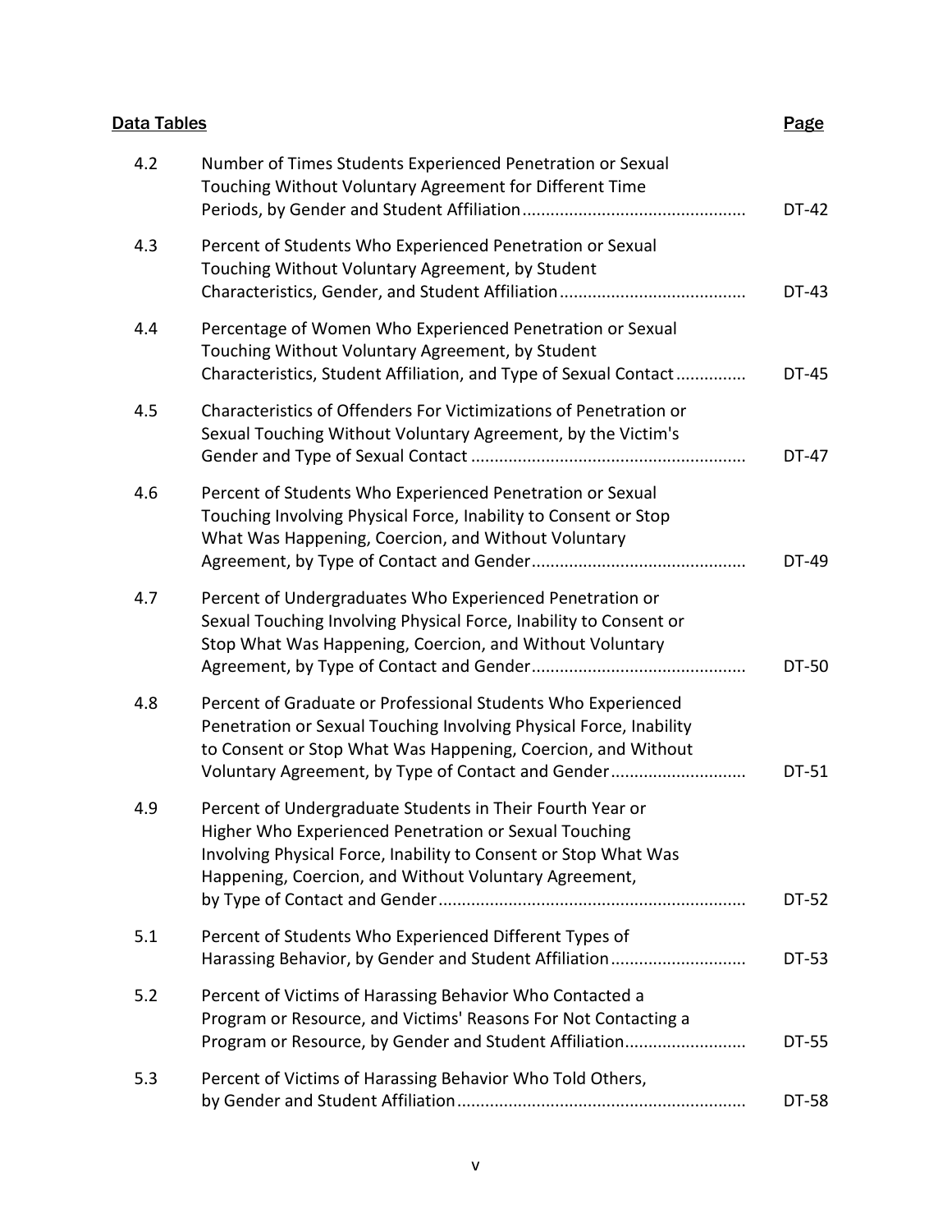| Data Tables | | Page |
|---|---|---|
| 4.2 | Number of Times Students Experienced Penetration or Sexual Touching Without Voluntary Agreement for Different Time Periods, by Gender and Student Affiliation | DT-42 |
| 4.3 | Percent of Students Who Experienced Penetration or Sexual Touching Without Voluntary Agreement, by Student Characteristics, Gender, and Student Affiliation | DT-43 |
| 4.4 | Percentage of Women Who Experienced Penetration or Sexual Touching Without Voluntary Agreement, by Student Characteristics, Student Affiliation, and Type of Sexual Contact | DT-45 |
| 4.5 | Characteristics of Offenders For Victimizations of Penetration or Sexual Touching Without Voluntary Agreement, by the Victim's Gender and Type of Sexual Contact | DT-47 |
| 4.6 | Percent of Students Who Experienced Penetration or Sexual Touching Involving Physical Force, Inability to Consent or Stop What Was Happening, Coercion, and Without Voluntary Agreement, by Type of Contact and Gender | DT-49 |
| 4.7 | Percent of Undergraduates Who Experienced Penetration or Sexual Touching Involving Physical Force, Inability to Consent or Stop What Was Happening, Coercion, and Without Voluntary Agreement, by Type of Contact and Gender | DT-50 |
| 4.8 | Percent of Graduate or Professional Students Who Experienced Penetration or Sexual Touching Involving Physical Force, Inability to Consent or Stop What Was Happening, Coercion, and Without Voluntary Agreement, by Type of Contact and Gender | DT-51 |
| 4.9 | Percent of Undergraduate Students in Their Fourth Year or Higher Who Experienced Penetration or Sexual Touching Involving Physical Force, Inability to Consent or Stop What Was Happening, Coercion, and Without Voluntary Agreement, by Type of Contact and Gender | DT-52 |
| 5.1 | Percent of Students Who Experienced Different Types of Harassing Behavior, by Gender and Student Affiliation | DT-53 |
| 5.2 | Percent of Victims of Harassing Behavior Who Contacted a Program or Resource, and Victims' Reasons For Not Contacting a Program or Resource, by Gender and Student Affiliation | DT-55 |
| 5.3 | Percent of Victims of Harassing Behavior Who Told Others, by Gender and Student Affiliation | DT-58 |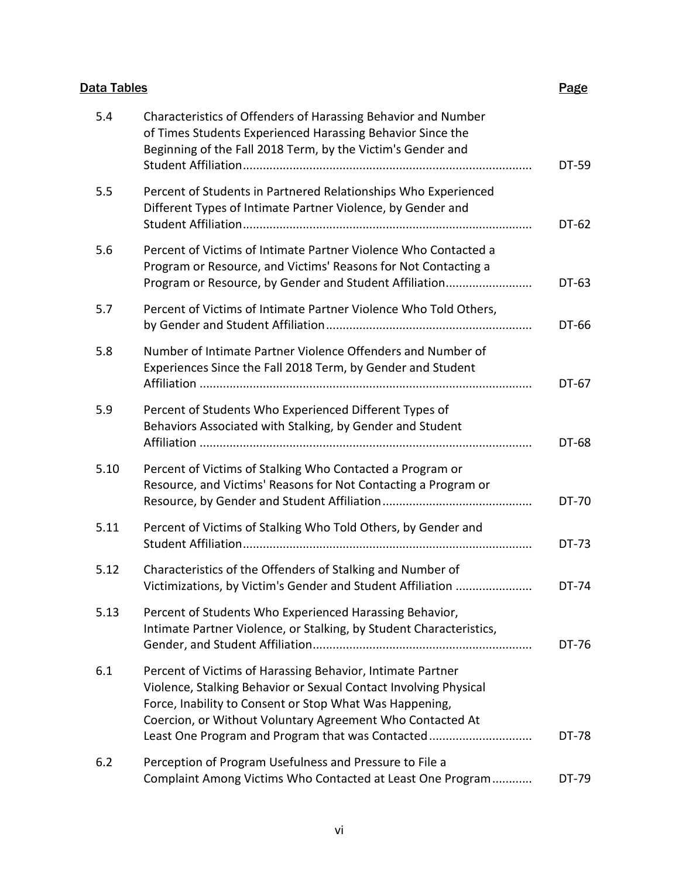| Data Tables | | Page |
|---|---|---|
| 5.4 | Characteristics of Offenders of Harassing Behavior and Number of Times Students Experienced Harassing Behavior Since the Beginning of the Fall 2018 Term, by the Victim's Gender and Student Affiliation | DT-59 |
| 5.5 | Percent of Students in Partnered Relationships Who Experienced Different Types of Intimate Partner Violence, by Gender and Student Affiliation | DT-62 |
| 5.6 | Percent of Victims of Intimate Partner Violence Who Contacted a Program or Resource, and Victims' Reasons for Not Contacting a Program or Resource, by Gender and Student Affiliation | DT-63 |
| 5.7 | Percent of Victims of Intimate Partner Violence Who Told Others, by Gender and Student Affiliation | DT-66 |
| 5.8 | Number of Intimate Partner Violence Offenders and Number of Experiences Since the Fall 2018 Term, by Gender and Student Affiliation | DT-67 |
| 5.9 | Percent of Students Who Experienced Different Types of Behaviors Associated with Stalking, by Gender and Student Affiliation | DT-68 |
| 5.10 | Percent of Victims of Stalking Who Contacted a Program or Resource, and Victims' Reasons for Not Contacting a Program or Resource, by Gender and Student Affiliation | DT-70 |
| 5.11 | Percent of Victims of Stalking Who Told Others, by Gender and Student Affiliation | DT-73 |
| 5.12 | Characteristics of the Offenders of Stalking and Number of Victimizations, by Victim's Gender and Student Affiliation | DT-74 |
| 5.13 | Percent of Students Who Experienced Harassing Behavior, Intimate Partner Violence, or Stalking, by Student Characteristics, Gender, and Student Affiliation | DT-76 |
| 6.1 | Percent of Victims of Harassing Behavior, Intimate Partner Violence, Stalking Behavior or Sexual Contact Involving Physical Force, Inability to Consent or Stop What Was Happening, Coercion, or Without Voluntary Agreement Who Contacted At Least One Program and Program that was Contacted | DT-78 |
| 6.2 | Perception of Program Usefulness and Pressure to File a Complaint Among Victims Who Contacted at Least One Program | DT-79 |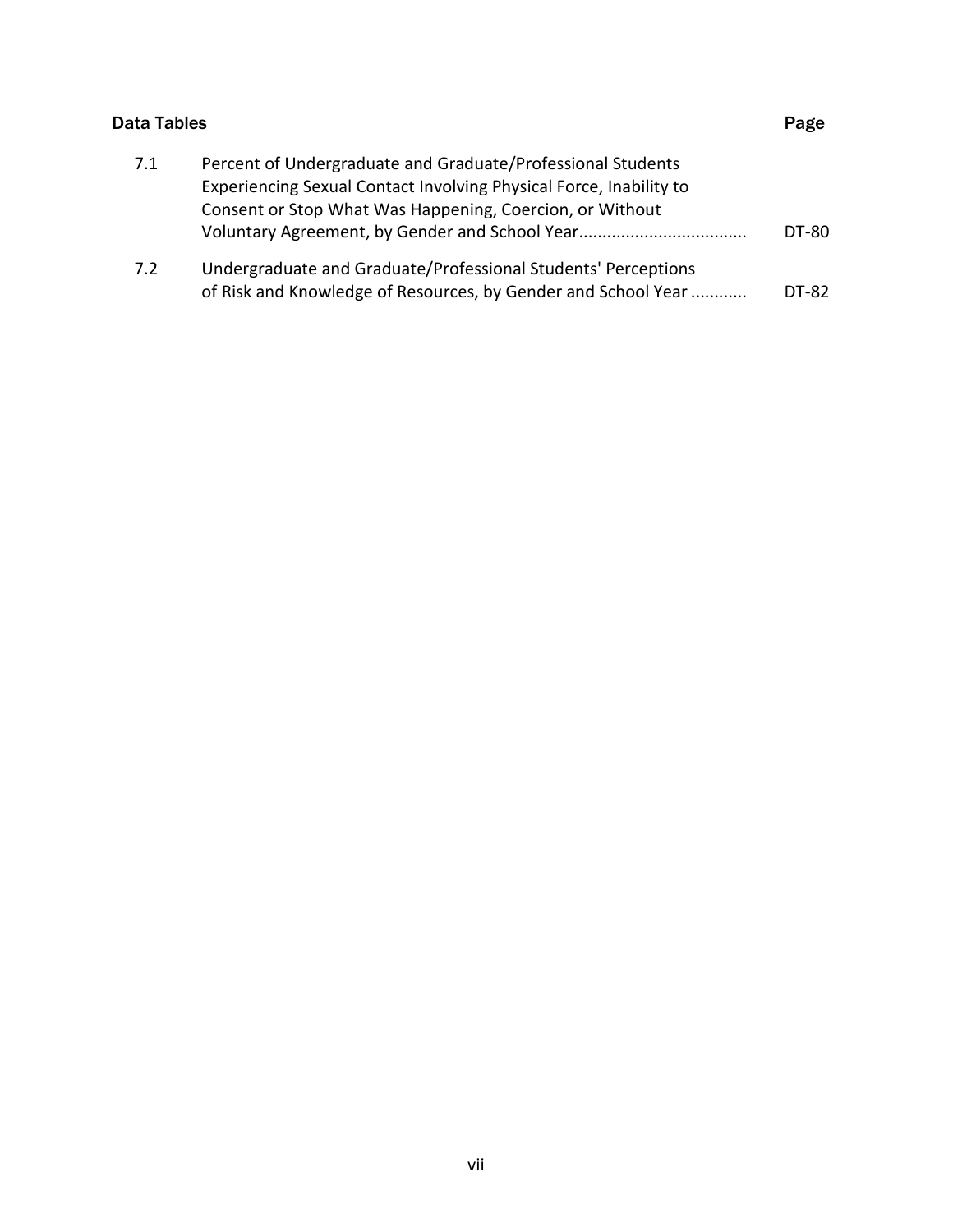| Data Tables | | Page |
|---|---|---|
| 7.1 | Percent of Undergraduate and Graduate/Professional Students Experiencing Sexual Contact Involving Physical Force, Inability to Consent or Stop What Was Happening, Coercion, or Without Voluntary Agreement, by Gender and School Year | DT-80 |
| 7.2 | Undergraduate and Graduate/Professional Students' Perceptions of Risk and Knowledge of Resources, by Gender and School Year | DT-82 |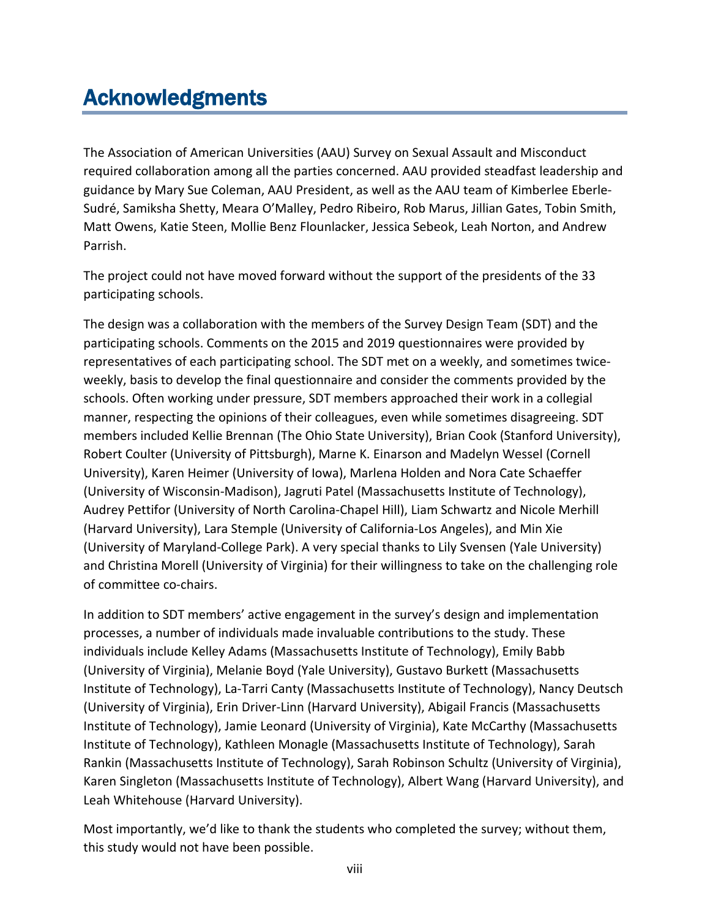# Acknowledgments

The Association of American Universities (AAU) Survey on Sexual Assault and Misconduct required collaboration among all the parties concerned. AAU provided steadfast leadership and guidance by Mary Sue Coleman, AAU President, as well as the AAU team of Kimberlee Eberle-Sudré, Samiksha Shetty, Meara O'Malley, Pedro Ribeiro, Rob Marus, Jillian Gates, Tobin Smith, Matt Owens, Katie Steen, Mollie Benz Flounlacker, Jessica Sebeok, Leah Norton, and Andrew Parrish.

The project could not have moved forward without the support of the presidents of the 33 participating schools.

The design was a collaboration with the members of the Survey Design Team (SDT) and the participating schools. Comments on the 2015 and 2019 questionnaires were provided by representatives of each participating school. The SDT met on a weekly, and sometimes twice-weekly, basis to develop the final questionnaire and consider the comments provided by the schools. Often working under pressure, SDT members approached their work in a collegial manner, respecting the opinions of their colleagues, even while sometimes disagreeing. SDT members included Kellie Brennan (The Ohio State University), Brian Cook (Stanford University), Robert Coulter (University of Pittsburgh), Marne K. Einarson and Madelyn Wessel (Cornell University), Karen Heimer (University of Iowa), Marlena Holden and Nora Cate Schaeffer (University of Wisconsin-Madison), Jagruti Patel (Massachusetts Institute of Technology), Audrey Pettifor (University of North Carolina-Chapel Hill), Liam Schwartz and Nicole Merhill (Harvard University), Lara Stemple (University of California-Los Angeles), and Min Xie (University of Maryland-College Park). A very special thanks to Lily Svensen (Yale University) and Christina Morell (University of Virginia) for their willingness to take on the challenging role of committee co-chairs.

In addition to SDT members' active engagement in the survey's design and implementation processes, a number of individuals made invaluable contributions to the study. These individuals include Kelley Adams (Massachusetts Institute of Technology), Emily Babb (University of Virginia), Melanie Boyd (Yale University), Gustavo Burkett (Massachusetts Institute of Technology), La-Tarri Canty (Massachusetts Institute of Technology), Nancy Deutsch (University of Virginia), Erin Driver-Linn (Harvard University), Abigail Francis (Massachusetts Institute of Technology), Jamie Leonard (University of Virginia), Kate McCarthy (Massachusetts Institute of Technology), Kathleen Monagle (Massachusetts Institute of Technology), Sarah Rankin (Massachusetts Institute of Technology), Sarah Robinson Schultz (University of Virginia), Karen Singleton (Massachusetts Institute of Technology), Albert Wang (Harvard University), and Leah Whitehouse (Harvard University).

Most importantly, we'd like to thank the students who completed the survey; without them, this study would not have been possible.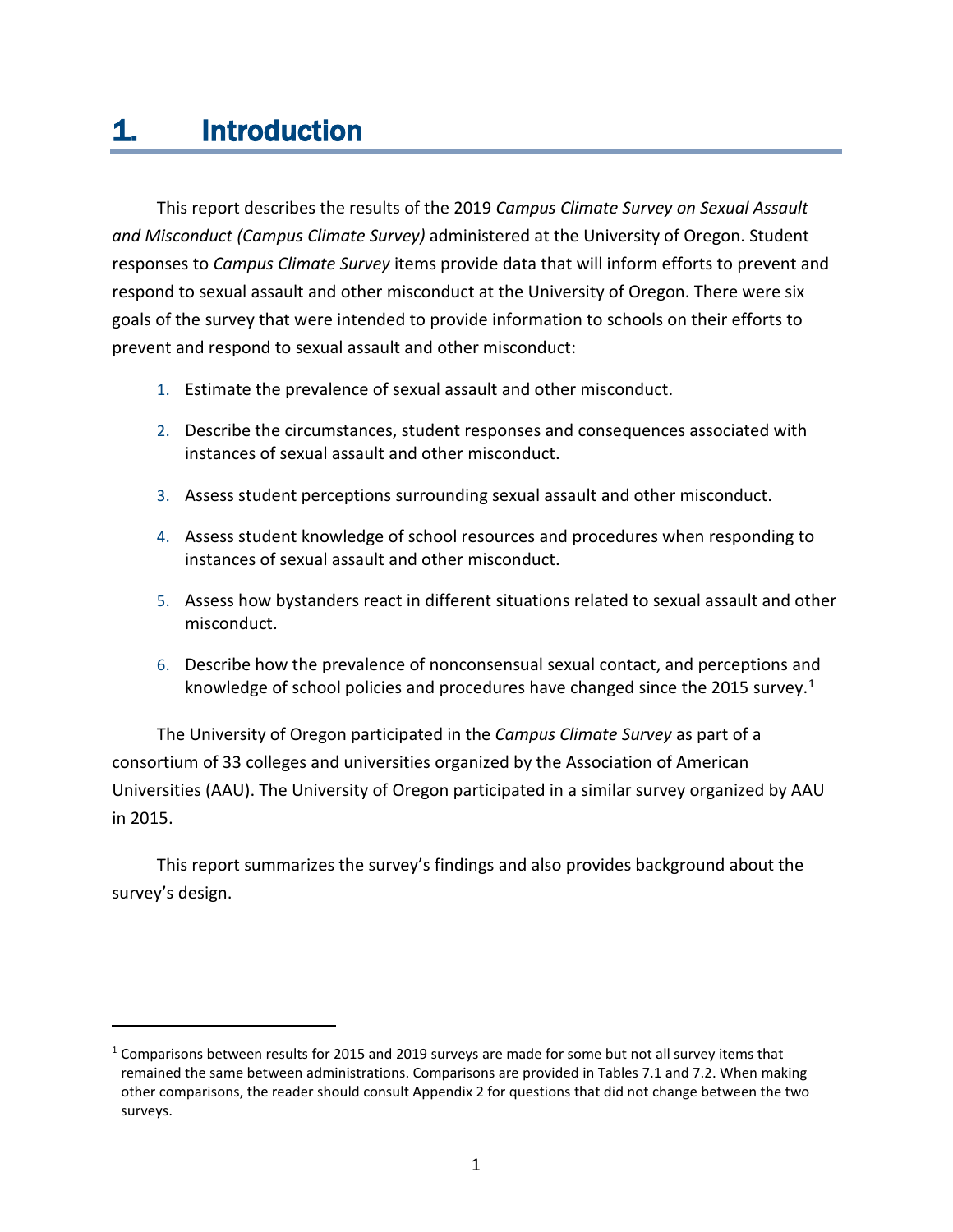# 1. Introduction

This report describes the results of the 2019 *Campus Climate Survey on Sexual Assault and Misconduct (Campus Climate Survey)* administered at the University of Oregon. Student responses to *Campus Climate Survey* items provide data that will inform efforts to prevent and respond to sexual assault and other misconduct at the University of Oregon. There were six goals of the survey that were intended to provide information to schools on their efforts to prevent and respond to sexual assault and other misconduct:

1. Estimate the prevalence of sexual assault and other misconduct.
2. Describe the circumstances, student responses and consequences associated with instances of sexual assault and other misconduct.
3. Assess student perceptions surrounding sexual assault and other misconduct.
4. Assess student knowledge of school resources and procedures when responding to instances of sexual assault and other misconduct.
5. Assess how bystanders react in different situations related to sexual assault and other misconduct.
6. Describe how the prevalence of nonconsensual sexual contact, and perceptions and knowledge of school policies and procedures have changed since the 2015 survey.[1]

The University of Oregon participated in the *Campus Climate Survey* as part of a consortium of 33 colleges and universities organized by the Association of American Universities (AAU). The University of Oregon participated in a similar survey organized by AAU in 2015.

This report summarizes the survey's findings and also provides background about the survey's design.

---

[1] Comparisons between results for 2015 and 2019 surveys are made for some but not all survey items that remained the same between administrations. Comparisons are provided in Tables 7.1 and 7.2. When making other comparisons, the reader should consult Appendix 2 for questions that did not change between the two surveys.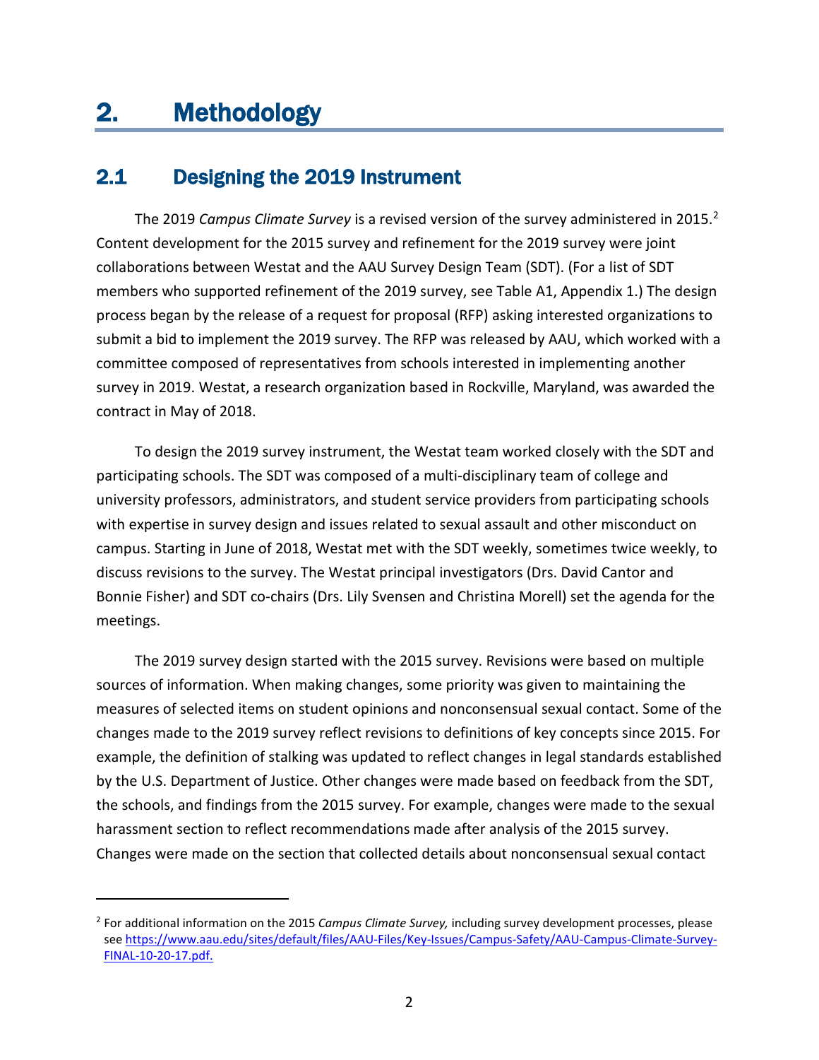# 2. Methodology

## 2.1 Designing the 2019 Instrument

The 2019 *Campus Climate Survey* is a revised version of the survey administered in 2015.[2] Content development for the 2015 survey and refinement for the 2019 survey were joint collaborations between Westat and the AAU Survey Design Team (SDT). (For a list of SDT members who supported refinement of the 2019 survey, see Table A1, Appendix 1.) The design process began by the release of a request for proposal (RFP) asking interested organizations to submit a bid to implement the 2019 survey. The RFP was released by AAU, which worked with a committee composed of representatives from schools interested in implementing another survey in 2019. Westat, a research organization based in Rockville, Maryland, was awarded the contract in May of 2018.

To design the 2019 survey instrument, the Westat team worked closely with the SDT and participating schools. The SDT was composed of a multi-disciplinary team of college and university professors, administrators, and student service providers from participating schools with expertise in survey design and issues related to sexual assault and other misconduct on campus. Starting in June of 2018, Westat met with the SDT weekly, sometimes twice weekly, to discuss revisions to the survey. The Westat principal investigators (Drs. David Cantor and Bonnie Fisher) and SDT co-chairs (Drs. Lily Svensen and Christina Morell) set the agenda for the meetings.

The 2019 survey design started with the 2015 survey. Revisions were based on multiple sources of information. When making changes, some priority was given to maintaining the measures of selected items on student opinions and nonconsensual sexual contact. Some of the changes made to the 2019 survey reflect revisions to definitions of key concepts since 2015. For example, the definition of stalking was updated to reflect changes in legal standards established by the U.S. Department of Justice. Other changes were made based on feedback from the SDT, the schools, and findings from the 2015 survey. For example, changes were made to the sexual harassment section to reflect recommendations made after analysis of the 2015 survey. Changes were made on the section that collected details about nonconsensual sexual contact

---

[2] For additional information on the 2015 *Campus Climate Survey,* including survey development processes, please see https://www.aau.edu/sites/default/files/AAU-Files/Key-Issues/Campus-Safety/AAU-Campus-Climate-Survey-FINAL-10-20-17.pdf.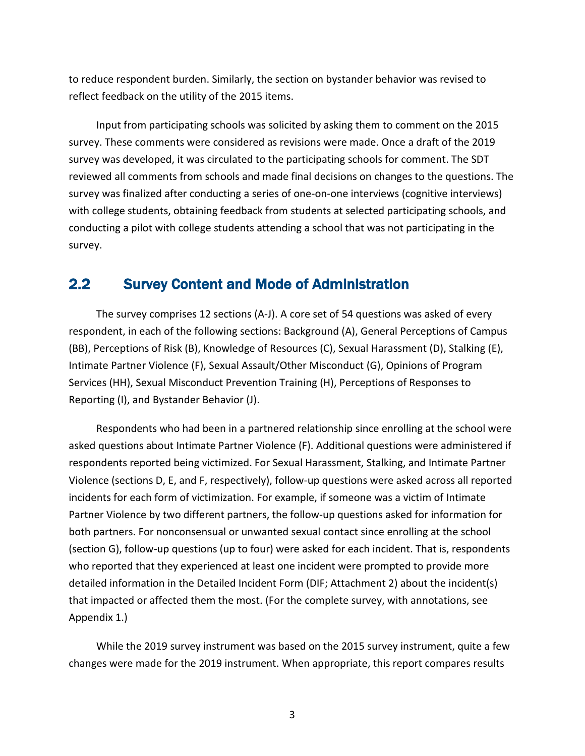to reduce respondent burden. Similarly, the section on bystander behavior was revised to reflect feedback on the utility of the 2015 items.

Input from participating schools was solicited by asking them to comment on the 2015 survey. These comments were considered as revisions were made. Once a draft of the 2019 survey was developed, it was circulated to the participating schools for comment. The SDT reviewed all comments from schools and made final decisions on changes to the questions. The survey was finalized after conducting a series of one-on-one interviews (cognitive interviews) with college students, obtaining feedback from students at selected participating schools, and conducting a pilot with college students attending a school that was not participating in the survey.

## 2.2 Survey Content and Mode of Administration

The survey comprises 12 sections (A-J). A core set of 54 questions was asked of every respondent, in each of the following sections: Background (A), General Perceptions of Campus (BB), Perceptions of Risk (B), Knowledge of Resources (C), Sexual Harassment (D), Stalking (E), Intimate Partner Violence (F), Sexual Assault/Other Misconduct (G), Opinions of Program Services (HH), Sexual Misconduct Prevention Training (H), Perceptions of Responses to Reporting (I), and Bystander Behavior (J).

Respondents who had been in a partnered relationship since enrolling at the school were asked questions about Intimate Partner Violence (F). Additional questions were administered if respondents reported being victimized. For Sexual Harassment, Stalking, and Intimate Partner Violence (sections D, E, and F, respectively), follow-up questions were asked across all reported incidents for each form of victimization. For example, if someone was a victim of Intimate Partner Violence by two different partners, the follow-up questions asked for information for both partners. For nonconsensual or unwanted sexual contact since enrolling at the school (section G), follow-up questions (up to four) were asked for each incident. That is, respondents who reported that they experienced at least one incident were prompted to provide more detailed information in the Detailed Incident Form (DIF; Attachment 2) about the incident(s) that impacted or affected them the most. (For the complete survey, with annotations, see Appendix 1.)

While the 2019 survey instrument was based on the 2015 survey instrument, quite a few changes were made for the 2019 instrument. When appropriate, this report compares results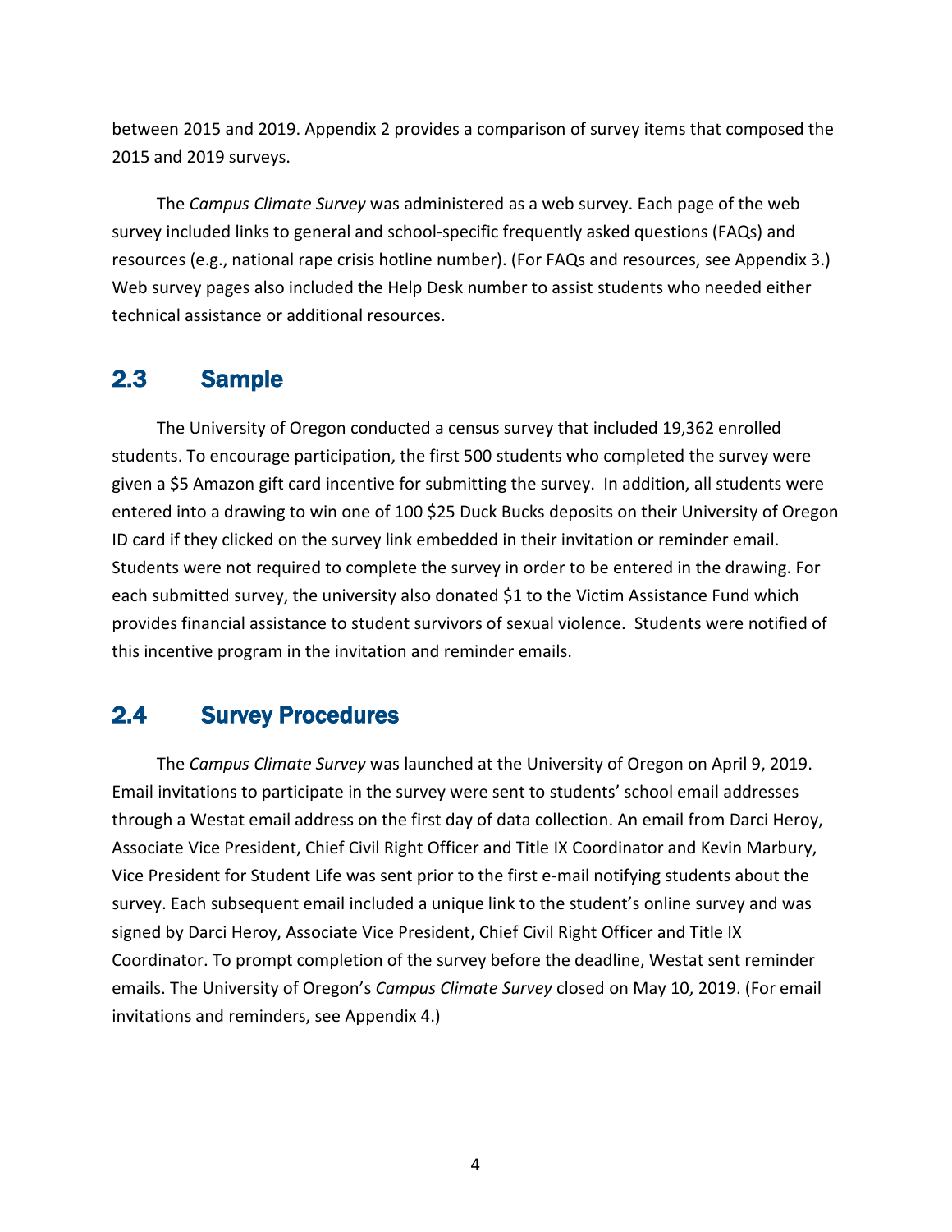between 2015 and 2019. Appendix 2 provides a comparison of survey items that composed the 2015 and 2019 surveys.

The *Campus Climate Survey* was administered as a web survey. Each page of the web survey included links to general and school-specific frequently asked questions (FAQs) and resources (e.g., national rape crisis hotline number). (For FAQs and resources, see Appendix 3.) Web survey pages also included the Help Desk number to assist students who needed either technical assistance or additional resources.

## 2.3 Sample

The University of Oregon conducted a census survey that included 19,362 enrolled students. To encourage participation, the first 500 students who completed the survey were given a $5 Amazon gift card incentive for submitting the survey. In addition, all students were entered into a drawing to win one of 100 $25 Duck Bucks deposits on their University of Oregon ID card if they clicked on the survey link embedded in their invitation or reminder email. Students were not required to complete the survey in order to be entered in the drawing. For each submitted survey, the university also donated $1 to the Victim Assistance Fund which provides financial assistance to student survivors of sexual violence. Students were notified of this incentive program in the invitation and reminder emails.

## 2.4 Survey Procedures

The *Campus Climate Survey* was launched at the University of Oregon on April 9, 2019. Email invitations to participate in the survey were sent to students' school email addresses through a Westat email address on the first day of data collection. An email from Darci Heroy, Associate Vice President, Chief Civil Right Officer and Title IX Coordinator and Kevin Marbury, Vice President for Student Life was sent prior to the first e-mail notifying students about the survey. Each subsequent email included a unique link to the student's online survey and was signed by Darci Heroy, Associate Vice President, Chief Civil Right Officer and Title IX Coordinator. To prompt completion of the survey before the deadline, Westat sent reminder emails. The University of Oregon's *Campus Climate Survey* closed on May 10, 2019. (For email invitations and reminders, see Appendix 4.)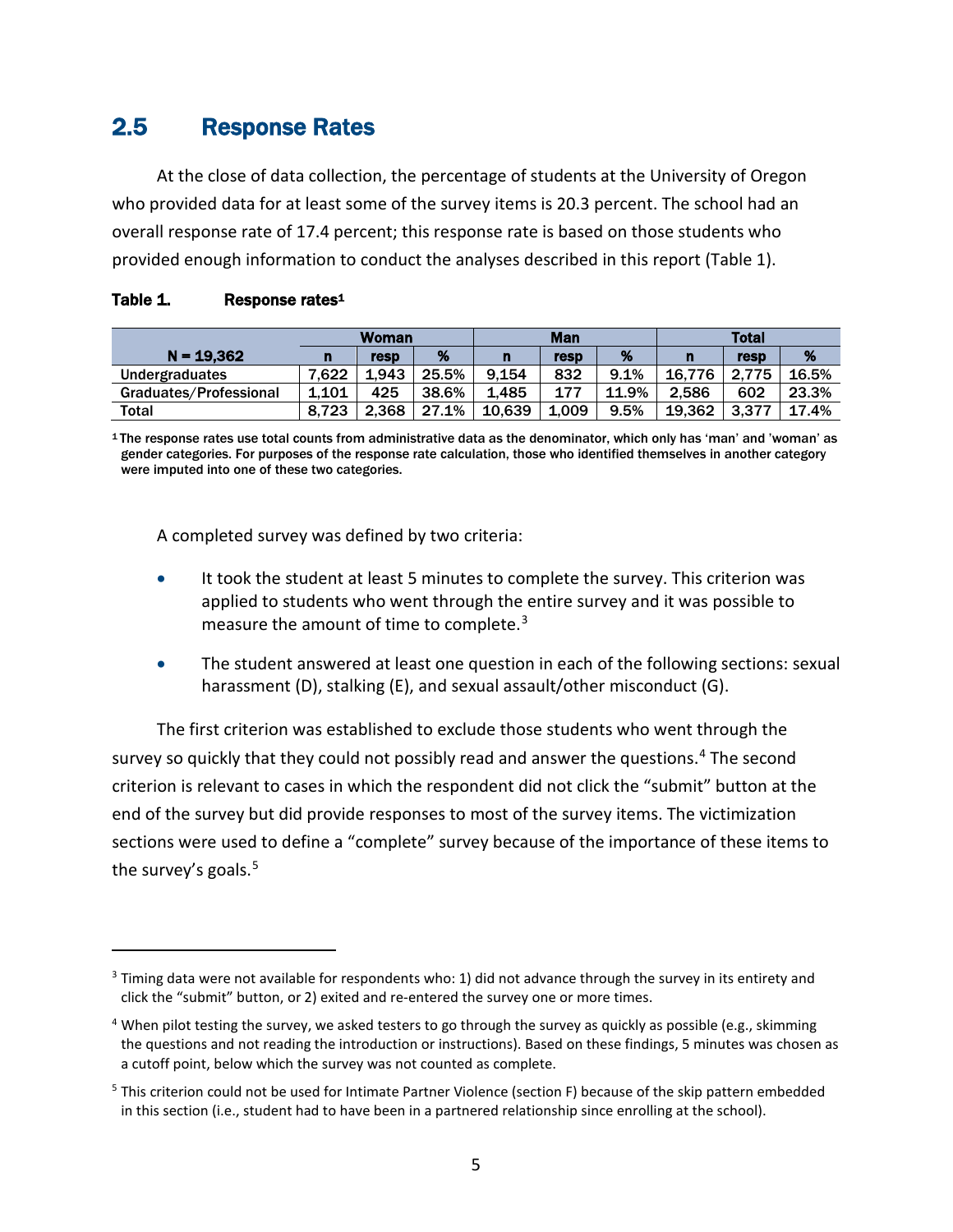## 2.5 Response Rates

At the close of data collection, the percentage of students at the University of Oregon who provided data for at least some of the survey items is 20.3 percent. The school had an overall response rate of 17.4 percent; this response rate is based on those students who provided enough information to conduct the analyses described in this report (Table 1).

**Table 1. Response rates[1]**

| | Woman | | | Man | | | Total | | |
|---|---|---|---|---|---|---|---|---|---|
| **N = 19,362** | **n** | **resp** | **%** | **n** | **resp** | **%** | **n** | **resp** | **%** |
| Undergraduates | 7,622 | 1,943 | 25.5% | 9,154 | 832 | 9.1% | 16,776 | 2,775 | 16.5% |
| Graduates/Professional | 1,101 | 425 | 38.6% | 1,485 | 177 | 11.9% | 2,586 | 602 | 23.3% |
| Total | 8,723 | 2,368 | 27.1% | 10,639 | 1,009 | 9.5% | 19,362 | 3,377 | 17.4% |

[1] The response rates use total counts from administrative data as the denominator, which only has 'man' and 'woman' as gender categories. For purposes of the response rate calculation, those who identified themselves in another category were imputed into one of these two categories.

A completed survey was defined by two criteria:

- It took the student at least 5 minutes to complete the survey. This criterion was applied to students who went through the entire survey and it was possible to measure the amount of time to complete.[3]
- The student answered at least one question in each of the following sections: sexual harassment (D), stalking (E), and sexual assault/other misconduct (G).

The first criterion was established to exclude those students who went through the survey so quickly that they could not possibly read and answer the questions.[4] The second criterion is relevant to cases in which the respondent did not click the "submit" button at the end of the survey but did provide responses to most of the survey items. The victimization sections were used to define a "complete" survey because of the importance of these items to the survey's goals.[5]

---

[3] Timing data were not available for respondents who: 1) did not advance through the survey in its entirety and click the "submit" button, or 2) exited and re-entered the survey one or more times.

[4] When pilot testing the survey, we asked testers to go through the survey as quickly as possible (e.g., skimming the questions and not reading the introduction or instructions). Based on these findings, 5 minutes was chosen as a cutoff point, below which the survey was not counted as complete.

[5] This criterion could not be used for Intimate Partner Violence (section F) because of the skip pattern embedded in this section (i.e., student had to have been in a partnered relationship since enrolling at the school).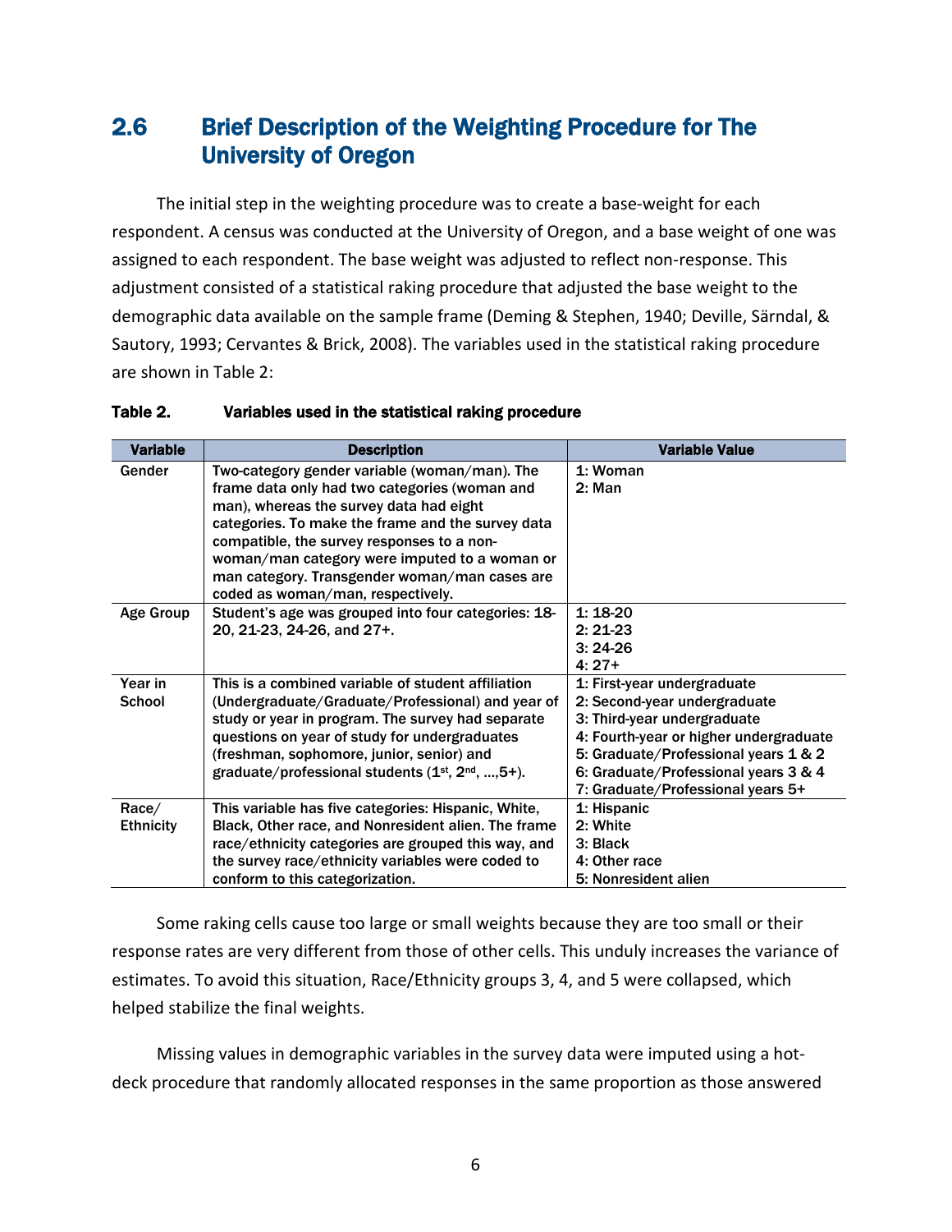## 2.6 Brief Description of the Weighting Procedure for The University of Oregon

The initial step in the weighting procedure was to create a base-weight for each respondent. A census was conducted at the University of Oregon, and a base weight of one was assigned to each respondent. The base weight was adjusted to reflect non-response. This adjustment consisted of a statistical raking procedure that adjusted the base weight to the demographic data available on the sample frame (Deming & Stephen, 1940; Deville, Särndal, & Sautory, 1993; Cervantes & Brick, 2008). The variables used in the statistical raking procedure are shown in Table 2:

**Table 2. Variables used in the statistical raking procedure**

| Variable | Description | Variable Value |
|---|---|---|
| Gender | Two-category gender variable (woman/man). The frame data only had two categories (woman and man), whereas the survey data had eight categories. To make the frame and the survey data compatible, the survey responses to a non-woman/man category were imputed to a woman or man category. Transgender woman/man cases are coded as woman/man, respectively. | 1: Woman<br>2: Man |
| Age Group | Student's age was grouped into four categories: 18-20, 21-23, 24-26, and 27+. | 1: 18-20<br>2: 21-23<br>3: 24-26<br>4: 27+ |
| Year in School | This is a combined variable of student affiliation (Undergraduate/Graduate/Professional) and year of study or year in program. The survey had separate questions on year of study for undergraduates (freshman, sophomore, junior, senior) and graduate/professional students (1st, 2nd, ...,5+). | 1: First-year undergraduate<br>2: Second-year undergraduate<br>3: Third-year undergraduate<br>4: Fourth-year or higher undergraduate<br>5: Graduate/Professional years 1 & 2<br>6: Graduate/Professional years 3 & 4<br>7: Graduate/Professional years 5+ |
| Race/ Ethnicity | This variable has five categories: Hispanic, White, Black, Other race, and Nonresident alien. The frame race/ethnicity categories are grouped this way, and the survey race/ethnicity variables were coded to conform to this categorization. | 1: Hispanic<br>2: White<br>3: Black<br>4: Other race<br>5: Nonresident alien |

Some raking cells cause too large or small weights because they are too small or their response rates are very different from those of other cells. This unduly increases the variance of estimates. To avoid this situation, Race/Ethnicity groups 3, 4, and 5 were collapsed, which helped stabilize the final weights.

Missing values in demographic variables in the survey data were imputed using a hot-deck procedure that randomly allocated responses in the same proportion as those answered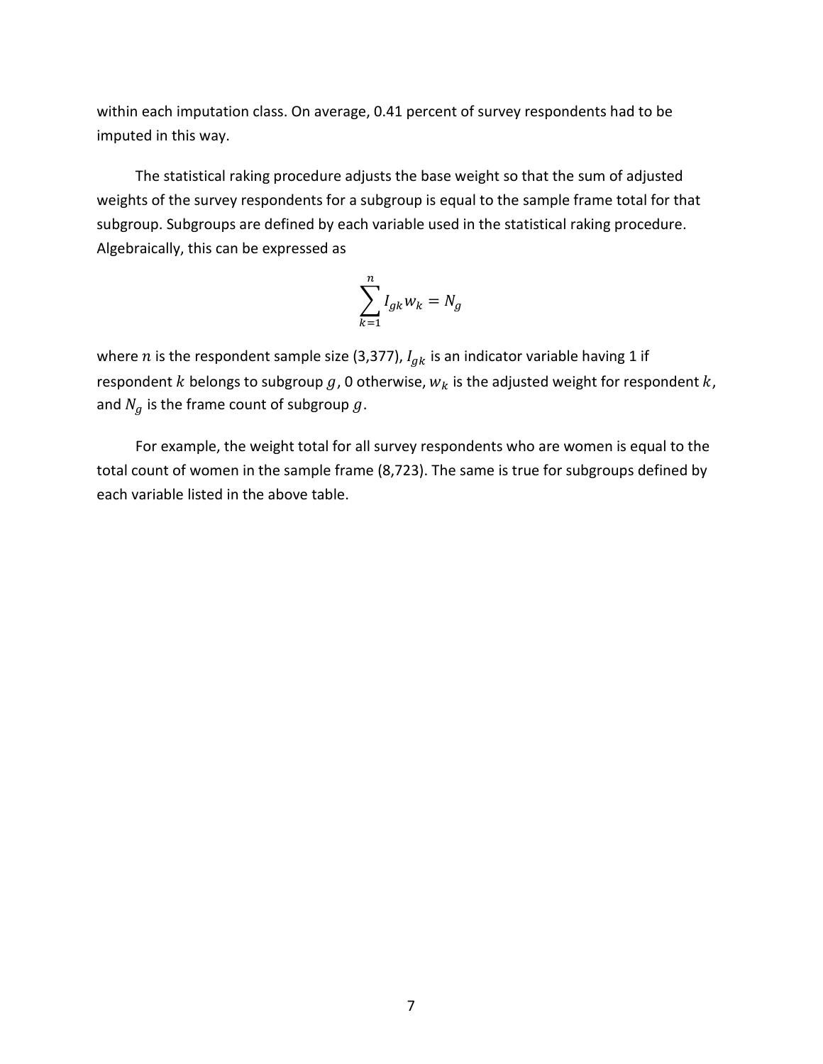within each imputation class. On average, 0.41 percent of survey respondents had to be imputed in this way.

The statistical raking procedure adjusts the base weight so that the sum of adjusted weights of the survey respondents for a subgroup is equal to the sample frame total for that subgroup. Subgroups are defined by each variable used in the statistical raking procedure. Algebraically, this can be expressed as

$$\sum_{k=1}^{n} I_{gk} w_k = N_g$$

where $n$ is the respondent sample size (3,377), $I_{gk}$ is an indicator variable having 1 if respondent $k$ belongs to subgroup $g$, 0 otherwise, $w_k$ is the adjusted weight for respondent $k$, and $N_g$ is the frame count of subgroup $g$.

For example, the weight total for all survey respondents who are women is equal to the total count of women in the sample frame (8,723). The same is true for subgroups defined by each variable listed in the above table.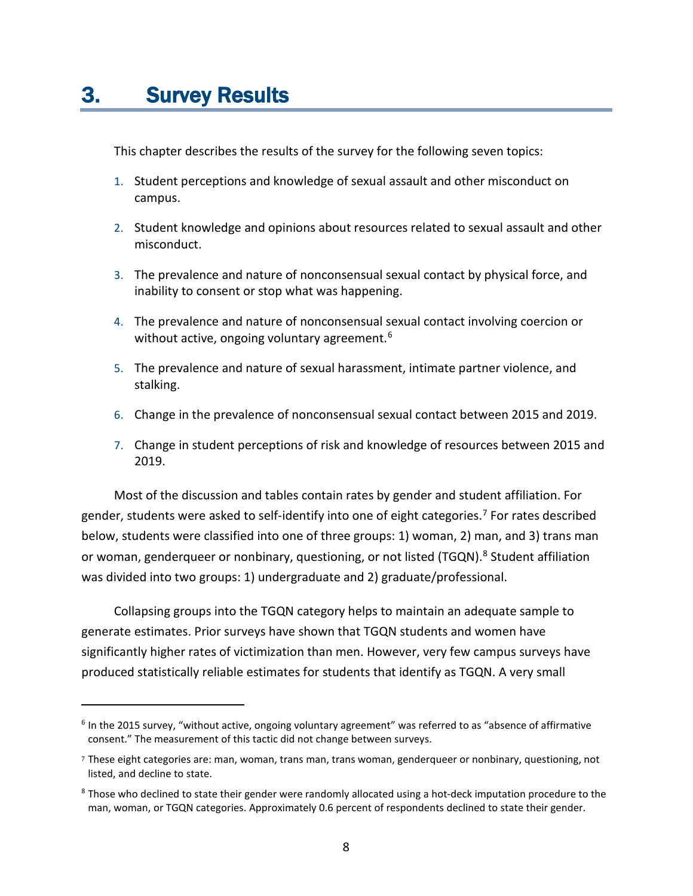# 3. Survey Results

This chapter describes the results of the survey for the following seven topics:

1. Student perceptions and knowledge of sexual assault and other misconduct on campus.
2. Student knowledge and opinions about resources related to sexual assault and other misconduct.
3. The prevalence and nature of nonconsensual sexual contact by physical force, and inability to consent or stop what was happening.
4. The prevalence and nature of nonconsensual sexual contact involving coercion or without active, ongoing voluntary agreement.[6]
5. The prevalence and nature of sexual harassment, intimate partner violence, and stalking.
6. Change in the prevalence of nonconsensual sexual contact between 2015 and 2019.
7. Change in student perceptions of risk and knowledge of resources between 2015 and 2019.

Most of the discussion and tables contain rates by gender and student affiliation. For gender, students were asked to self-identify into one of eight categories.[7] For rates described below, students were classified into one of three groups: 1) woman, 2) man, and 3) trans man or woman, genderqueer or nonbinary, questioning, or not listed (TGQN).[8] Student affiliation was divided into two groups: 1) undergraduate and 2) graduate/professional.

Collapsing groups into the TGQN category helps to maintain an adequate sample to generate estimates. Prior surveys have shown that TGQN students and women have significantly higher rates of victimization than men. However, very few campus surveys have produced statistically reliable estimates for students that identify as TGQN. A very small

---

[6] In the 2015 survey, "without active, ongoing voluntary agreement" was referred to as "absence of affirmative consent." The measurement of this tactic did not change between surveys.

[7] These eight categories are: man, woman, trans man, trans woman, genderqueer or nonbinary, questioning, not listed, and decline to state.

[8] Those who declined to state their gender were randomly allocated using a hot-deck imputation procedure to the man, woman, or TGQN categories. Approximately 0.6 percent of respondents declined to state their gender.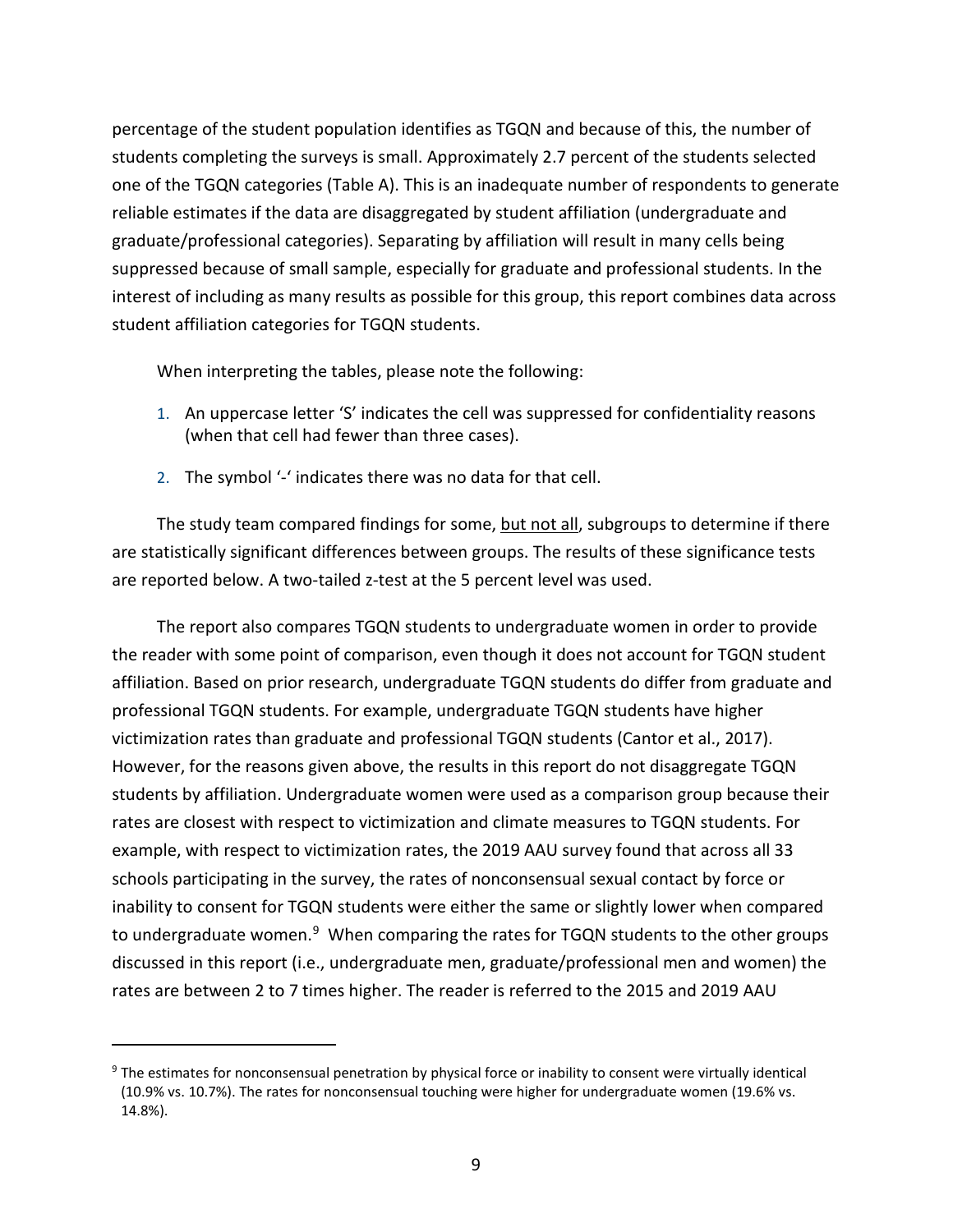percentage of the student population identifies as TGQN and because of this, the number of students completing the surveys is small. Approximately 2.7 percent of the students selected one of the TGQN categories (Table A). This is an inadequate number of respondents to generate reliable estimates if the data are disaggregated by student affiliation (undergraduate and graduate/professional categories). Separating by affiliation will result in many cells being suppressed because of small sample, especially for graduate and professional students. In the interest of including as many results as possible for this group, this report combines data across student affiliation categories for TGQN students.

When interpreting the tables, please note the following:

1. An uppercase letter 'S' indicates the cell was suppressed for confidentiality reasons (when that cell had fewer than three cases).
2. The symbol '-' indicates there was no data for that cell.

The study team compared findings for some, <u>but not all</u>, subgroups to determine if there are statistically significant differences between groups. The results of these significance tests are reported below. A two-tailed z-test at the 5 percent level was used.

The report also compares TGQN students to undergraduate women in order to provide the reader with some point of comparison, even though it does not account for TGQN student affiliation. Based on prior research, undergraduate TGQN students do differ from graduate and professional TGQN students. For example, undergraduate TGQN students have higher victimization rates than graduate and professional TGQN students (Cantor et al., 2017). However, for the reasons given above, the results in this report do not disaggregate TGQN students by affiliation. Undergraduate women were used as a comparison group because their rates are closest with respect to victimization and climate measures to TGQN students. For example, with respect to victimization rates, the 2019 AAU survey found that across all 33 schools participating in the survey, the rates of nonconsensual sexual contact by force or inability to consent for TGQN students were either the same or slightly lower when compared to undergraduate women.[9] When comparing the rates for TGQN students to the other groups discussed in this report (i.e., undergraduate men, graduate/professional men and women) the rates are between 2 to 7 times higher. The reader is referred to the 2015 and 2019 AAU

[9] The estimates for nonconsensual penetration by physical force or inability to consent were virtually identical (10.9% vs. 10.7%). The rates for nonconsensual touching were higher for undergraduate women (19.6% vs. 14.8%).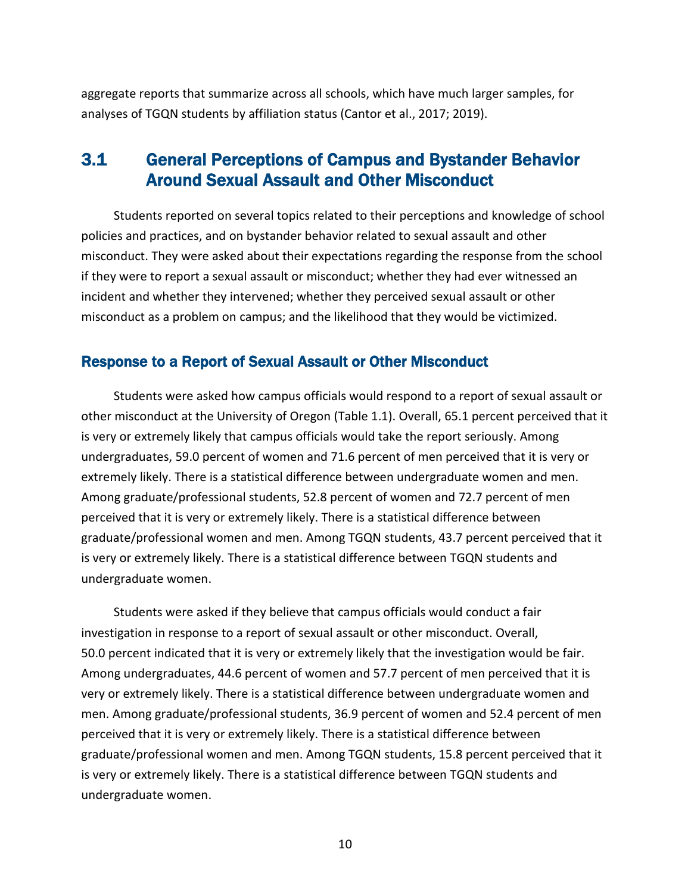aggregate reports that summarize across all schools, which have much larger samples, for analyses of TGQN students by affiliation status (Cantor et al., 2017; 2019).

## 3.1 General Perceptions of Campus and Bystander Behavior Around Sexual Assault and Other Misconduct

Students reported on several topics related to their perceptions and knowledge of school policies and practices, and on bystander behavior related to sexual assault and other misconduct. They were asked about their expectations regarding the response from the school if they were to report a sexual assault or misconduct; whether they had ever witnessed an incident and whether they intervened; whether they perceived sexual assault or other misconduct as a problem on campus; and the likelihood that they would be victimized.

### Response to a Report of Sexual Assault or Other Misconduct

Students were asked how campus officials would respond to a report of sexual assault or other misconduct at the University of Oregon (Table 1.1). Overall, 65.1 percent perceived that it is very or extremely likely that campus officials would take the report seriously. Among undergraduates, 59.0 percent of women and 71.6 percent of men perceived that it is very or extremely likely. There is a statistical difference between undergraduate women and men. Among graduate/professional students, 52.8 percent of women and 72.7 percent of men perceived that it is very or extremely likely. There is a statistical difference between graduate/professional women and men. Among TGQN students, 43.7 percent perceived that it is very or extremely likely. There is a statistical difference between TGQN students and undergraduate women.

Students were asked if they believe that campus officials would conduct a fair investigation in response to a report of sexual assault or other misconduct. Overall, 50.0 percent indicated that it is very or extremely likely that the investigation would be fair. Among undergraduates, 44.6 percent of women and 57.7 percent of men perceived that it is very or extremely likely. There is a statistical difference between undergraduate women and men. Among graduate/professional students, 36.9 percent of women and 52.4 percent of men perceived that it is very or extremely likely. There is a statistical difference between graduate/professional women and men. Among TGQN students, 15.8 percent perceived that it is very or extremely likely. There is a statistical difference between TGQN students and undergraduate women.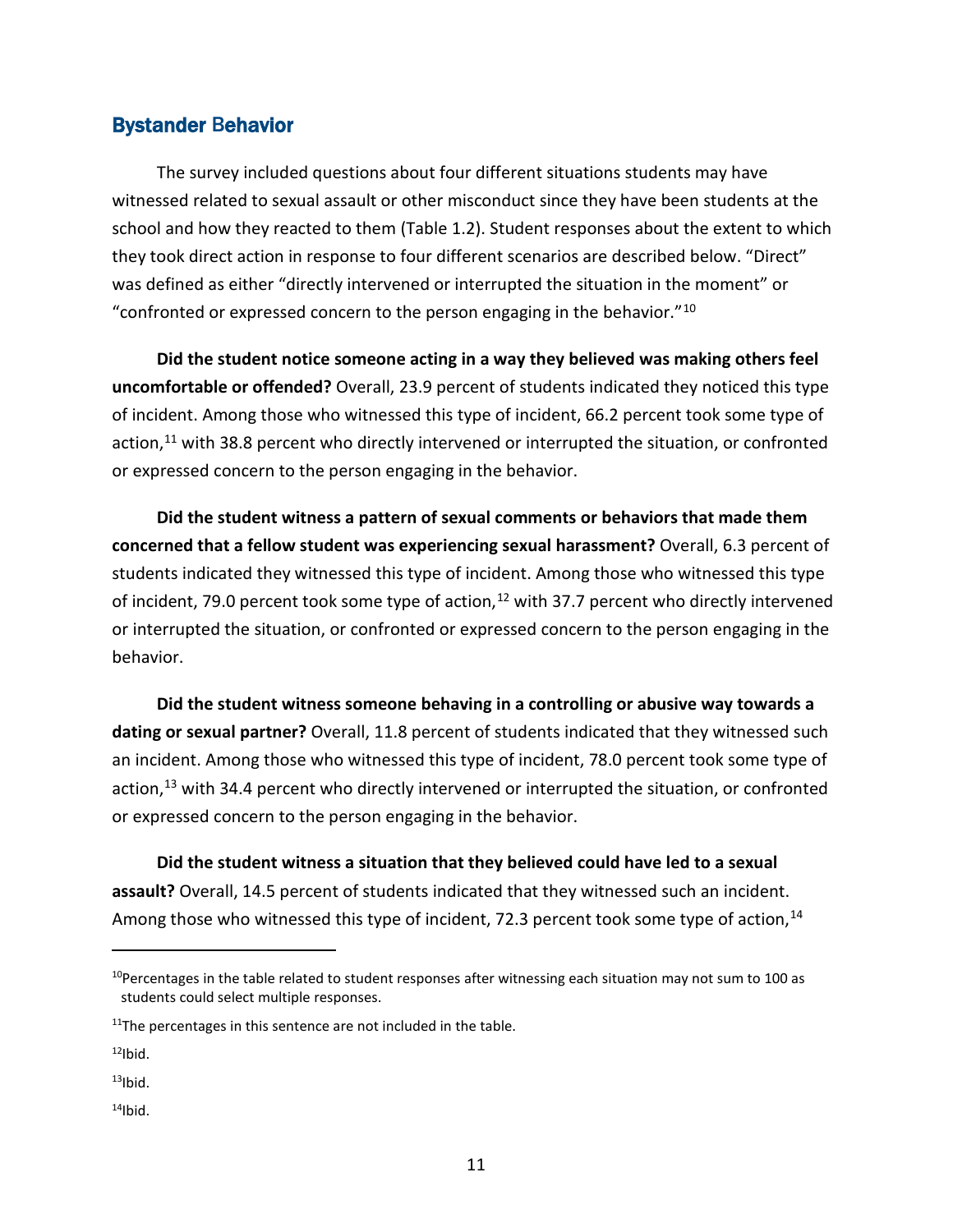## Bystander Behavior

The survey included questions about four different situations students may have witnessed related to sexual assault or other misconduct since they have been students at the school and how they reacted to them (Table 1.2). Student responses about the extent to which they took direct action in response to four different scenarios are described below. "Direct" was defined as either "directly intervened or interrupted the situation in the moment" or "confronted or expressed concern to the person engaging in the behavior."[10]

**Did the student notice someone acting in a way they believed was making others feel uncomfortable or offended?** Overall, 23.9 percent of students indicated they noticed this type of incident. Among those who witnessed this type of incident, 66.2 percent took some type of action,[11] with 38.8 percent who directly intervened or interrupted the situation, or confronted or expressed concern to the person engaging in the behavior.

**Did the student witness a pattern of sexual comments or behaviors that made them concerned that a fellow student was experiencing sexual harassment?** Overall, 6.3 percent of students indicated they witnessed this type of incident. Among those who witnessed this type of incident, 79.0 percent took some type of action,[12] with 37.7 percent who directly intervened or interrupted the situation, or confronted or expressed concern to the person engaging in the behavior.

**Did the student witness someone behaving in a controlling or abusive way towards a dating or sexual partner?** Overall, 11.8 percent of students indicated that they witnessed such an incident. Among those who witnessed this type of incident, 78.0 percent took some type of action,[13] with 34.4 percent who directly intervened or interrupted the situation, or confronted or expressed concern to the person engaging in the behavior.

**Did the student witness a situation that they believed could have led to a sexual assault?** Overall, 14.5 percent of students indicated that they witnessed such an incident. Among those who witnessed this type of incident, 72.3 percent took some type of action,[14]

---

[10] Percentages in the table related to student responses after witnessing each situation may not sum to 100 as students could select multiple responses.

[11] The percentages in this sentence are not included in the table.

[12] Ibid.

[13] Ibid.

[14] Ibid.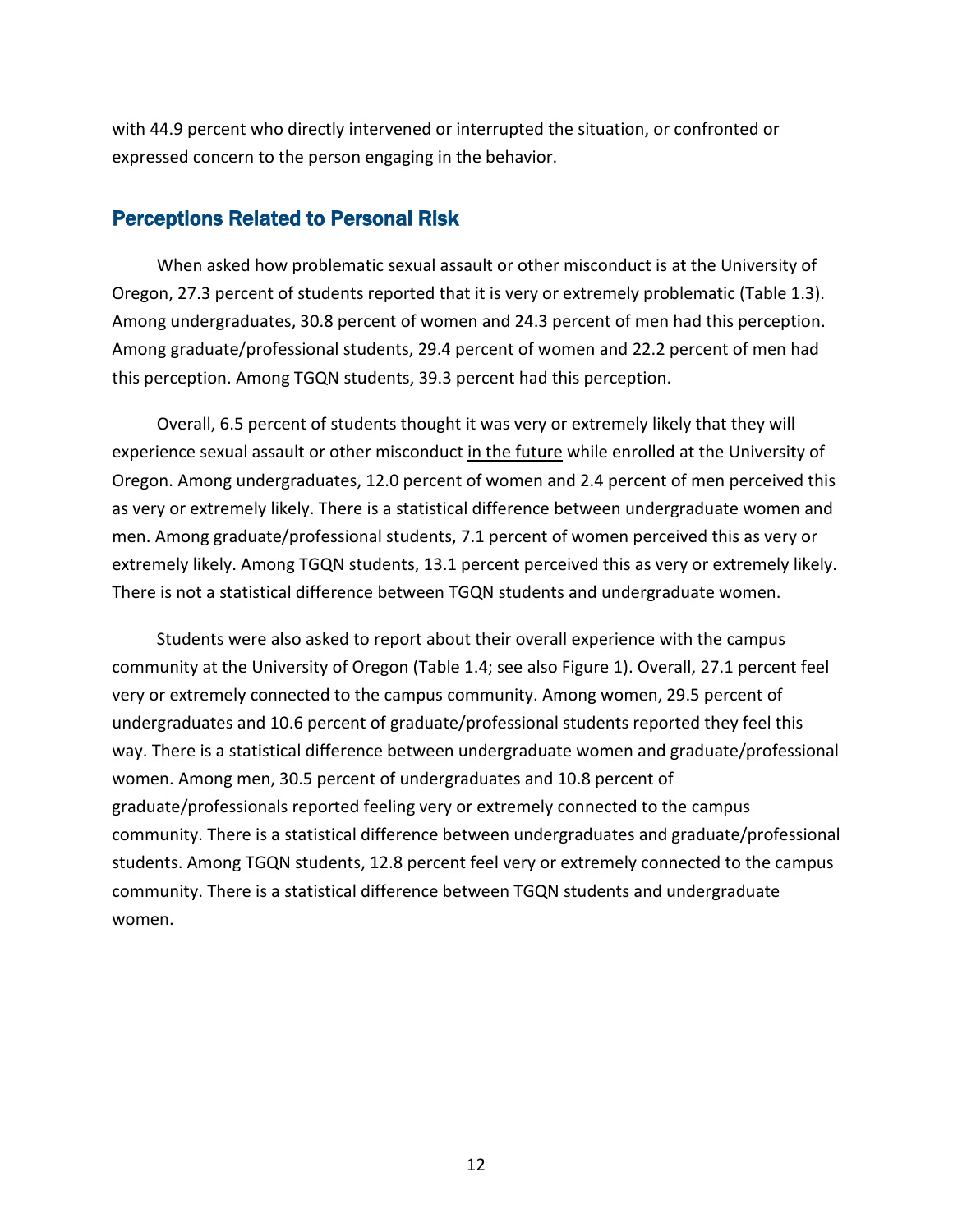with 44.9 percent who directly intervened or interrupted the situation, or confronted or expressed concern to the person engaging in the behavior.

## Perceptions Related to Personal Risk

When asked how problematic sexual assault or other misconduct is at the University of Oregon, 27.3 percent of students reported that it is very or extremely problematic (Table 1.3). Among undergraduates, 30.8 percent of women and 24.3 percent of men had this perception. Among graduate/professional students, 29.4 percent of women and 22.2 percent of men had this perception. Among TGQN students, 39.3 percent had this perception.

Overall, 6.5 percent of students thought it was very or extremely likely that they will experience sexual assault or other misconduct <u>in the future</u> while enrolled at the University of Oregon. Among undergraduates, 12.0 percent of women and 2.4 percent of men perceived this as very or extremely likely. There is a statistical difference between undergraduate women and men. Among graduate/professional students, 7.1 percent of women perceived this as very or extremely likely. Among TGQN students, 13.1 percent perceived this as very or extremely likely. There is not a statistical difference between TGQN students and undergraduate women.

Students were also asked to report about their overall experience with the campus community at the University of Oregon (Table 1.4; see also Figure 1). Overall, 27.1 percent feel very or extremely connected to the campus community. Among women, 29.5 percent of undergraduates and 10.6 percent of graduate/professional students reported they feel this way. There is a statistical difference between undergraduate women and graduate/professional women. Among men, 30.5 percent of undergraduates and 10.8 percent of graduate/professionals reported feeling very or extremely connected to the campus community. There is a statistical difference between undergraduates and graduate/professional students. Among TGQN students, 12.8 percent feel very or extremely connected to the campus community. There is a statistical difference between TGQN students and undergraduate women.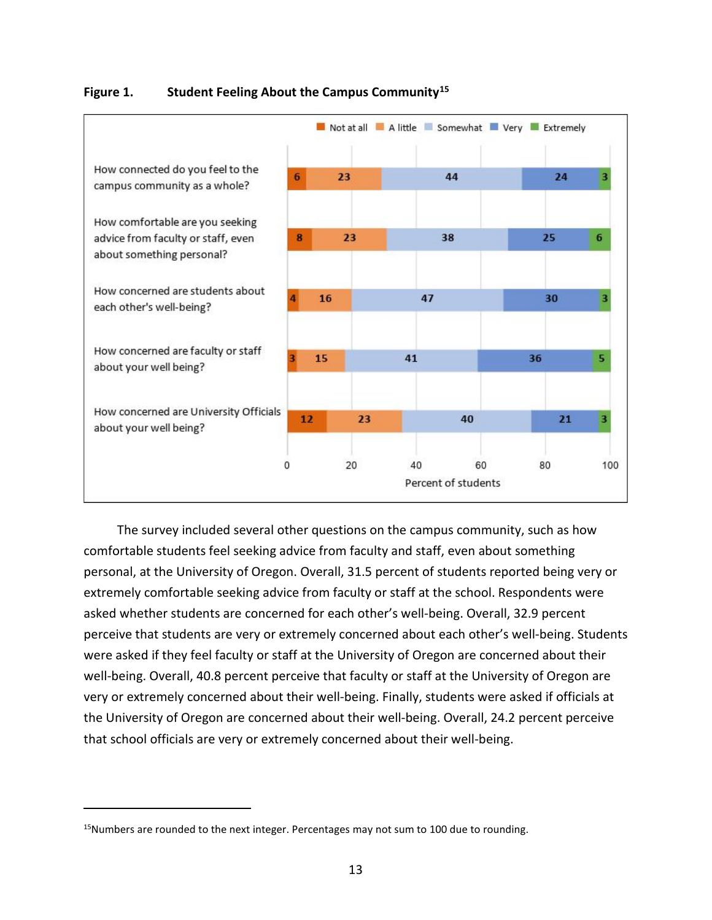**Figure 1. Student Feeling About the Campus Community**[15]

| | Not at all | A little | Somewhat | Very | Extremely |
|---|---|---|---|---|---|
| How connected do you feel to the campus community as a whole? | 6 | 23 | 44 | 24 | 3 |
| How comfortable are you seeking advice from faculty or staff, even about something personal? | 8 | 23 | 38 | 25 | 6 |
| How concerned are students about each other's well-being? | 4 | 16 | 47 | 30 | 3 |
| How concerned are faculty or staff about your well being? | 3 | 15 | 41 | 36 | 5 |
| How concerned are University Officials about your well being? | 12 | 23 | 40 | 21 | 3 |

Percent of students

The survey included several other questions on the campus community, such as how comfortable students feel seeking advice from faculty and staff, even about something personal, at the University of Oregon. Overall, 31.5 percent of students reported being very or extremely comfortable seeking advice from faculty or staff at the school. Respondents were asked whether students are concerned for each other's well-being. Overall, 32.9 percent perceive that students are very or extremely concerned about each other's well-being. Students were asked if they feel faculty or staff at the University of Oregon are concerned about their well-being. Overall, 40.8 percent perceive that faculty or staff at the University of Oregon are very or extremely concerned about their well-being. Finally, students were asked if officials at the University of Oregon are concerned about their well-being. Overall, 24.2 percent perceive that school officials are very or extremely concerned about their well-being.

[15] Numbers are rounded to the next integer. Percentages may not sum to 100 due to rounding.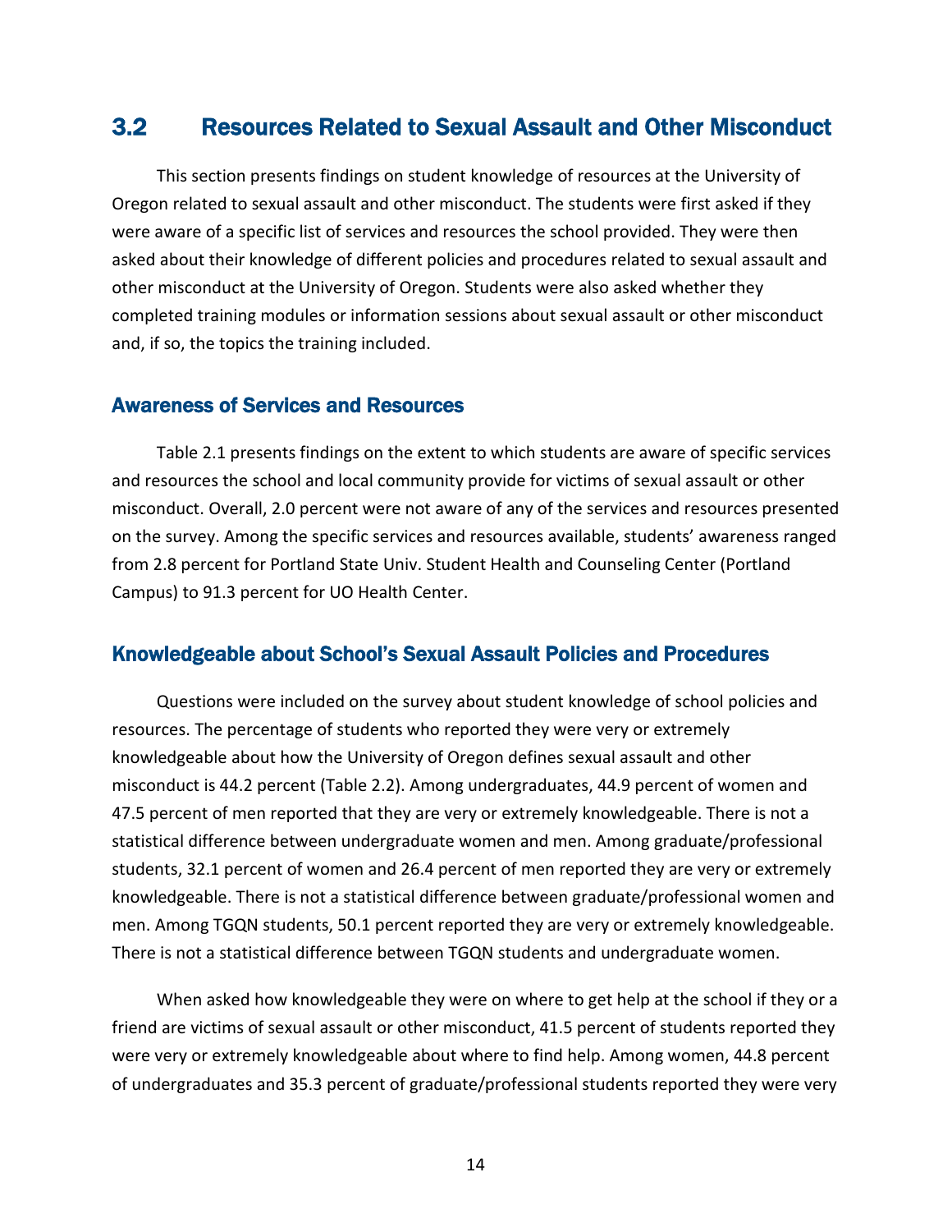## 3.2 Resources Related to Sexual Assault and Other Misconduct

This section presents findings on student knowledge of resources at the University of Oregon related to sexual assault and other misconduct. The students were first asked if they were aware of a specific list of services and resources the school provided. They were then asked about their knowledge of different policies and procedures related to sexual assault and other misconduct at the University of Oregon. Students were also asked whether they completed training modules or information sessions about sexual assault or other misconduct and, if so, the topics the training included.

### Awareness of Services and Resources

Table 2.1 presents findings on the extent to which students are aware of specific services and resources the school and local community provide for victims of sexual assault or other misconduct. Overall, 2.0 percent were not aware of any of the services and resources presented on the survey. Among the specific services and resources available, students' awareness ranged from 2.8 percent for Portland State Univ. Student Health and Counseling Center (Portland Campus) to 91.3 percent for UO Health Center.

### Knowledgeable about School's Sexual Assault Policies and Procedures

Questions were included on the survey about student knowledge of school policies and resources. The percentage of students who reported they were very or extremely knowledgeable about how the University of Oregon defines sexual assault and other misconduct is 44.2 percent (Table 2.2). Among undergraduates, 44.9 percent of women and 47.5 percent of men reported that they are very or extremely knowledgeable. There is not a statistical difference between undergraduate women and men. Among graduate/professional students, 32.1 percent of women and 26.4 percent of men reported they are very or extremely knowledgeable. There is not a statistical difference between graduate/professional women and men. Among TGQN students, 50.1 percent reported they are very or extremely knowledgeable. There is not a statistical difference between TGQN students and undergraduate women.

When asked how knowledgeable they were on where to get help at the school if they or a friend are victims of sexual assault or other misconduct, 41.5 percent of students reported they were very or extremely knowledgeable about where to find help. Among women, 44.8 percent of undergraduates and 35.3 percent of graduate/professional students reported they were very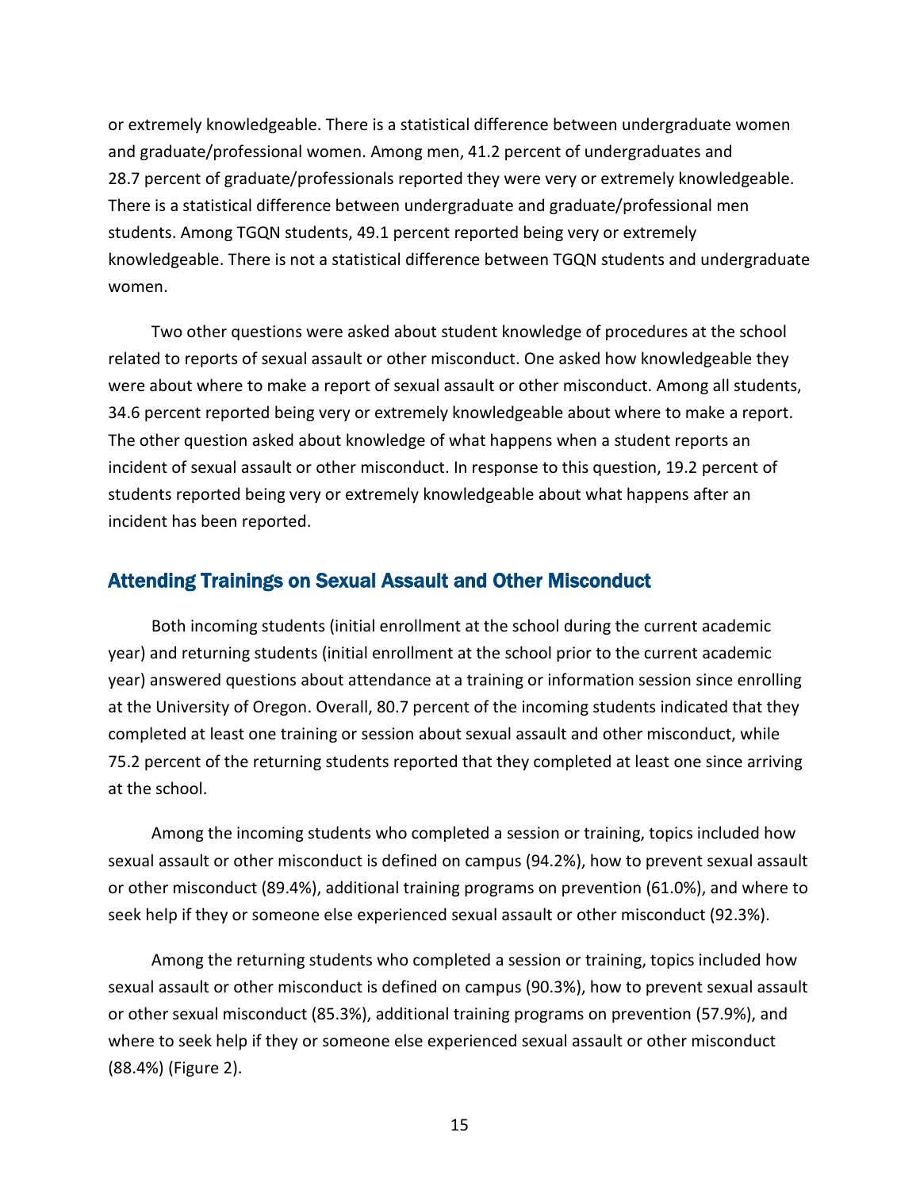or extremely knowledgeable. There is a statistical difference between undergraduate women and graduate/professional women. Among men, 41.2 percent of undergraduates and 28.7 percent of graduate/professionals reported they were very or extremely knowledgeable. There is a statistical difference between undergraduate and graduate/professional men students. Among TGQN students, 49.1 percent reported being very or extremely knowledgeable. There is not a statistical difference between TGQN students and undergraduate women.

Two other questions were asked about student knowledge of procedures at the school related to reports of sexual assault or other misconduct. One asked how knowledgeable they were about where to make a report of sexual assault or other misconduct. Among all students, 34.6 percent reported being very or extremely knowledgeable about where to make a report. The other question asked about knowledge of what happens when a student reports an incident of sexual assault or other misconduct. In response to this question, 19.2 percent of students reported being very or extremely knowledgeable about what happens after an incident has been reported.

## Attending Trainings on Sexual Assault and Other Misconduct

Both incoming students (initial enrollment at the school during the current academic year) and returning students (initial enrollment at the school prior to the current academic year) answered questions about attendance at a training or information session since enrolling at the University of Oregon. Overall, 80.7 percent of the incoming students indicated that they completed at least one training or session about sexual assault and other misconduct, while 75.2 percent of the returning students reported that they completed at least one since arriving at the school.

Among the incoming students who completed a session or training, topics included how sexual assault or other misconduct is defined on campus (94.2%), how to prevent sexual assault or other misconduct (89.4%), additional training programs on prevention (61.0%), and where to seek help if they or someone else experienced sexual assault or other misconduct (92.3%).

Among the returning students who completed a session or training, topics included how sexual assault or other misconduct is defined on campus (90.3%), how to prevent sexual assault or other sexual misconduct (85.3%), additional training programs on prevention (57.9%), and where to seek help if they or someone else experienced sexual assault or other misconduct (88.4%) (Figure 2).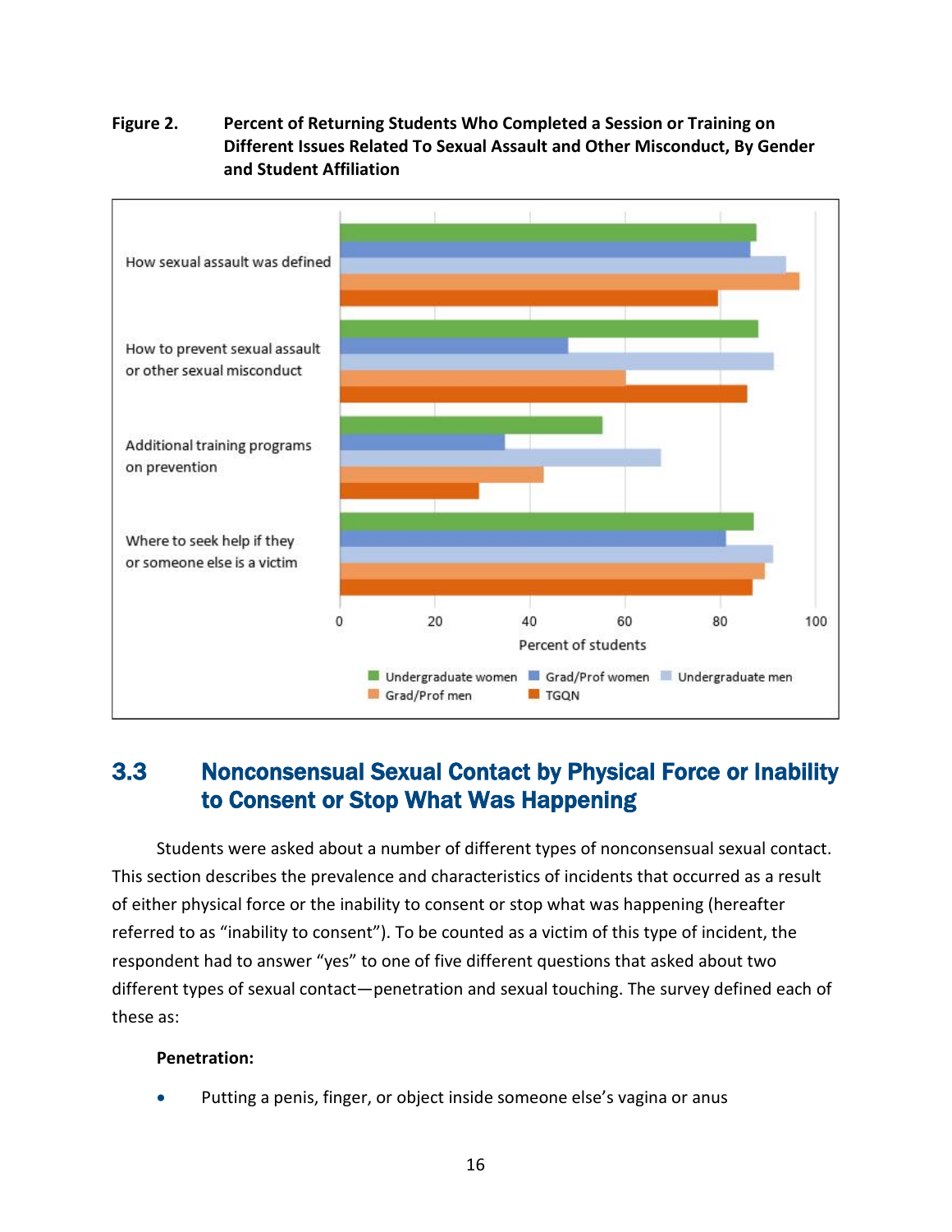**Figure 2. Percent of Returning Students Who Completed a Session or Training on Different Issues Related To Sexual Assault and Other Misconduct, By Gender and Student Affiliation**

## 3.3 Nonconsensual Sexual Contact by Physical Force or Inability to Consent or Stop What Was Happening

Students were asked about a number of different types of nonconsensual sexual contact. This section describes the prevalence and characteristics of incidents that occurred as a result of either physical force or the inability to consent or stop what was happening (hereafter referred to as "inability to consent"). To be counted as a victim of this type of incident, the respondent had to answer "yes" to one of five different questions that asked about two different types of sexual contact—penetration and sexual touching. The survey defined each of these as:

**Penetration:**

- Putting a penis, finger, or object inside someone else's vagina or anus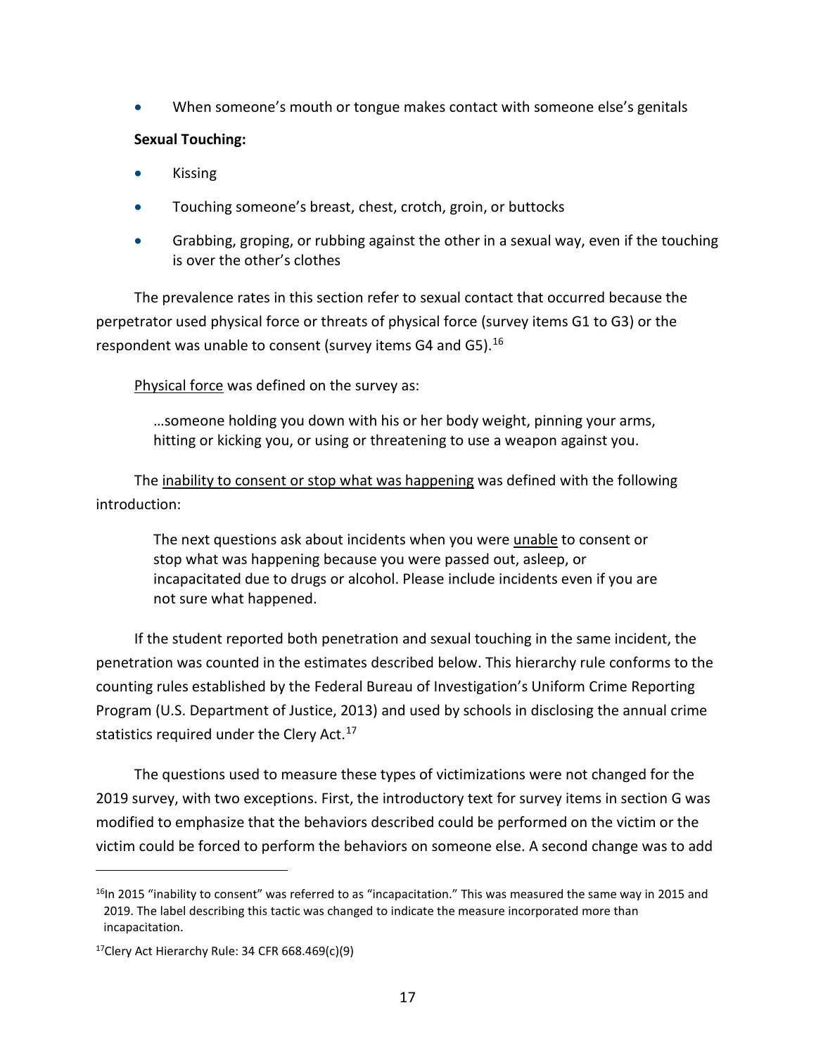- When someone's mouth or tongue makes contact with someone else's genitals

**Sexual Touching:**

- Kissing
- Touching someone's breast, chest, crotch, groin, or buttocks
- Grabbing, groping, or rubbing against the other in a sexual way, even if the touching is over the other's clothes

The prevalence rates in this section refer to sexual contact that occurred because the perpetrator used physical force or threats of physical force (survey items G1 to G3) or the respondent was unable to consent (survey items G4 and G5).[16]

<u>Physical force</u> was defined on the survey as:

> …someone holding you down with his or her body weight, pinning your arms, hitting or kicking you, or using or threatening to use a weapon against you.

The <u>inability to consent or stop what was happening</u> was defined with the following introduction:

> The next questions ask about incidents when you were <u>unable</u> to consent or stop what was happening because you were passed out, asleep, or incapacitated due to drugs or alcohol. Please include incidents even if you are not sure what happened.

If the student reported both penetration and sexual touching in the same incident, the penetration was counted in the estimates described below. This hierarchy rule conforms to the counting rules established by the Federal Bureau of Investigation's Uniform Crime Reporting Program (U.S. Department of Justice, 2013) and used by schools in disclosing the annual crime statistics required under the Clery Act.[17]

The questions used to measure these types of victimizations were not changed for the 2019 survey, with two exceptions. First, the introductory text for survey items in section G was modified to emphasize that the behaviors described could be performed on the victim or the victim could be forced to perform the behaviors on someone else. A second change was to add

---

[16] In 2015 "inability to consent" was referred to as "incapacitation." This was measured the same way in 2015 and 2019. The label describing this tactic was changed to indicate the measure incorporated more than incapacitation.

[17] Clery Act Hierarchy Rule: 34 CFR 668.469(c)(9)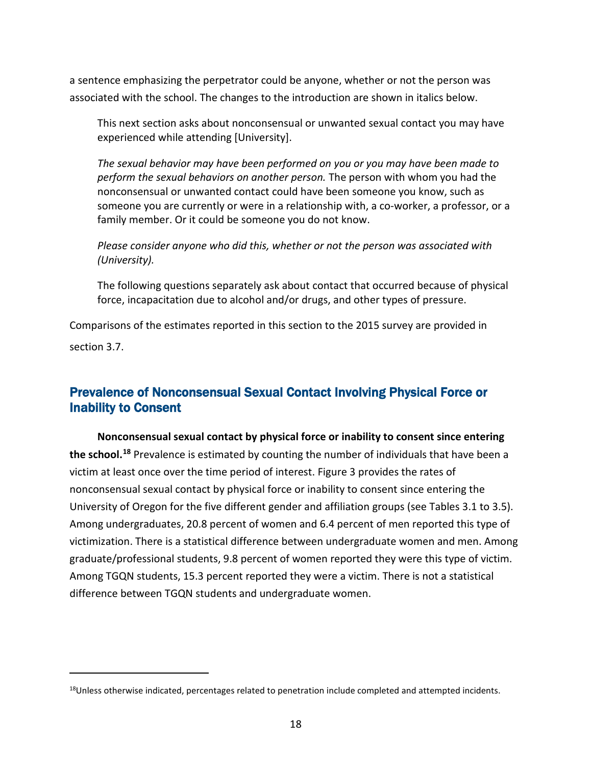a sentence emphasizing the perpetrator could be anyone, whether or not the person was associated with the school. The changes to the introduction are shown in italics below.

> This next section asks about nonconsensual or unwanted sexual contact you may have experienced while attending [University].
>
> *The sexual behavior may have been performed on you or you may have been made to perform the sexual behaviors on another person.* The person with whom you had the nonconsensual or unwanted contact could have been someone you know, such as someone you are currently or were in a relationship with, a co-worker, a professor, or a family member. Or it could be someone you do not know.
>
> *Please consider anyone who did this, whether or not the person was associated with (University).*
>
> The following questions separately ask about contact that occurred because of physical force, incapacitation due to alcohol and/or drugs, and other types of pressure.

Comparisons of the estimates reported in this section to the 2015 survey are provided in section 3.7.

## Prevalence of Nonconsensual Sexual Contact Involving Physical Force or Inability to Consent

**Nonconsensual sexual contact by physical force or inability to consent since entering the school.**[18] Prevalence is estimated by counting the number of individuals that have been a victim at least once over the time period of interest. Figure 3 provides the rates of nonconsensual sexual contact by physical force or inability to consent since entering the University of Oregon for the five different gender and affiliation groups (see Tables 3.1 to 3.5). Among undergraduates, 20.8 percent of women and 6.4 percent of men reported this type of victimization. There is a statistical difference between undergraduate women and men. Among graduate/professional students, 9.8 percent of women reported they were this type of victim. Among TGQN students, 15.3 percent reported they were a victim. There is not a statistical difference between TGQN students and undergraduate women.

---

[18] Unless otherwise indicated, percentages related to penetration include completed and attempted incidents.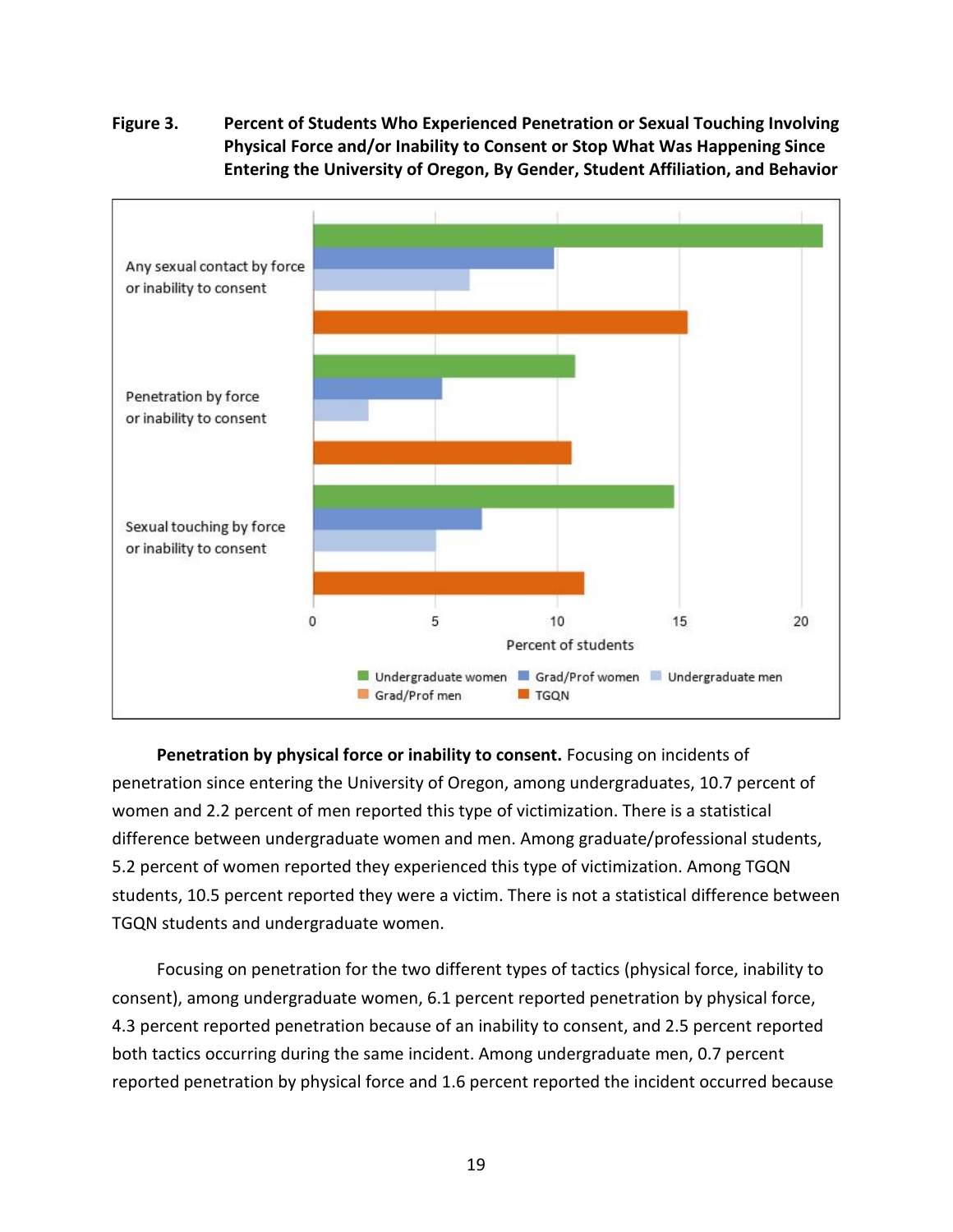**Figure 3. Percent of Students Who Experienced Penetration or Sexual Touching Involving Physical Force and/or Inability to Consent or Stop What Was Happening Since Entering the University of Oregon, By Gender, Student Affiliation, and Behavior**

**Penetration by physical force or inability to consent.** Focusing on incidents of penetration since entering the University of Oregon, among undergraduates, 10.7 percent of women and 2.2 percent of men reported this type of victimization. There is a statistical difference between undergraduate women and men. Among graduate/professional students, 5.2 percent of women reported they experienced this type of victimization. Among TGQN students, 10.5 percent reported they were a victim. There is not a statistical difference between TGQN students and undergraduate women.

Focusing on penetration for the two different types of tactics (physical force, inability to consent), among undergraduate women, 6.1 percent reported penetration by physical force, 4.3 percent reported penetration because of an inability to consent, and 2.5 percent reported both tactics occurring during the same incident. Among undergraduate men, 0.7 percent reported penetration by physical force and 1.6 percent reported the incident occurred because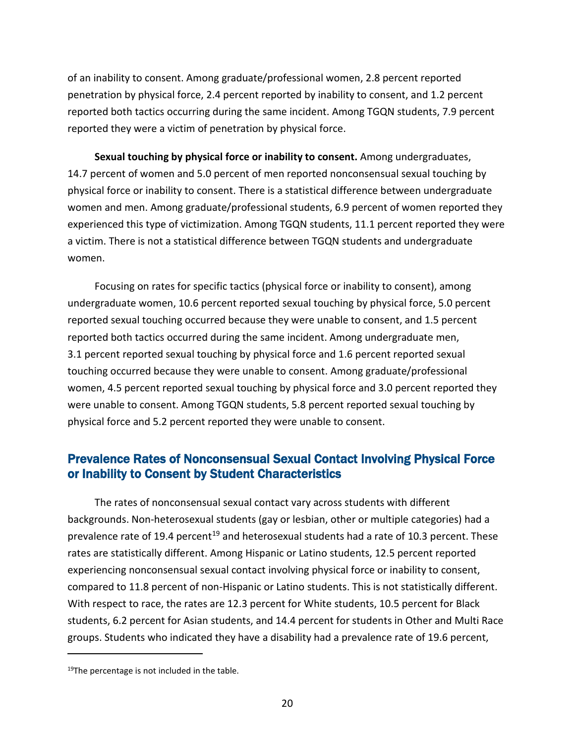of an inability to consent. Among graduate/professional women, 2.8 percent reported penetration by physical force, 2.4 percent reported by inability to consent, and 1.2 percent reported both tactics occurring during the same incident. Among TGQN students, 7.9 percent reported they were a victim of penetration by physical force.

**Sexual touching by physical force or inability to consent.** Among undergraduates, 14.7 percent of women and 5.0 percent of men reported nonconsensual sexual touching by physical force or inability to consent. There is a statistical difference between undergraduate women and men. Among graduate/professional students, 6.9 percent of women reported they experienced this type of victimization. Among TGQN students, 11.1 percent reported they were a victim. There is not a statistical difference between TGQN students and undergraduate women.

Focusing on rates for specific tactics (physical force or inability to consent), among undergraduate women, 10.6 percent reported sexual touching by physical force, 5.0 percent reported sexual touching occurred because they were unable to consent, and 1.5 percent reported both tactics occurred during the same incident. Among undergraduate men, 3.1 percent reported sexual touching by physical force and 1.6 percent reported sexual touching occurred because they were unable to consent. Among graduate/professional women, 4.5 percent reported sexual touching by physical force and 3.0 percent reported they were unable to consent. Among TGQN students, 5.8 percent reported sexual touching by physical force and 5.2 percent reported they were unable to consent.

## Prevalence Rates of Nonconsensual Sexual Contact Involving Physical Force or Inability to Consent by Student Characteristics

The rates of nonconsensual sexual contact vary across students with different backgrounds. Non-heterosexual students (gay or lesbian, other or multiple categories) had a prevalence rate of 19.4 percent[19] and heterosexual students had a rate of 10.3 percent. These rates are statistically different. Among Hispanic or Latino students, 12.5 percent reported experiencing nonconsensual sexual contact involving physical force or inability to consent, compared to 11.8 percent of non-Hispanic or Latino students. This is not statistically different. With respect to race, the rates are 12.3 percent for White students, 10.5 percent for Black students, 6.2 percent for Asian students, and 14.4 percent for students in Other and Multi Race groups. Students who indicated they have a disability had a prevalence rate of 19.6 percent,

[19]The percentage is not included in the table.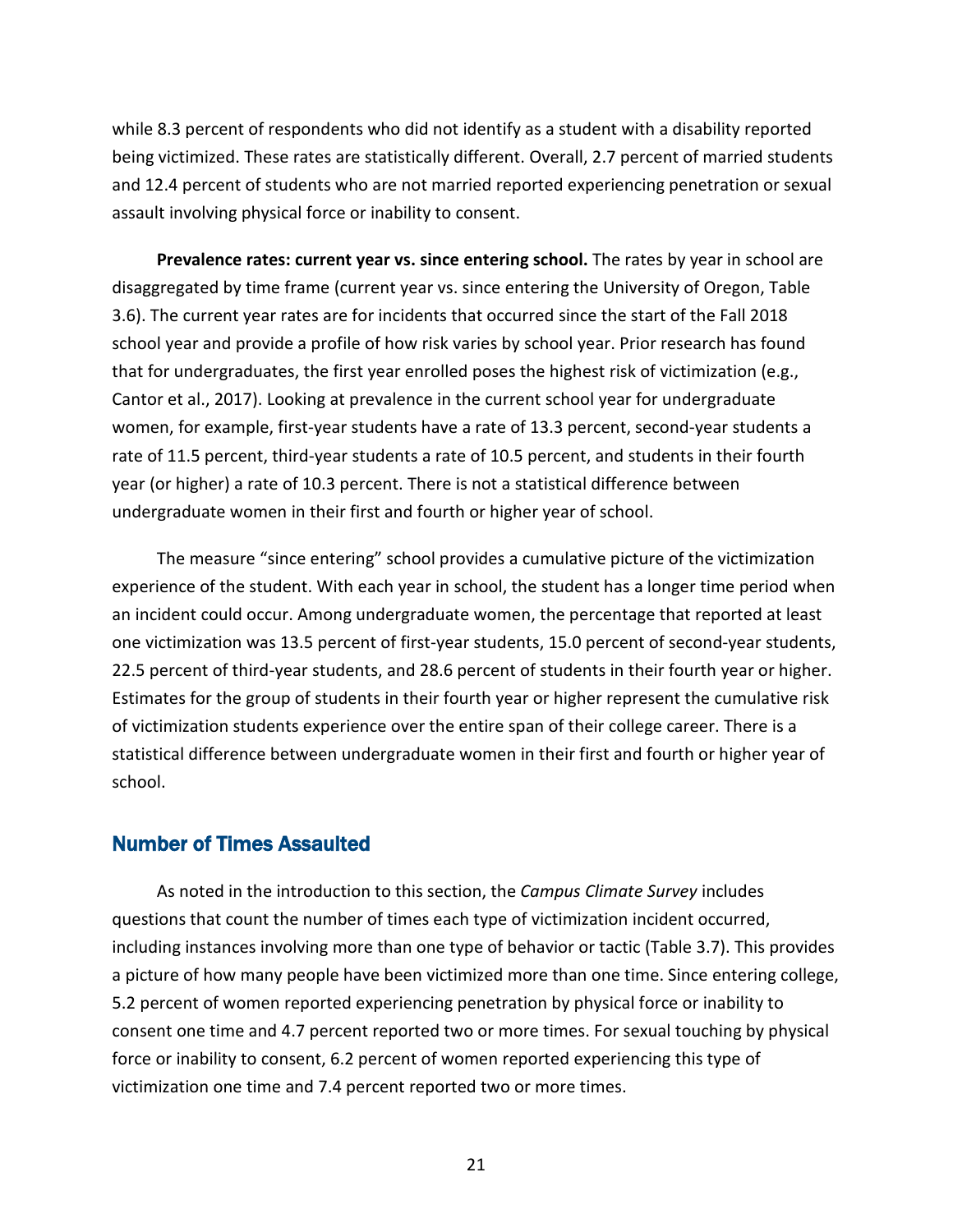while 8.3 percent of respondents who did not identify as a student with a disability reported being victimized. These rates are statistically different. Overall, 2.7 percent of married students and 12.4 percent of students who are not married reported experiencing penetration or sexual assault involving physical force or inability to consent.

**Prevalence rates: current year vs. since entering school.** The rates by year in school are disaggregated by time frame (current year vs. since entering the University of Oregon, Table 3.6). The current year rates are for incidents that occurred since the start of the Fall 2018 school year and provide a profile of how risk varies by school year. Prior research has found that for undergraduates, the first year enrolled poses the highest risk of victimization (e.g., Cantor et al., 2017). Looking at prevalence in the current school year for undergraduate women, for example, first-year students have a rate of 13.3 percent, second-year students a rate of 11.5 percent, third-year students a rate of 10.5 percent, and students in their fourth year (or higher) a rate of 10.3 percent. There is not a statistical difference between undergraduate women in their first and fourth or higher year of school.

The measure "since entering" school provides a cumulative picture of the victimization experience of the student. With each year in school, the student has a longer time period when an incident could occur. Among undergraduate women, the percentage that reported at least one victimization was 13.5 percent of first-year students, 15.0 percent of second-year students, 22.5 percent of third-year students, and 28.6 percent of students in their fourth year or higher. Estimates for the group of students in their fourth year or higher represent the cumulative risk of victimization students experience over the entire span of their college career. There is a statistical difference between undergraduate women in their first and fourth or higher year of school.

## Number of Times Assaulted

As noted in the introduction to this section, the *Campus Climate Survey* includes questions that count the number of times each type of victimization incident occurred, including instances involving more than one type of behavior or tactic (Table 3.7). This provides a picture of how many people have been victimized more than one time. Since entering college, 5.2 percent of women reported experiencing penetration by physical force or inability to consent one time and 4.7 percent reported two or more times. For sexual touching by physical force or inability to consent, 6.2 percent of women reported experiencing this type of victimization one time and 7.4 percent reported two or more times.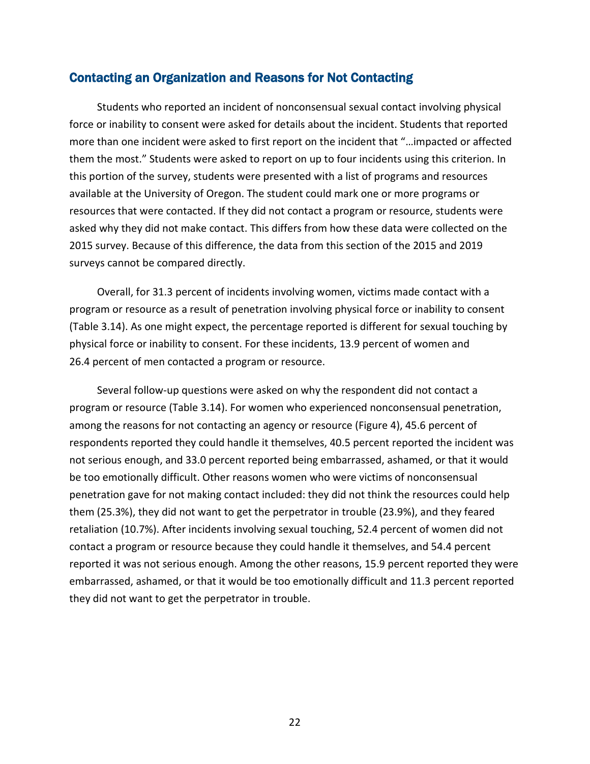## Contacting an Organization and Reasons for Not Contacting

Students who reported an incident of nonconsensual sexual contact involving physical force or inability to consent were asked for details about the incident. Students that reported more than one incident were asked to first report on the incident that "…impacted or affected them the most." Students were asked to report on up to four incidents using this criterion. In this portion of the survey, students were presented with a list of programs and resources available at the University of Oregon. The student could mark one or more programs or resources that were contacted. If they did not contact a program or resource, students were asked why they did not make contact. This differs from how these data were collected on the 2015 survey. Because of this difference, the data from this section of the 2015 and 2019 surveys cannot be compared directly.

Overall, for 31.3 percent of incidents involving women, victims made contact with a program or resource as a result of penetration involving physical force or inability to consent (Table 3.14). As one might expect, the percentage reported is different for sexual touching by physical force or inability to consent. For these incidents, 13.9 percent of women and 26.4 percent of men contacted a program or resource.

Several follow-up questions were asked on why the respondent did not contact a program or resource (Table 3.14). For women who experienced nonconsensual penetration, among the reasons for not contacting an agency or resource (Figure 4), 45.6 percent of respondents reported they could handle it themselves, 40.5 percent reported the incident was not serious enough, and 33.0 percent reported being embarrassed, ashamed, or that it would be too emotionally difficult. Other reasons women who were victims of nonconsensual penetration gave for not making contact included: they did not think the resources could help them (25.3%), they did not want to get the perpetrator in trouble (23.9%), and they feared retaliation (10.7%). After incidents involving sexual touching, 52.4 percent of women did not contact a program or resource because they could handle it themselves, and 54.4 percent reported it was not serious enough. Among the other reasons, 15.9 percent reported they were embarrassed, ashamed, or that it would be too emotionally difficult and 11.3 percent reported they did not want to get the perpetrator in trouble.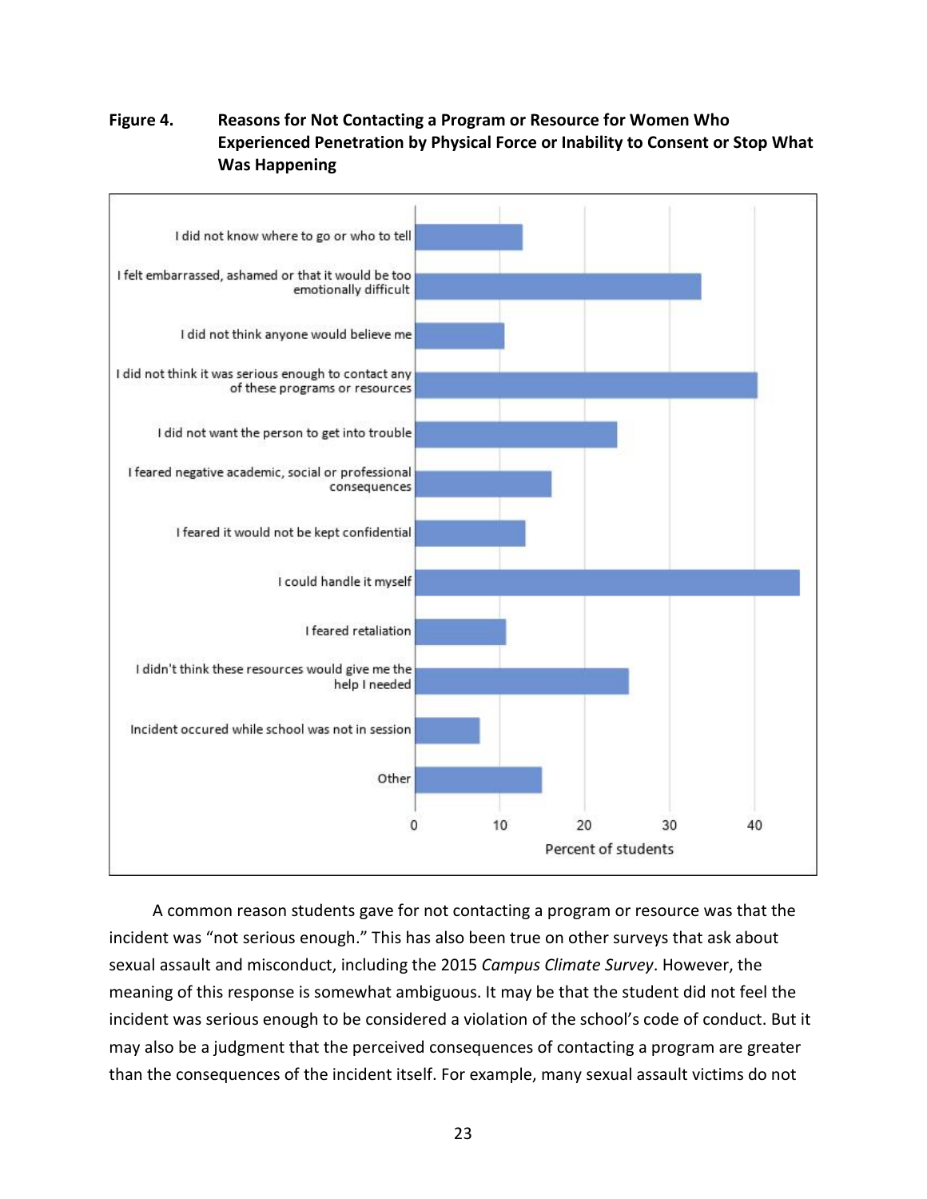**Figure 4. Reasons for Not Contacting a Program or Resource for Women Who Experienced Penetration by Physical Force or Inability to Consent or Stop What Was Happening**

| Reason | Percent of students (approx.) |
|---|---|
| I did not know where to go or who to tell | ~12.5 |
| I felt embarrassed, ashamed or that it would be too emotionally difficult | ~34 |
| I did not think anyone would believe me | ~10.5 |
| I did not think it was serious enough to contact any of these programs or resources | ~40 |
| I did not want the person to get into trouble | ~24 |
| I feared negative academic, social or professional consequences | ~16 |
| I feared it would not be kept confidential | ~13 |
| I could handle it myself | ~45 |
| I feared retaliation | ~10.5 |
| I didn't think these resources would give me the help I needed | ~25 |
| Incident occured while school was not in session | ~7.5 |
| Other | ~15 |

A common reason students gave for not contacting a program or resource was that the incident was "not serious enough." This has also been true on other surveys that ask about sexual assault and misconduct, including the 2015 *Campus Climate Survey*. However, the meaning of this response is somewhat ambiguous. It may be that the student did not feel the incident was serious enough to be considered a violation of the school's code of conduct. But it may also be a judgment that the perceived consequences of contacting a program are greater than the consequences of the incident itself. For example, many sexual assault victims do not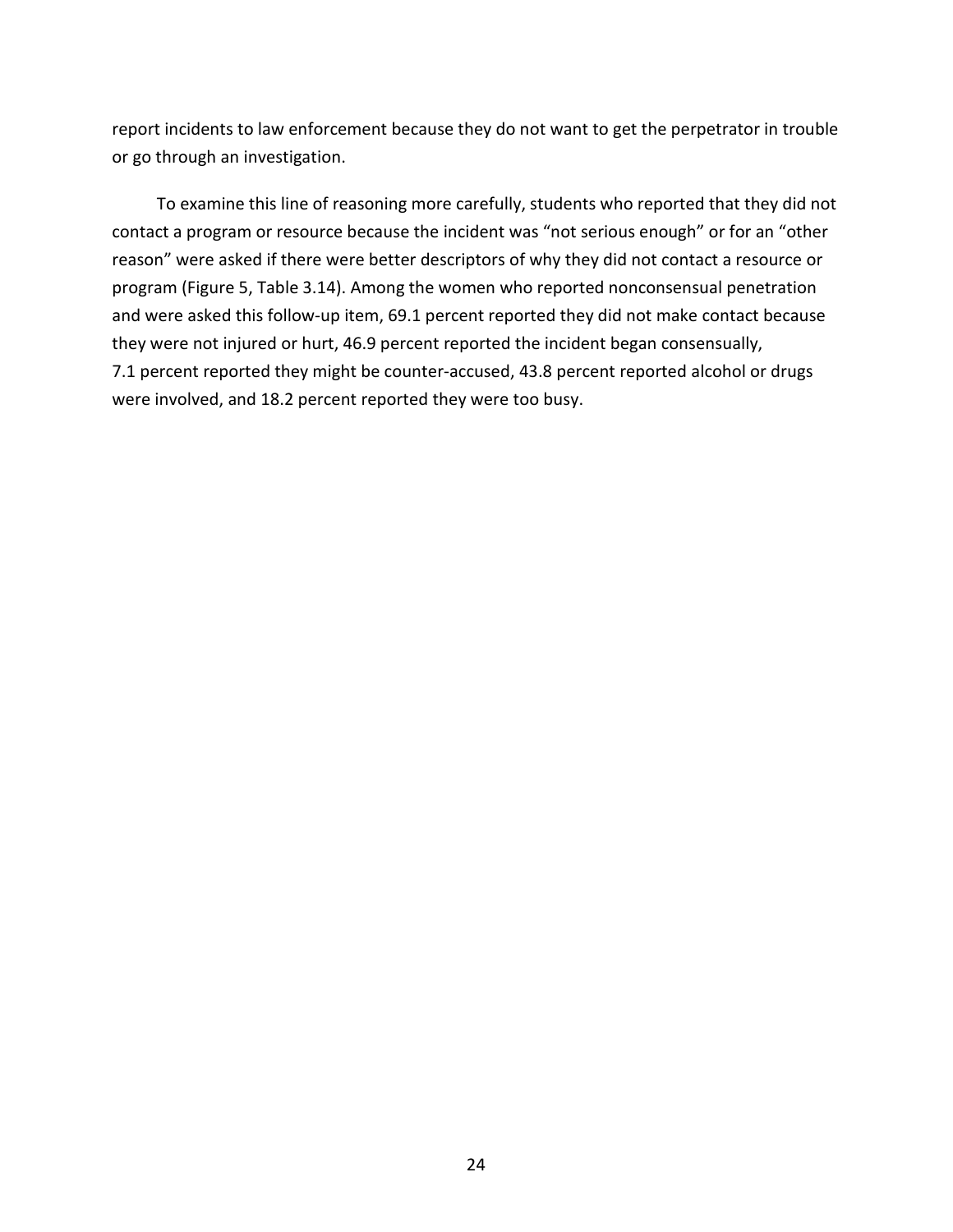report incidents to law enforcement because they do not want to get the perpetrator in trouble or go through an investigation.

To examine this line of reasoning more carefully, students who reported that they did not contact a program or resource because the incident was "not serious enough" or for an "other reason" were asked if there were better descriptors of why they did not contact a resource or program (Figure 5, Table 3.14). Among the women who reported nonconsensual penetration and were asked this follow-up item, 69.1 percent reported they did not make contact because they were not injured or hurt, 46.9 percent reported the incident began consensually, 7.1 percent reported they might be counter-accused, 43.8 percent reported alcohol or drugs were involved, and 18.2 percent reported they were too busy.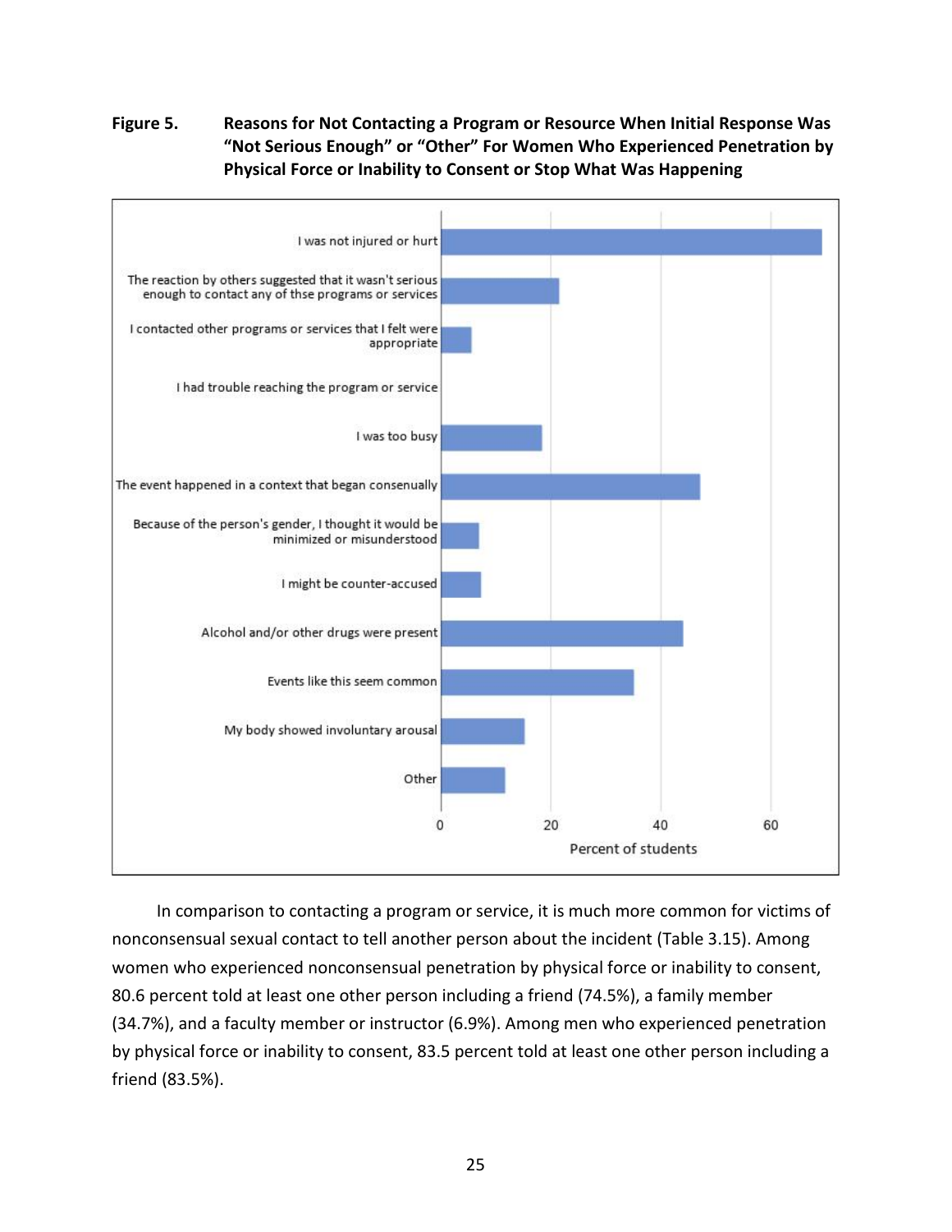**Figure 5. Reasons for Not Contacting a Program or Resource When Initial Response Was "Not Serious Enough" or "Other" For Women Who Experienced Penetration by Physical Force or Inability to Consent or Stop What Was Happening**

In comparison to contacting a program or service, it is much more common for victims of nonconsensual sexual contact to tell another person about the incident (Table 3.15). Among women who experienced nonconsensual penetration by physical force or inability to consent, 80.6 percent told at least one other person including a friend (74.5%), a family member (34.7%), and a faculty member or instructor (6.9%). Among men who experienced penetration by physical force or inability to consent, 83.5 percent told at least one other person including a friend (83.5%).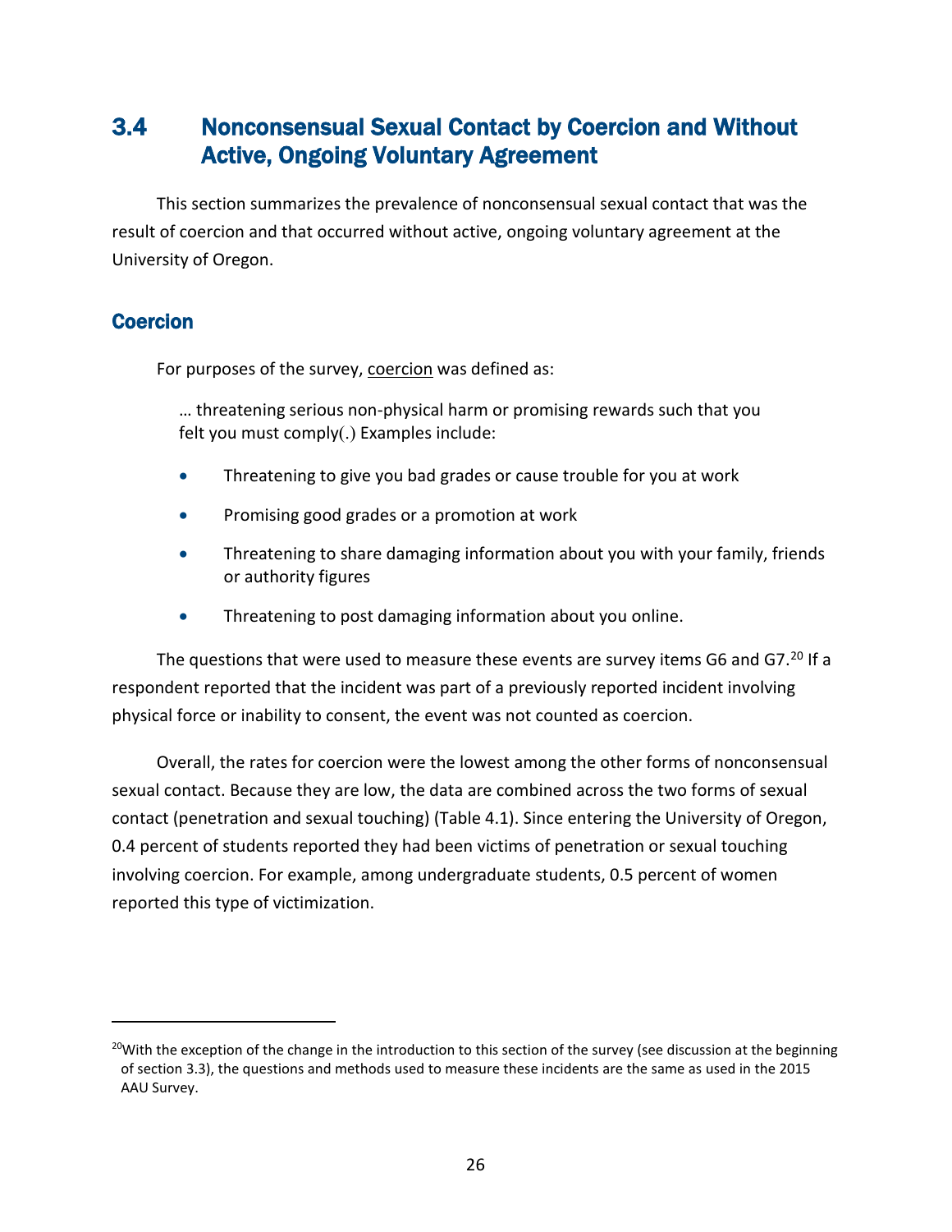## 3.4 Nonconsensual Sexual Contact by Coercion and Without Active, Ongoing Voluntary Agreement

This section summarizes the prevalence of nonconsensual sexual contact that was the result of coercion and that occurred without active, ongoing voluntary agreement at the University of Oregon.

### Coercion

For purposes of the survey, coercion was defined as:

> … threatening serious non-physical harm or promising rewards such that you felt you must comply(.) Examples include:
>
> - Threatening to give you bad grades or cause trouble for you at work
> - Promising good grades or a promotion at work
> - Threatening to share damaging information about you with your family, friends or authority figures
> - Threatening to post damaging information about you online.

The questions that were used to measure these events are survey items G6 and G7.[20] If a respondent reported that the incident was part of a previously reported incident involving physical force or inability to consent, the event was not counted as coercion.

Overall, the rates for coercion were the lowest among the other forms of nonconsensual sexual contact. Because they are low, the data are combined across the two forms of sexual contact (penetration and sexual touching) (Table 4.1). Since entering the University of Oregon, 0.4 percent of students reported they had been victims of penetration or sexual touching involving coercion. For example, among undergraduate students, 0.5 percent of women reported this type of victimization.

---

[20] With the exception of the change in the introduction to this section of the survey (see discussion at the beginning of section 3.3), the questions and methods used to measure these incidents are the same as used in the 2015 AAU Survey.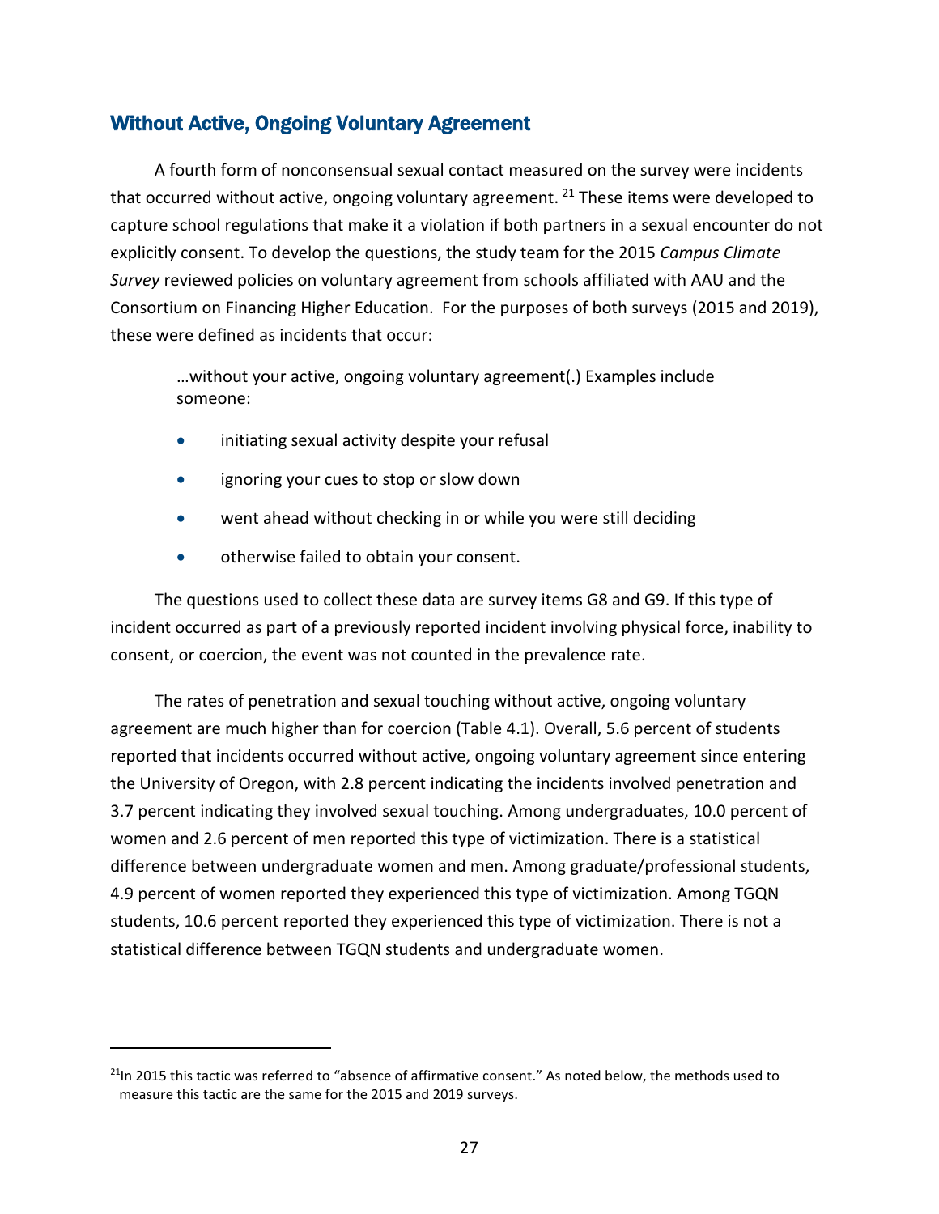## Without Active, Ongoing Voluntary Agreement

A fourth form of nonconsensual sexual contact measured on the survey were incidents that occurred without active, ongoing voluntary agreement.[21] These items were developed to capture school regulations that make it a violation if both partners in a sexual encounter do not explicitly consent. To develop the questions, the study team for the 2015 *Campus Climate Survey* reviewed policies on voluntary agreement from schools affiliated with AAU and the Consortium on Financing Higher Education. For the purposes of both surveys (2015 and 2019), these were defined as incidents that occur:

> …without your active, ongoing voluntary agreement(.) Examples include someone:
>
> - initiating sexual activity despite your refusal
> - ignoring your cues to stop or slow down
> - went ahead without checking in or while you were still deciding
> - otherwise failed to obtain your consent.

The questions used to collect these data are survey items G8 and G9. If this type of incident occurred as part of a previously reported incident involving physical force, inability to consent, or coercion, the event was not counted in the prevalence rate.

The rates of penetration and sexual touching without active, ongoing voluntary agreement are much higher than for coercion (Table 4.1). Overall, 5.6 percent of students reported that incidents occurred without active, ongoing voluntary agreement since entering the University of Oregon, with 2.8 percent indicating the incidents involved penetration and 3.7 percent indicating they involved sexual touching. Among undergraduates, 10.0 percent of women and 2.6 percent of men reported this type of victimization. There is a statistical difference between undergraduate women and men. Among graduate/professional students, 4.9 percent of women reported they experienced this type of victimization. Among TGQN students, 10.6 percent reported they experienced this type of victimization. There is not a statistical difference between TGQN students and undergraduate women.

[21] In 2015 this tactic was referred to "absence of affirmative consent." As noted below, the methods used to measure this tactic are the same for the 2015 and 2019 surveys.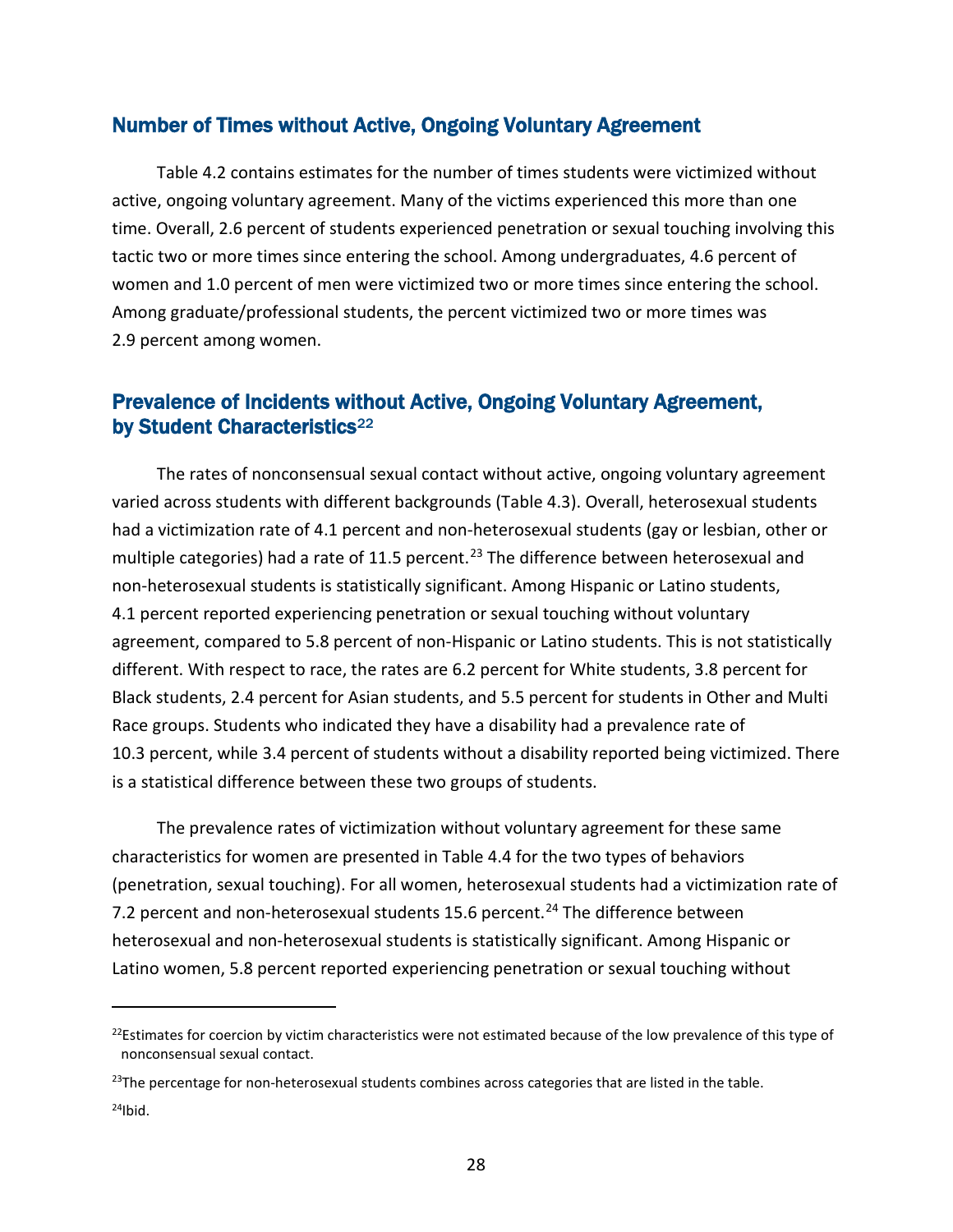## Number of Times without Active, Ongoing Voluntary Agreement

Table 4.2 contains estimates for the number of times students were victimized without active, ongoing voluntary agreement. Many of the victims experienced this more than one time. Overall, 2.6 percent of students experienced penetration or sexual touching involving this tactic two or more times since entering the school. Among undergraduates, 4.6 percent of women and 1.0 percent of men were victimized two or more times since entering the school. Among graduate/professional students, the percent victimized two or more times was 2.9 percent among women.

## Prevalence of Incidents without Active, Ongoing Voluntary Agreement, by Student Characteristics[22]

The rates of nonconsensual sexual contact without active, ongoing voluntary agreement varied across students with different backgrounds (Table 4.3). Overall, heterosexual students had a victimization rate of 4.1 percent and non-heterosexual students (gay or lesbian, other or multiple categories) had a rate of 11.5 percent.[23] The difference between heterosexual and non-heterosexual students is statistically significant. Among Hispanic or Latino students, 4.1 percent reported experiencing penetration or sexual touching without voluntary agreement, compared to 5.8 percent of non-Hispanic or Latino students. This is not statistically different. With respect to race, the rates are 6.2 percent for White students, 3.8 percent for Black students, 2.4 percent for Asian students, and 5.5 percent for students in Other and Multi Race groups. Students who indicated they have a disability had a prevalence rate of 10.3 percent, while 3.4 percent of students without a disability reported being victimized. There is a statistical difference between these two groups of students.

The prevalence rates of victimization without voluntary agreement for these same characteristics for women are presented in Table 4.4 for the two types of behaviors (penetration, sexual touching). For all women, heterosexual students had a victimization rate of 7.2 percent and non-heterosexual students 15.6 percent.[24] The difference between heterosexual and non-heterosexual students is statistically significant. Among Hispanic or Latino women, 5.8 percent reported experiencing penetration or sexual touching without

---

[22]Estimates for coercion by victim characteristics were not estimated because of the low prevalence of this type of nonconsensual sexual contact.

[23]The percentage for non-heterosexual students combines across categories that are listed in the table.

[24]Ibid.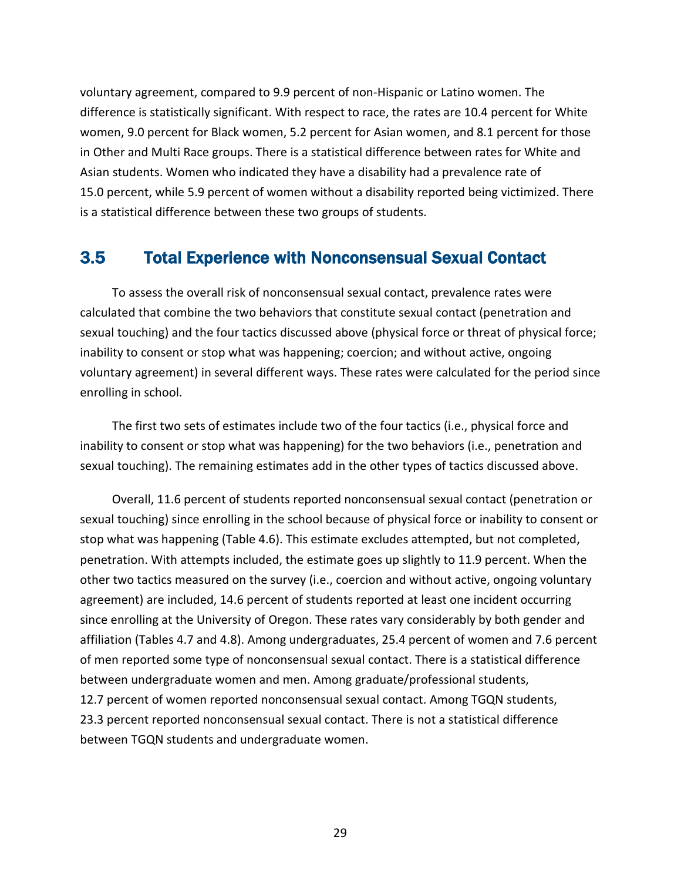voluntary agreement, compared to 9.9 percent of non-Hispanic or Latino women. The difference is statistically significant. With respect to race, the rates are 10.4 percent for White women, 9.0 percent for Black women, 5.2 percent for Asian women, and 8.1 percent for those in Other and Multi Race groups. There is a statistical difference between rates for White and Asian students. Women who indicated they have a disability had a prevalence rate of 15.0 percent, while 5.9 percent of women without a disability reported being victimized. There is a statistical difference between these two groups of students.

## 3.5 Total Experience with Nonconsensual Sexual Contact

To assess the overall risk of nonconsensual sexual contact, prevalence rates were calculated that combine the two behaviors that constitute sexual contact (penetration and sexual touching) and the four tactics discussed above (physical force or threat of physical force; inability to consent or stop what was happening; coercion; and without active, ongoing voluntary agreement) in several different ways. These rates were calculated for the period since enrolling in school.

The first two sets of estimates include two of the four tactics (i.e., physical force and inability to consent or stop what was happening) for the two behaviors (i.e., penetration and sexual touching). The remaining estimates add in the other types of tactics discussed above.

Overall, 11.6 percent of students reported nonconsensual sexual contact (penetration or sexual touching) since enrolling in the school because of physical force or inability to consent or stop what was happening (Table 4.6). This estimate excludes attempted, but not completed, penetration. With attempts included, the estimate goes up slightly to 11.9 percent. When the other two tactics measured on the survey (i.e., coercion and without active, ongoing voluntary agreement) are included, 14.6 percent of students reported at least one incident occurring since enrolling at the University of Oregon. These rates vary considerably by both gender and affiliation (Tables 4.7 and 4.8). Among undergraduates, 25.4 percent of women and 7.6 percent of men reported some type of nonconsensual sexual contact. There is a statistical difference between undergraduate women and men. Among graduate/professional students, 12.7 percent of women reported nonconsensual sexual contact. Among TGQN students, 23.3 percent reported nonconsensual sexual contact. There is not a statistical difference between TGQN students and undergraduate women.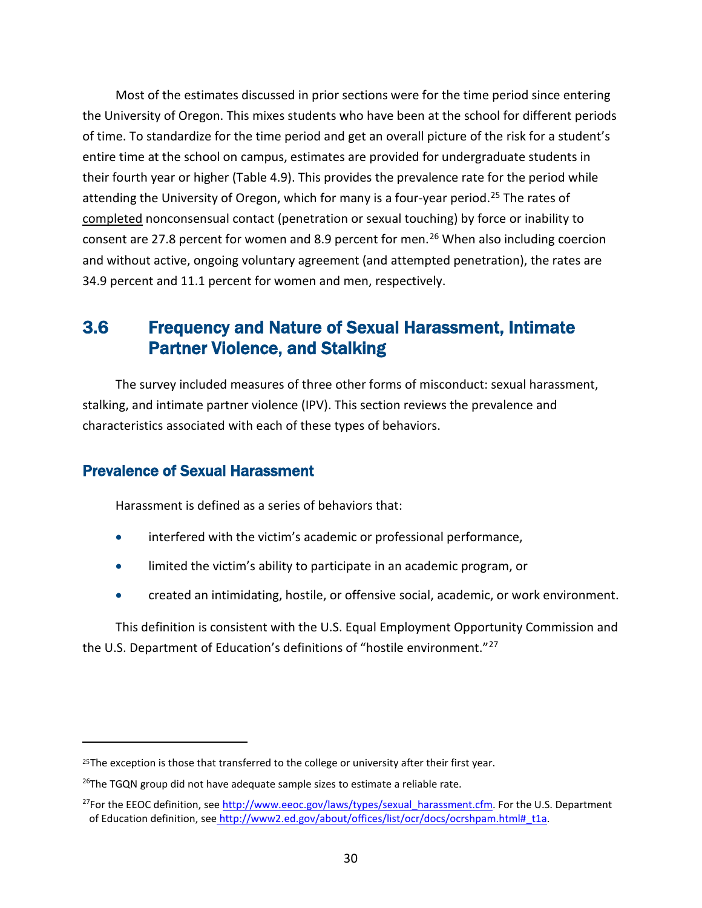Most of the estimates discussed in prior sections were for the time period since entering the University of Oregon. This mixes students who have been at the school for different periods of time. To standardize for the time period and get an overall picture of the risk for a student's entire time at the school on campus, estimates are provided for undergraduate students in their fourth year or higher (Table 4.9). This provides the prevalence rate for the period while attending the University of Oregon, which for many is a four-year period.[25] The rates of <u>completed</u> nonconsensual contact (penetration or sexual touching) by force or inability to consent are 27.8 percent for women and 8.9 percent for men.[26] When also including coercion and without active, ongoing voluntary agreement (and attempted penetration), the rates are 34.9 percent and 11.1 percent for women and men, respectively.

## 3.6 Frequency and Nature of Sexual Harassment, Intimate Partner Violence, and Stalking

The survey included measures of three other forms of misconduct: sexual harassment, stalking, and intimate partner violence (IPV). This section reviews the prevalence and characteristics associated with each of these types of behaviors.

### Prevalence of Sexual Harassment

Harassment is defined as a series of behaviors that:

- interfered with the victim's academic or professional performance,
- limited the victim's ability to participate in an academic program, or
- created an intimidating, hostile, or offensive social, academic, or work environment.

This definition is consistent with the U.S. Equal Employment Opportunity Commission and the U.S. Department of Education's definitions of "hostile environment."[27]

---

[25] The exception is those that transferred to the college or university after their first year.

[26] The TGQN group did not have adequate sample sizes to estimate a reliable rate.

[27] For the EEOC definition, see http://www.eeoc.gov/laws/types/sexual_harassment.cfm. For the U.S. Department of Education definition, see http://www2.ed.gov/about/offices/list/ocr/docs/ocrshpam.html#_t1a.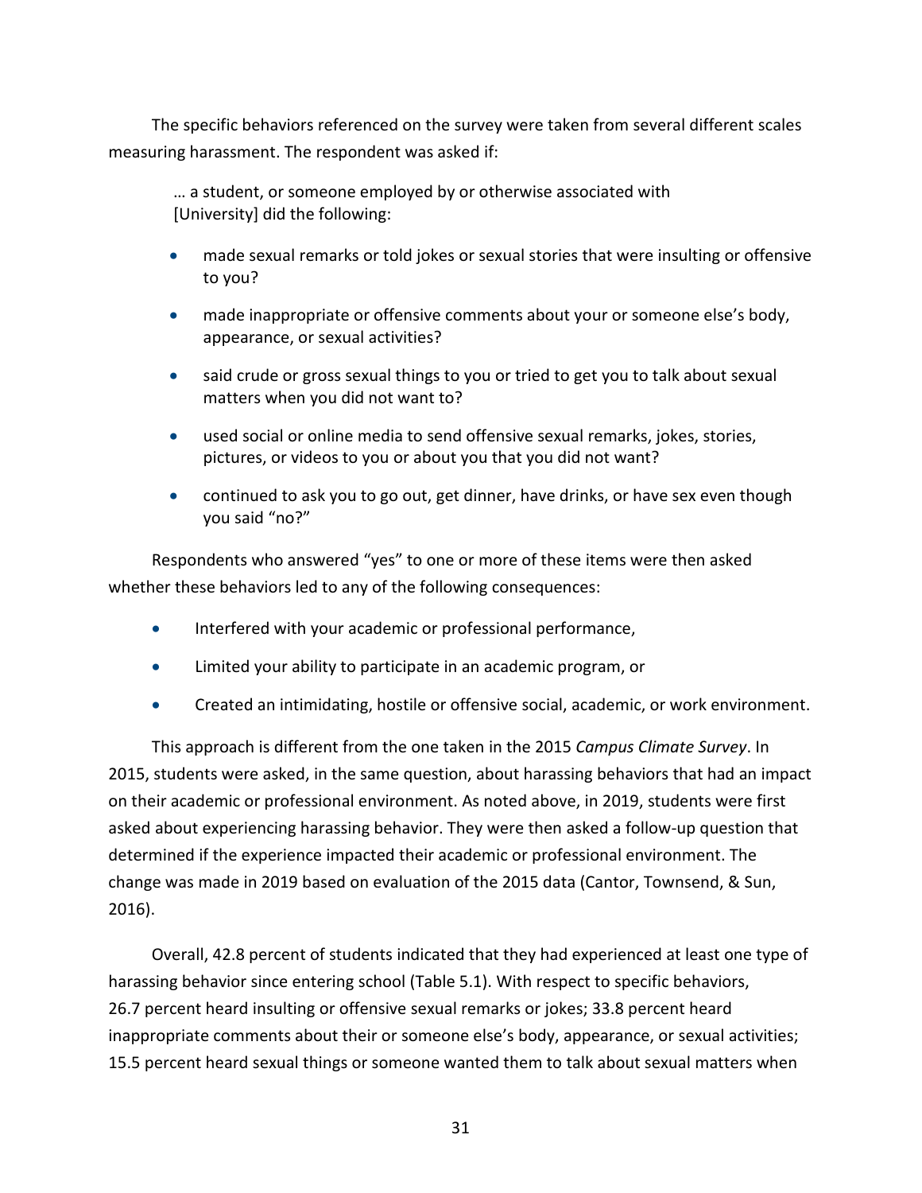The specific behaviors referenced on the survey were taken from several different scales measuring harassment. The respondent was asked if:

> … a student, or someone employed by or otherwise associated with [University] did the following:
>
> - made sexual remarks or told jokes or sexual stories that were insulting or offensive to you?
> - made inappropriate or offensive comments about your or someone else's body, appearance, or sexual activities?
> - said crude or gross sexual things to you or tried to get you to talk about sexual matters when you did not want to?
> - used social or online media to send offensive sexual remarks, jokes, stories, pictures, or videos to you or about you that you did not want?
> - continued to ask you to go out, get dinner, have drinks, or have sex even though you said "no?"

Respondents who answered "yes" to one or more of these items were then asked whether these behaviors led to any of the following consequences:

- Interfered with your academic or professional performance,
- Limited your ability to participate in an academic program, or
- Created an intimidating, hostile or offensive social, academic, or work environment.

This approach is different from the one taken in the 2015 *Campus Climate Survey*. In 2015, students were asked, in the same question, about harassing behaviors that had an impact on their academic or professional environment. As noted above, in 2019, students were first asked about experiencing harassing behavior. They were then asked a follow-up question that determined if the experience impacted their academic or professional environment. The change was made in 2019 based on evaluation of the 2015 data (Cantor, Townsend, & Sun, 2016).

Overall, 42.8 percent of students indicated that they had experienced at least one type of harassing behavior since entering school (Table 5.1). With respect to specific behaviors, 26.7 percent heard insulting or offensive sexual remarks or jokes; 33.8 percent heard inappropriate comments about their or someone else's body, appearance, or sexual activities; 15.5 percent heard sexual things or someone wanted them to talk about sexual matters when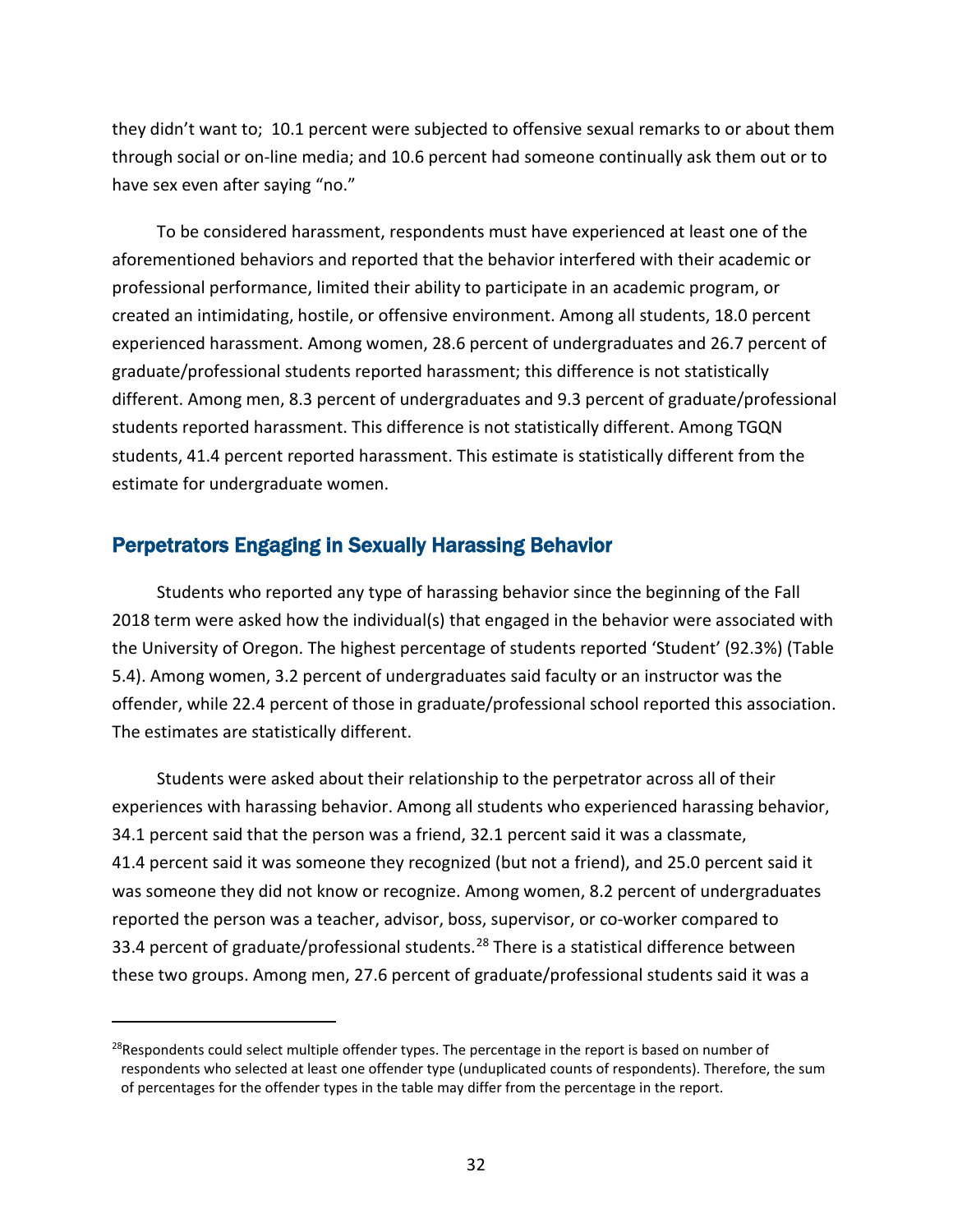they didn't want to;  10.1 percent were subjected to offensive sexual remarks to or about them through social or on-line media; and 10.6 percent had someone continually ask them out or to have sex even after saying "no."

To be considered harassment, respondents must have experienced at least one of the aforementioned behaviors and reported that the behavior interfered with their academic or professional performance, limited their ability to participate in an academic program, or created an intimidating, hostile, or offensive environment. Among all students, 18.0 percent experienced harassment. Among women, 28.6 percent of undergraduates and 26.7 percent of graduate/professional students reported harassment; this difference is not statistically different. Among men, 8.3 percent of undergraduates and 9.3 percent of graduate/professional students reported harassment. This difference is not statistically different. Among TGQN students, 41.4 percent reported harassment. This estimate is statistically different from the estimate for undergraduate women.

## Perpetrators Engaging in Sexually Harassing Behavior

Students who reported any type of harassing behavior since the beginning of the Fall 2018 term were asked how the individual(s) that engaged in the behavior were associated with the University of Oregon. The highest percentage of students reported 'Student' (92.3%) (Table 5.4). Among women, 3.2 percent of undergraduates said faculty or an instructor was the offender, while 22.4 percent of those in graduate/professional school reported this association. The estimates are statistically different.

Students were asked about their relationship to the perpetrator across all of their experiences with harassing behavior. Among all students who experienced harassing behavior, 34.1 percent said that the person was a friend, 32.1 percent said it was a classmate, 41.4 percent said it was someone they recognized (but not a friend), and 25.0 percent said it was someone they did not know or recognize. Among women, 8.2 percent of undergraduates reported the person was a teacher, advisor, boss, supervisor, or co-worker compared to 33.4 percent of graduate/professional students.[28] There is a statistical difference between these two groups. Among men, 27.6 percent of graduate/professional students said it was a

[28]Respondents could select multiple offender types. The percentage in the report is based on number of respondents who selected at least one offender type (unduplicated counts of respondents). Therefore, the sum of percentages for the offender types in the table may differ from the percentage in the report.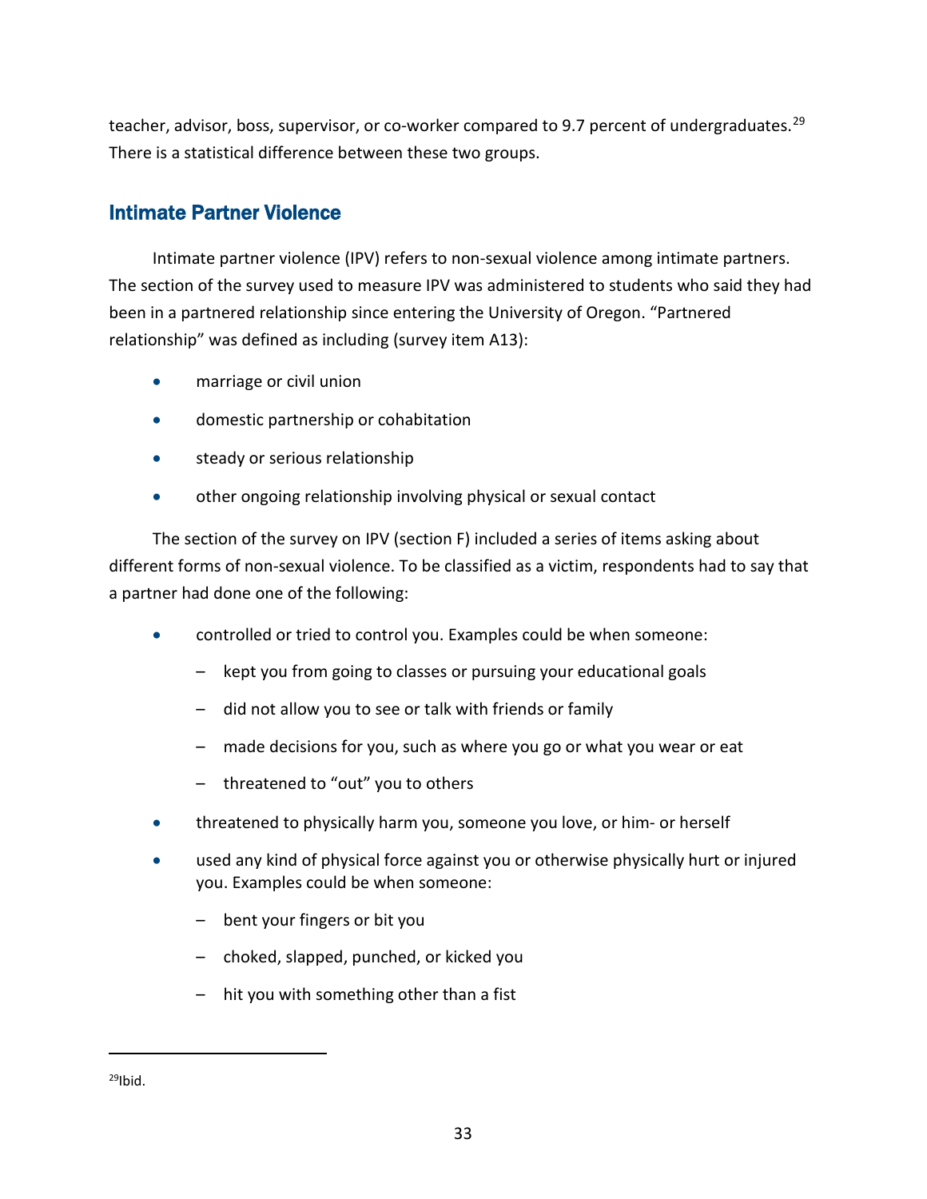teacher, advisor, boss, supervisor, or co-worker compared to 9.7 percent of undergraduates.[29] There is a statistical difference between these two groups.

## Intimate Partner Violence

Intimate partner violence (IPV) refers to non-sexual violence among intimate partners. The section of the survey used to measure IPV was administered to students who said they had been in a partnered relationship since entering the University of Oregon. "Partnered relationship" was defined as including (survey item A13):

- marriage or civil union
- domestic partnership or cohabitation
- steady or serious relationship
- other ongoing relationship involving physical or sexual contact

The section of the survey on IPV (section F) included a series of items asking about different forms of non-sexual violence. To be classified as a victim, respondents had to say that a partner had done one of the following:

- controlled or tried to control you. Examples could be when someone:
  - kept you from going to classes or pursuing your educational goals
  - did not allow you to see or talk with friends or family
  - made decisions for you, such as where you go or what you wear or eat
  - threatened to "out" you to others
- threatened to physically harm you, someone you love, or him- or herself
- used any kind of physical force against you or otherwise physically hurt or injured you. Examples could be when someone:
  - bent your fingers or bit you
  - choked, slapped, punched, or kicked you
  - hit you with something other than a fist

[29] Ibid.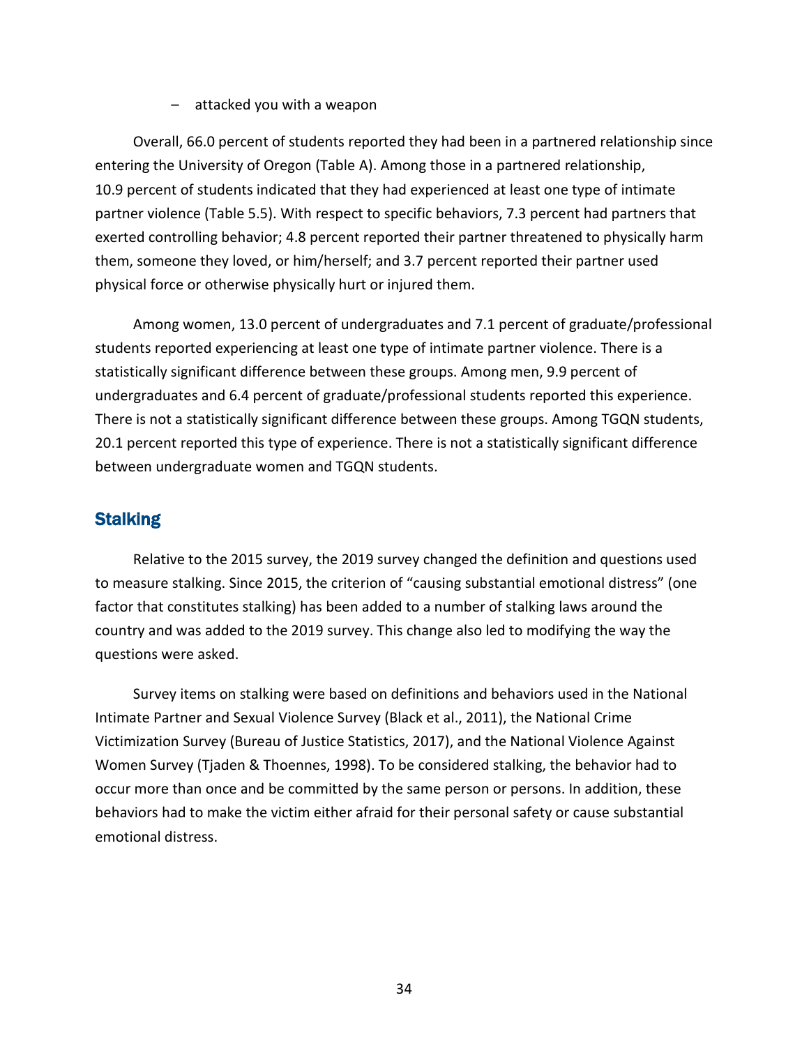– attacked you with a weapon

Overall, 66.0 percent of students reported they had been in a partnered relationship since entering the University of Oregon (Table A). Among those in a partnered relationship, 10.9 percent of students indicated that they had experienced at least one type of intimate partner violence (Table 5.5). With respect to specific behaviors, 7.3 percent had partners that exerted controlling behavior; 4.8 percent reported their partner threatened to physically harm them, someone they loved, or him/herself; and 3.7 percent reported their partner used physical force or otherwise physically hurt or injured them.

Among women, 13.0 percent of undergraduates and 7.1 percent of graduate/professional students reported experiencing at least one type of intimate partner violence. There is a statistically significant difference between these groups. Among men, 9.9 percent of undergraduates and 6.4 percent of graduate/professional students reported this experience. There is not a statistically significant difference between these groups. Among TGQN students, 20.1 percent reported this type of experience. There is not a statistically significant difference between undergraduate women and TGQN students.

## Stalking

Relative to the 2015 survey, the 2019 survey changed the definition and questions used to measure stalking. Since 2015, the criterion of "causing substantial emotional distress" (one factor that constitutes stalking) has been added to a number of stalking laws around the country and was added to the 2019 survey. This change also led to modifying the way the questions were asked.

Survey items on stalking were based on definitions and behaviors used in the National Intimate Partner and Sexual Violence Survey (Black et al., 2011), the National Crime Victimization Survey (Bureau of Justice Statistics, 2017), and the National Violence Against Women Survey (Tjaden & Thoennes, 1998). To be considered stalking, the behavior had to occur more than once and be committed by the same person or persons. In addition, these behaviors had to make the victim either afraid for their personal safety or cause substantial emotional distress.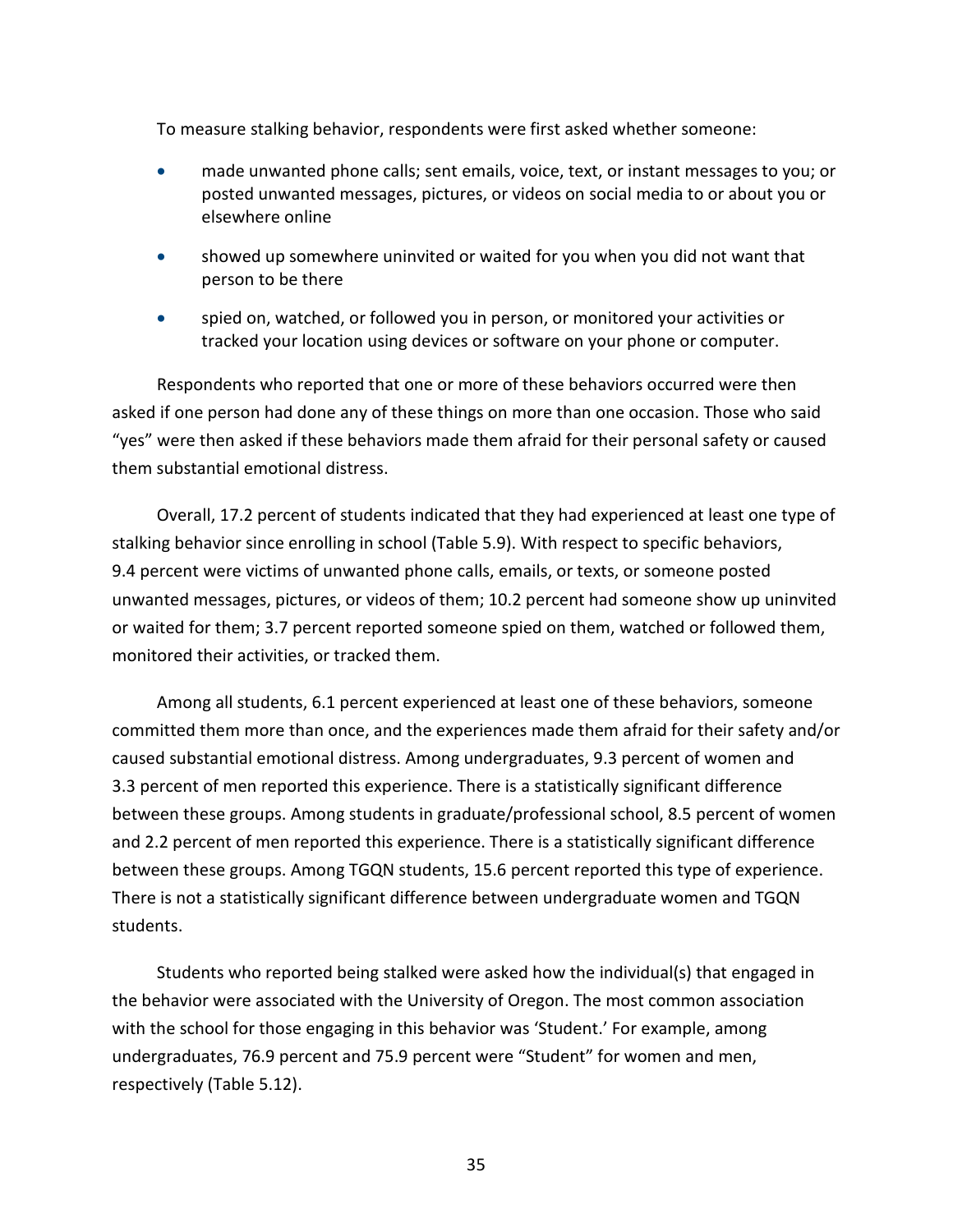To measure stalking behavior, respondents were first asked whether someone:

- made unwanted phone calls; sent emails, voice, text, or instant messages to you; or posted unwanted messages, pictures, or videos on social media to or about you or elsewhere online
- showed up somewhere uninvited or waited for you when you did not want that person to be there
- spied on, watched, or followed you in person, or monitored your activities or tracked your location using devices or software on your phone or computer.

Respondents who reported that one or more of these behaviors occurred were then asked if one person had done any of these things on more than one occasion. Those who said "yes" were then asked if these behaviors made them afraid for their personal safety or caused them substantial emotional distress.

Overall, 17.2 percent of students indicated that they had experienced at least one type of stalking behavior since enrolling in school (Table 5.9). With respect to specific behaviors, 9.4 percent were victims of unwanted phone calls, emails, or texts, or someone posted unwanted messages, pictures, or videos of them; 10.2 percent had someone show up uninvited or waited for them; 3.7 percent reported someone spied on them, watched or followed them, monitored their activities, or tracked them.

Among all students, 6.1 percent experienced at least one of these behaviors, someone committed them more than once, and the experiences made them afraid for their safety and/or caused substantial emotional distress. Among undergraduates, 9.3 percent of women and 3.3 percent of men reported this experience. There is a statistically significant difference between these groups. Among students in graduate/professional school, 8.5 percent of women and 2.2 percent of men reported this experience. There is a statistically significant difference between these groups. Among TGQN students, 15.6 percent reported this type of experience. There is not a statistically significant difference between undergraduate women and TGQN students.

Students who reported being stalked were asked how the individual(s) that engaged in the behavior were associated with the University of Oregon. The most common association with the school for those engaging in this behavior was 'Student.' For example, among undergraduates, 76.9 percent and 75.9 percent were "Student" for women and men, respectively (Table 5.12).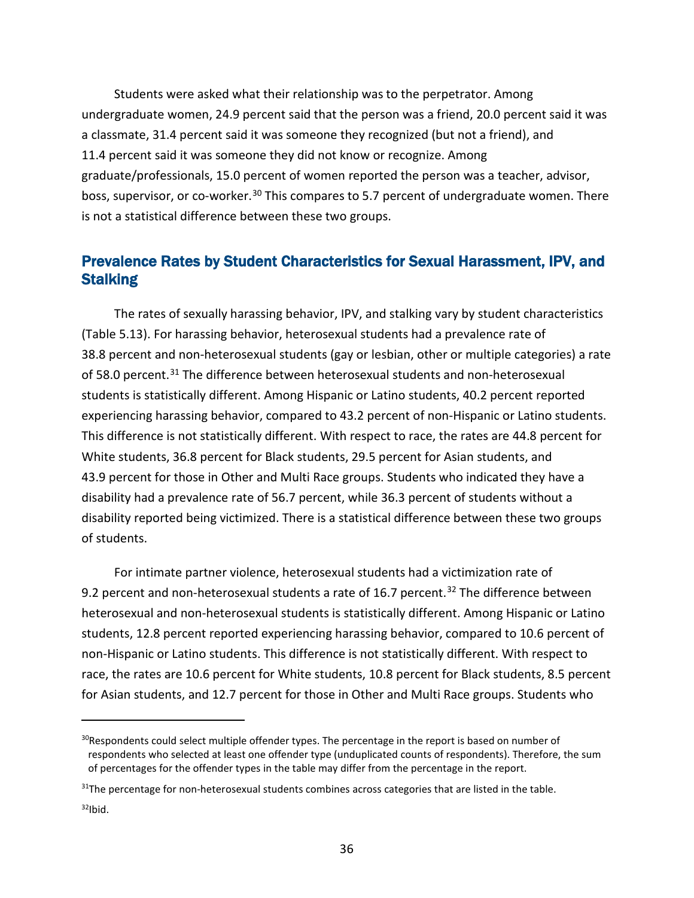Students were asked what their relationship was to the perpetrator. Among undergraduate women, 24.9 percent said that the person was a friend, 20.0 percent said it was a classmate, 31.4 percent said it was someone they recognized (but not a friend), and 11.4 percent said it was someone they did not know or recognize. Among graduate/professionals, 15.0 percent of women reported the person was a teacher, advisor, boss, supervisor, or co-worker.[30] This compares to 5.7 percent of undergraduate women. There is not a statistical difference between these two groups.

## Prevalence Rates by Student Characteristics for Sexual Harassment, IPV, and Stalking

The rates of sexually harassing behavior, IPV, and stalking vary by student characteristics (Table 5.13). For harassing behavior, heterosexual students had a prevalence rate of 38.8 percent and non-heterosexual students (gay or lesbian, other or multiple categories) a rate of 58.0 percent.[31] The difference between heterosexual students and non-heterosexual students is statistically different. Among Hispanic or Latino students, 40.2 percent reported experiencing harassing behavior, compared to 43.2 percent of non-Hispanic or Latino students. This difference is not statistically different. With respect to race, the rates are 44.8 percent for White students, 36.8 percent for Black students, 29.5 percent for Asian students, and 43.9 percent for those in Other and Multi Race groups. Students who indicated they have a disability had a prevalence rate of 56.7 percent, while 36.3 percent of students without a disability reported being victimized. There is a statistical difference between these two groups of students.

For intimate partner violence, heterosexual students had a victimization rate of 9.2 percent and non-heterosexual students a rate of 16.7 percent.[32] The difference between heterosexual and non-heterosexual students is statistically different. Among Hispanic or Latino students, 12.8 percent reported experiencing harassing behavior, compared to 10.6 percent of non-Hispanic or Latino students. This difference is not statistically different. With respect to race, the rates are 10.6 percent for White students, 10.8 percent for Black students, 8.5 percent for Asian students, and 12.7 percent for those in Other and Multi Race groups. Students who

---

[30]Respondents could select multiple offender types. The percentage in the report is based on number of respondents who selected at least one offender type (unduplicated counts of respondents). Therefore, the sum of percentages for the offender types in the table may differ from the percentage in the report.

[31]The percentage for non-heterosexual students combines across categories that are listed in the table.

[32]Ibid.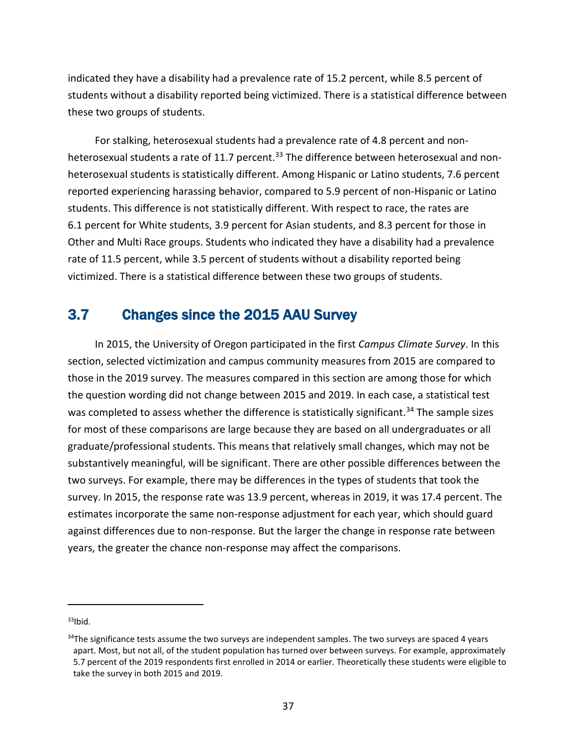indicated they have a disability had a prevalence rate of 15.2 percent, while 8.5 percent of students without a disability reported being victimized. There is a statistical difference between these two groups of students.

For stalking, heterosexual students had a prevalence rate of 4.8 percent and non-heterosexual students a rate of 11.7 percent.[33] The difference between heterosexual and non-heterosexual students is statistically different. Among Hispanic or Latino students, 7.6 percent reported experiencing harassing behavior, compared to 5.9 percent of non-Hispanic or Latino students. This difference is not statistically different. With respect to race, the rates are 6.1 percent for White students, 3.9 percent for Asian students, and 8.3 percent for those in Other and Multi Race groups. Students who indicated they have a disability had a prevalence rate of 11.5 percent, while 3.5 percent of students without a disability reported being victimized. There is a statistical difference between these two groups of students.

## 3.7 Changes since the 2015 AAU Survey

In 2015, the University of Oregon participated in the first *Campus Climate Survey*. In this section, selected victimization and campus community measures from 2015 are compared to those in the 2019 survey. The measures compared in this section are among those for which the question wording did not change between 2015 and 2019. In each case, a statistical test was completed to assess whether the difference is statistically significant.[34] The sample sizes for most of these comparisons are large because they are based on all undergraduates or all graduate/professional students. This means that relatively small changes, which may not be substantively meaningful, will be significant. There are other possible differences between the two surveys. For example, there may be differences in the types of students that took the survey. In 2015, the response rate was 13.9 percent, whereas in 2019, it was 17.4 percent. The estimates incorporate the same non-response adjustment for each year, which should guard against differences due to non-response. But the larger the change in response rate between years, the greater the chance non-response may affect the comparisons.

---

[33] Ibid.

[34] The significance tests assume the two surveys are independent samples. The two surveys are spaced 4 years apart. Most, but not all, of the student population has turned over between surveys. For example, approximately 5.7 percent of the 2019 respondents first enrolled in 2014 or earlier. Theoretically these students were eligible to take the survey in both 2015 and 2019.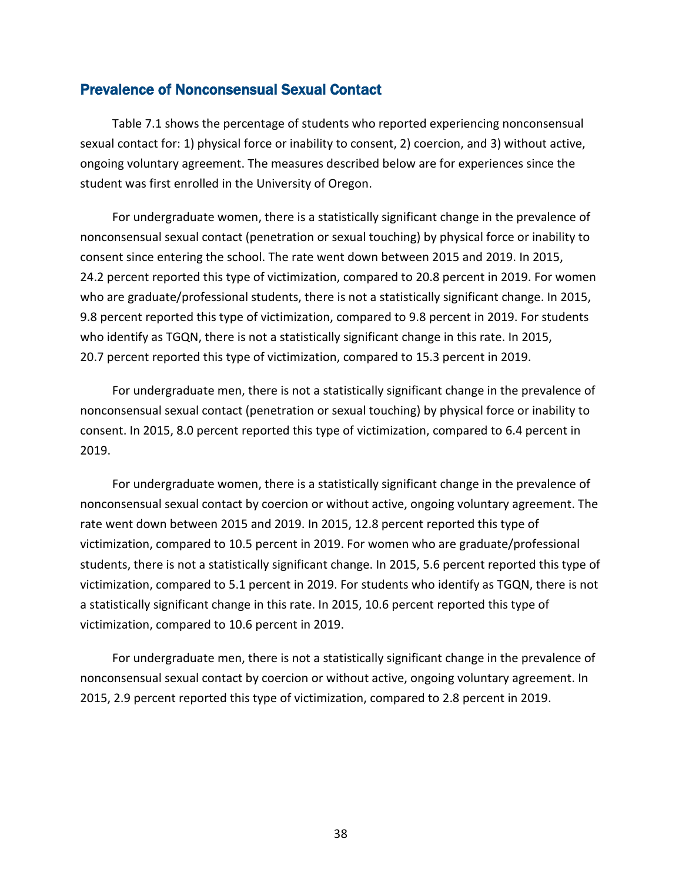## Prevalence of Nonconsensual Sexual Contact

Table 7.1 shows the percentage of students who reported experiencing nonconsensual sexual contact for: 1) physical force or inability to consent, 2) coercion, and 3) without active, ongoing voluntary agreement. The measures described below are for experiences since the student was first enrolled in the University of Oregon.

For undergraduate women, there is a statistically significant change in the prevalence of nonconsensual sexual contact (penetration or sexual touching) by physical force or inability to consent since entering the school. The rate went down between 2015 and 2019. In 2015, 24.2 percent reported this type of victimization, compared to 20.8 percent in 2019. For women who are graduate/professional students, there is not a statistically significant change. In 2015, 9.8 percent reported this type of victimization, compared to 9.8 percent in 2019. For students who identify as TGQN, there is not a statistically significant change in this rate. In 2015, 20.7 percent reported this type of victimization, compared to 15.3 percent in 2019.

For undergraduate men, there is not a statistically significant change in the prevalence of nonconsensual sexual contact (penetration or sexual touching) by physical force or inability to consent. In 2015, 8.0 percent reported this type of victimization, compared to 6.4 percent in 2019.

For undergraduate women, there is a statistically significant change in the prevalence of nonconsensual sexual contact by coercion or without active, ongoing voluntary agreement. The rate went down between 2015 and 2019. In 2015, 12.8 percent reported this type of victimization, compared to 10.5 percent in 2019. For women who are graduate/professional students, there is not a statistically significant change. In 2015, 5.6 percent reported this type of victimization, compared to 5.1 percent in 2019. For students who identify as TGQN, there is not a statistically significant change in this rate. In 2015, 10.6 percent reported this type of victimization, compared to 10.6 percent in 2019.

For undergraduate men, there is not a statistically significant change in the prevalence of nonconsensual sexual contact by coercion or without active, ongoing voluntary agreement. In 2015, 2.9 percent reported this type of victimization, compared to 2.8 percent in 2019.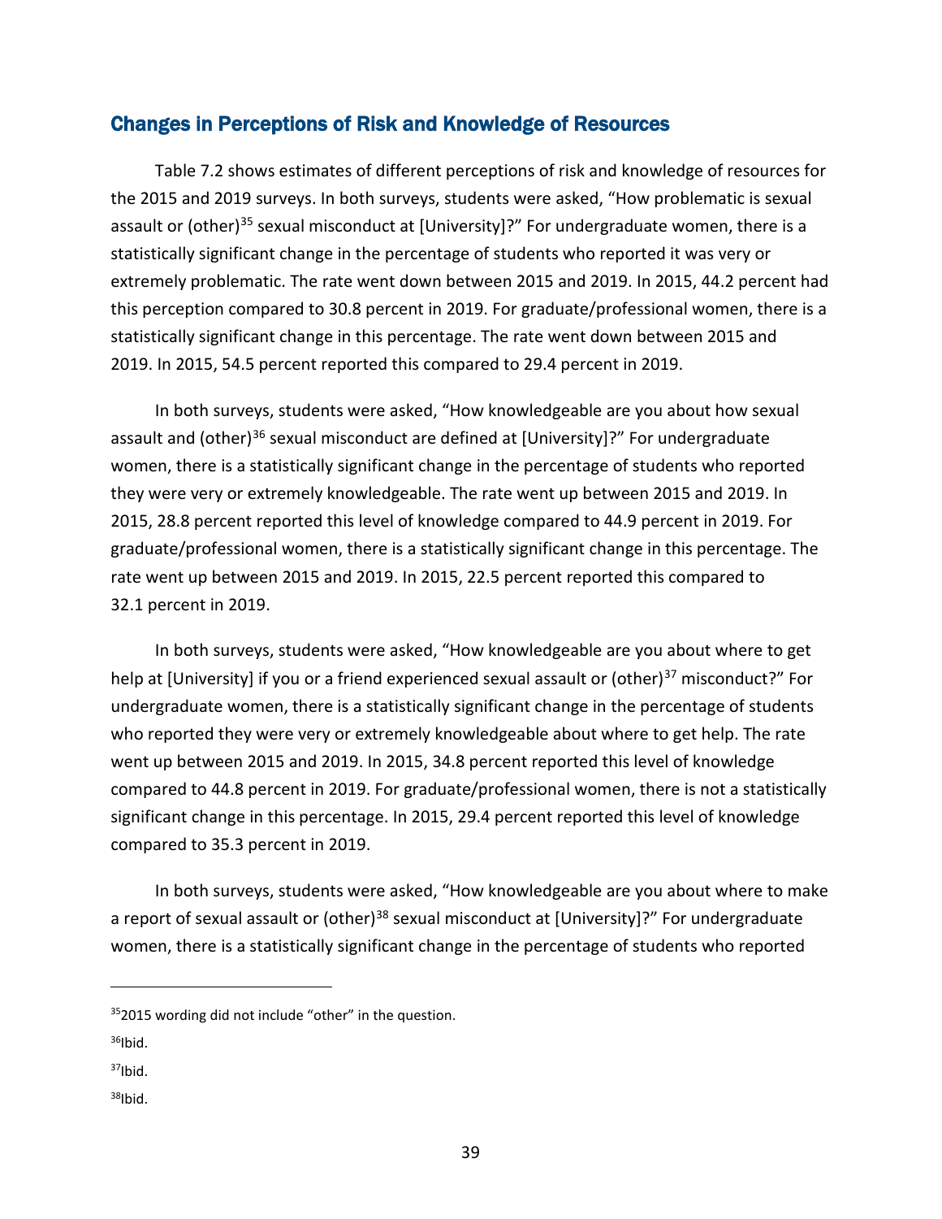## Changes in Perceptions of Risk and Knowledge of Resources

Table 7.2 shows estimates of different perceptions of risk and knowledge of resources for the 2015 and 2019 surveys. In both surveys, students were asked, "How problematic is sexual assault or (other)[35] sexual misconduct at [University]?" For undergraduate women, there is a statistically significant change in the percentage of students who reported it was very or extremely problematic. The rate went down between 2015 and 2019. In 2015, 44.2 percent had this perception compared to 30.8 percent in 2019. For graduate/professional women, there is a statistically significant change in this percentage. The rate went down between 2015 and 2019. In 2015, 54.5 percent reported this compared to 29.4 percent in 2019.

In both surveys, students were asked, "How knowledgeable are you about how sexual assault and (other)[36] sexual misconduct are defined at [University]?" For undergraduate women, there is a statistically significant change in the percentage of students who reported they were very or extremely knowledgeable. The rate went up between 2015 and 2019. In 2015, 28.8 percent reported this level of knowledge compared to 44.9 percent in 2019. For graduate/professional women, there is a statistically significant change in this percentage. The rate went up between 2015 and 2019. In 2015, 22.5 percent reported this compared to 32.1 percent in 2019.

In both surveys, students were asked, "How knowledgeable are you about where to get help at [University] if you or a friend experienced sexual assault or (other)[37] misconduct?" For undergraduate women, there is a statistically significant change in the percentage of students who reported they were very or extremely knowledgeable about where to get help. The rate went up between 2015 and 2019. In 2015, 34.8 percent reported this level of knowledge compared to 44.8 percent in 2019. For graduate/professional women, there is not a statistically significant change in this percentage. In 2015, 29.4 percent reported this level of knowledge compared to 35.3 percent in 2019.

In both surveys, students were asked, "How knowledgeable are you about where to make a report of sexual assault or (other)[38] sexual misconduct at [University]?" For undergraduate women, there is a statistically significant change in the percentage of students who reported

---

[35] 2015 wording did not include "other" in the question.

[36] Ibid.

[37] Ibid.

[38] Ibid.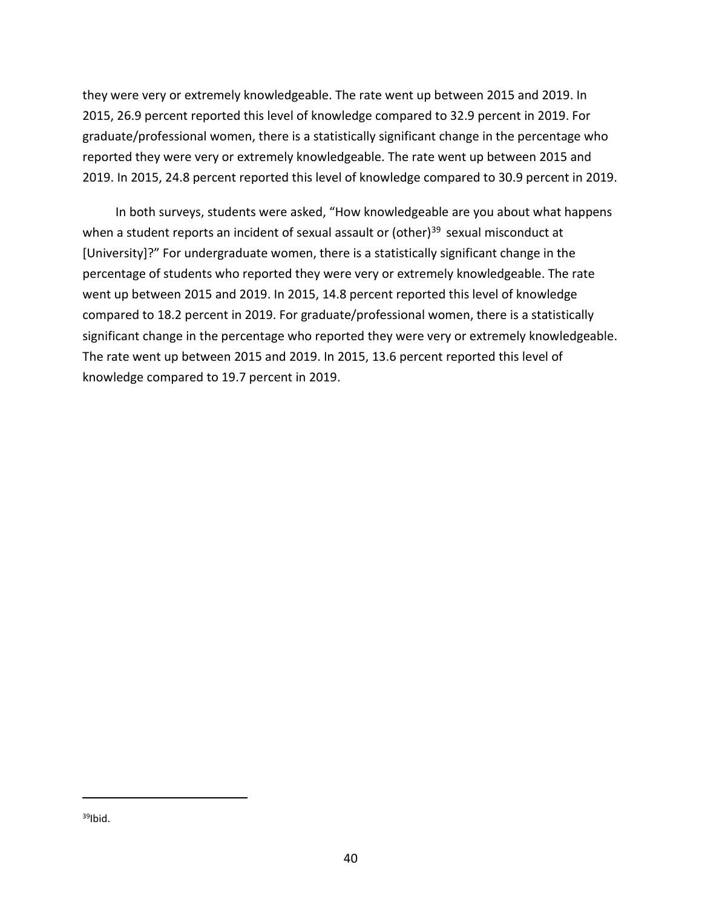they were very or extremely knowledgeable. The rate went up between 2015 and 2019. In 2015, 26.9 percent reported this level of knowledge compared to 32.9 percent in 2019. For graduate/professional women, there is a statistically significant change in the percentage who reported they were very or extremely knowledgeable. The rate went up between 2015 and 2019. In 2015, 24.8 percent reported this level of knowledge compared to 30.9 percent in 2019.

In both surveys, students were asked, "How knowledgeable are you about what happens when a student reports an incident of sexual assault or (other)[39] sexual misconduct at [University]?" For undergraduate women, there is a statistically significant change in the percentage of students who reported they were very or extremely knowledgeable. The rate went up between 2015 and 2019. In 2015, 14.8 percent reported this level of knowledge compared to 18.2 percent in 2019. For graduate/professional women, there is a statistically significant change in the percentage who reported they were very or extremely knowledgeable. The rate went up between 2015 and 2019. In 2015, 13.6 percent reported this level of knowledge compared to 19.7 percent in 2019.

---

[39]Ibid.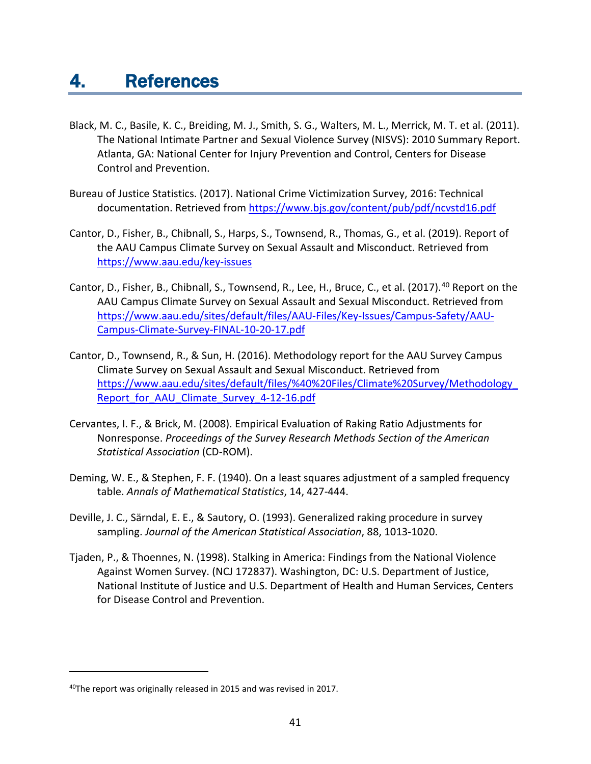# 4. References

Black, M. C., Basile, K. C., Breiding, M. J., Smith, S. G., Walters, M. L., Merrick, M. T. et al. (2011). The National Intimate Partner and Sexual Violence Survey (NISVS): 2010 Summary Report. Atlanta, GA: National Center for Injury Prevention and Control, Centers for Disease Control and Prevention.

Bureau of Justice Statistics. (2017). National Crime Victimization Survey, 2016: Technical documentation. Retrieved from https://www.bjs.gov/content/pub/pdf/ncvstd16.pdf

Cantor, D., Fisher, B., Chibnall, S., Harps, S., Townsend, R., Thomas, G., et al. (2019). Report of the AAU Campus Climate Survey on Sexual Assault and Misconduct. Retrieved from https://www.aau.edu/key-issues

Cantor, D., Fisher, B., Chibnall, S., Townsend, R., Lee, H., Bruce, C., et al. (2017).[40] Report on the AAU Campus Climate Survey on Sexual Assault and Sexual Misconduct. Retrieved from https://www.aau.edu/sites/default/files/AAU-Files/Key-Issues/Campus-Safety/AAU-Campus-Climate-Survey-FINAL-10-20-17.pdf

Cantor, D., Townsend, R., & Sun, H. (2016). Methodology report for the AAU Survey Campus Climate Survey on Sexual Assault and Sexual Misconduct. Retrieved from https://www.aau.edu/sites/default/files/%40%20Files/Climate%20Survey/Methodology_Report_for_AAU_Climate_Survey_4-12-16.pdf

Cervantes, I. F., & Brick, M. (2008). Empirical Evaluation of Raking Ratio Adjustments for Nonresponse. *Proceedings of the Survey Research Methods Section of the American Statistical Association* (CD-ROM).

Deming, W. E., & Stephen, F. F. (1940). On a least squares adjustment of a sampled frequency table. *Annals of Mathematical Statistics*, 14, 427-444.

Deville, J. C., Särndal, E. E., & Sautory, O. (1993). Generalized raking procedure in survey sampling. *Journal of the American Statistical Association*, 88, 1013-1020.

Tjaden, P., & Thoennes, N. (1998). Stalking in America: Findings from the National Violence Against Women Survey. (NCJ 172837). Washington, DC: U.S. Department of Justice, National Institute of Justice and U.S. Department of Health and Human Services, Centers for Disease Control and Prevention.

[40] The report was originally released in 2015 and was revised in 2017.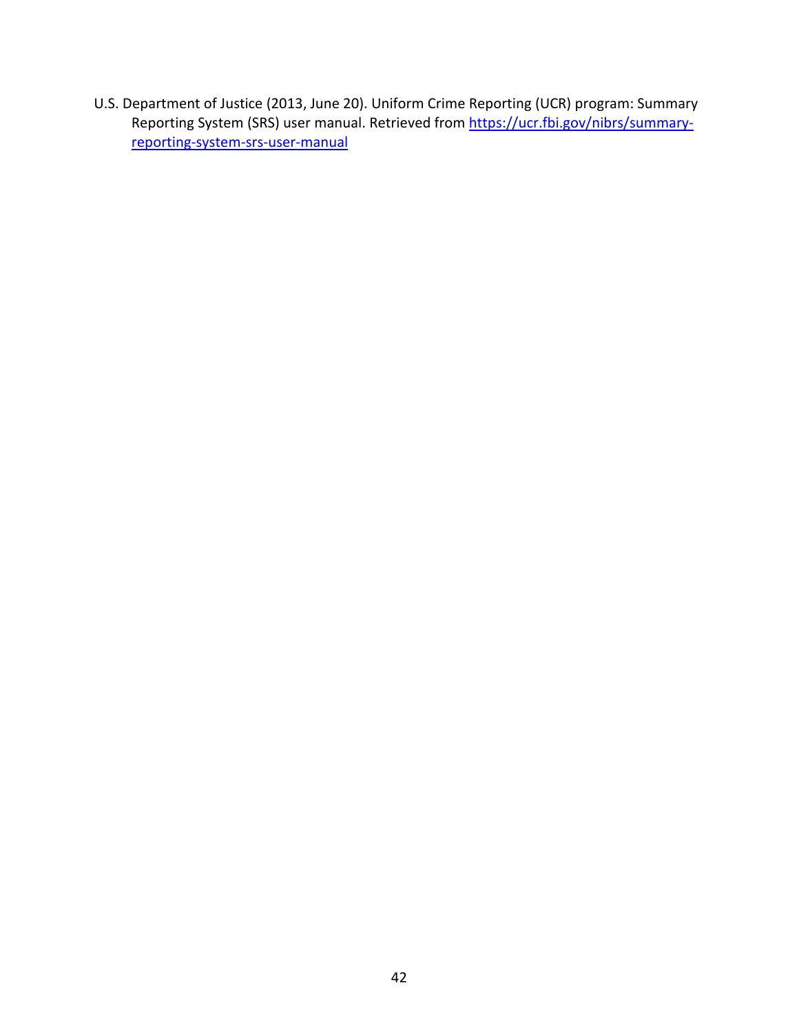U.S. Department of Justice (2013, June 20). Uniform Crime Reporting (UCR) program: Summary Reporting System (SRS) user manual. Retrieved from https://ucr.fbi.gov/nibrs/summary-reporting-system-srs-user-manual